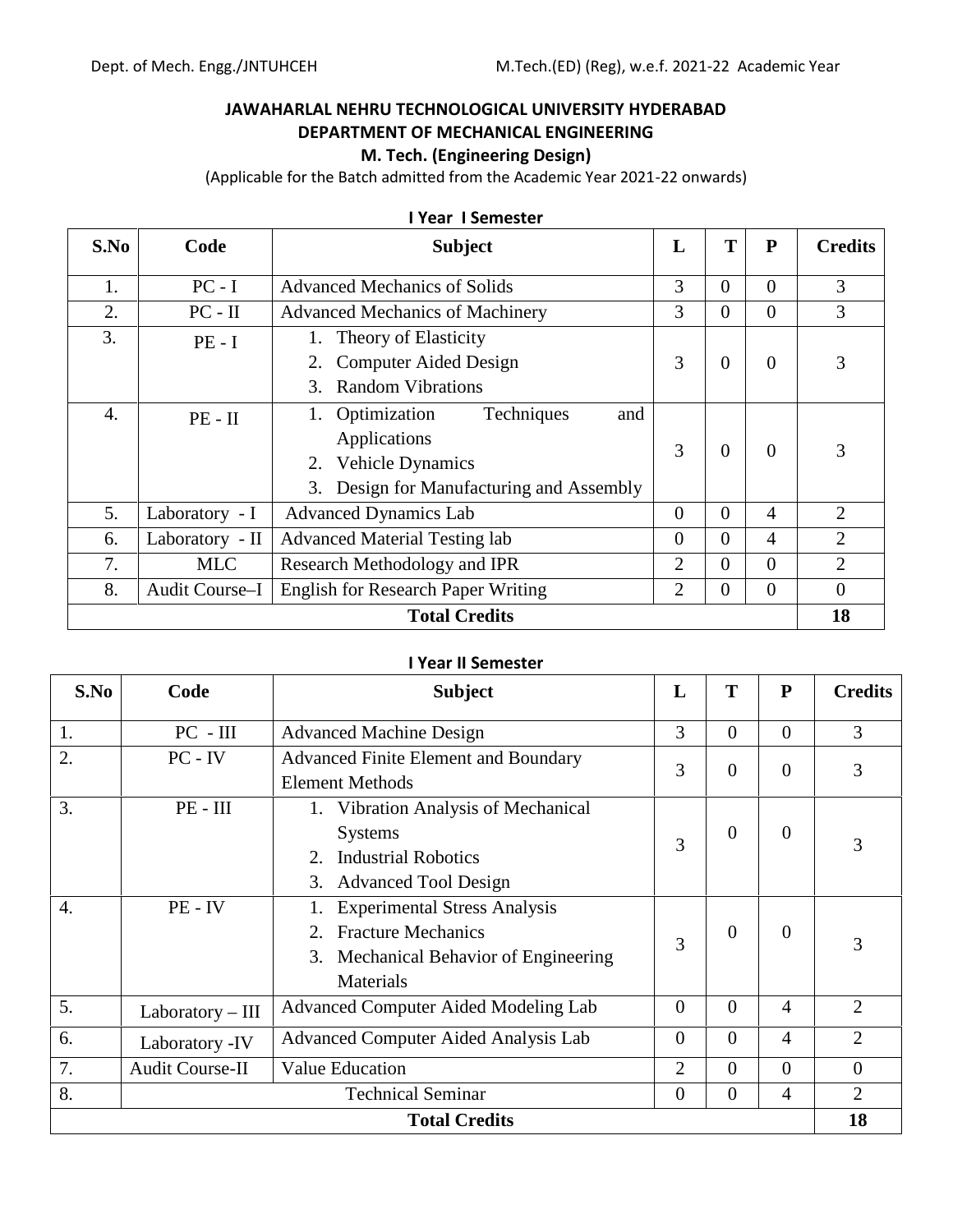# JAWAHARLAL NEHRU TECHNOLOGICAL UNIVERSITY HYDERABAD

## DEPARTMENT OF MECHANICAL ENGINEERING

### M. Tech. (Engineering Design)

(Applicable for the Batch admitted from the Academic Year 2021-22 onwards)

**I Year I Semester**

| S.No | Code | Subject | L | T | P | Credits |
|---|---|---|---|---|---|---|
| 1. | PC - I | Advanced Mechanics of Solids | 3 | 0 | 0 | 3 |
| 2. | PC - II | Advanced Mechanics of Machinery | 3 | 0 | 0 | 3 |
| 3. | PE - I | 1. Theory of Elasticity<br>2. Computer Aided Design<br>3. Random Vibrations | 3 | 0 | 0 | 3 |
| 4. | PE - II | 1. Optimization Techniques and Applications<br>2. Vehicle Dynamics<br>3. Design for Manufacturing and Assembly | 3 | 0 | 0 | 3 |
| 5. | Laboratory - I | Advanced Dynamics Lab | 0 | 0 | 4 | 2 |
| 6. | Laboratory - II | Advanced Material Testing lab | 0 | 0 | 4 | 2 |
| 7. | MLC | Research Methodology and IPR | 2 | 0 | 0 | 2 |
| 8. | Audit Course–I | English for Research Paper Writing | 2 | 0 | 0 | 0 |
| **Total Credits** | | | | | | **18** |

**I Year II Semester**

| S.No | Code | Subject | L | T | P | Credits |
|---|---|---|---|---|---|---|
| 1. | PC - III | Advanced Machine Design | 3 | 0 | 0 | 3 |
| 2. | PC - IV | Advanced Finite Element and Boundary Element Methods | 3 | 0 | 0 | 3 |
| 3. | PE - III | 1. Vibration Analysis of Mechanical Systems<br>2. Industrial Robotics<br>3. Advanced Tool Design | 3 | 0 | 0 | 3 |
| 4. | PE - IV | 1. Experimental Stress Analysis<br>2. Fracture Mechanics<br>3. Mechanical Behavior of Engineering Materials | 3 | 0 | 0 | 3 |
| 5. | Laboratory – III | Advanced Computer Aided Modeling Lab | 0 | 0 | 4 | 2 |
| 6. | Laboratory -IV | Advanced Computer Aided Analysis Lab | 0 | 0 | 4 | 2 |
| 7. | Audit Course-II | Value Education | 2 | 0 | 0 | 0 |
| 8. | Technical Seminar | | 0 | 0 | 4 | 2 |
| **Total Credits** | | | | | | **18** |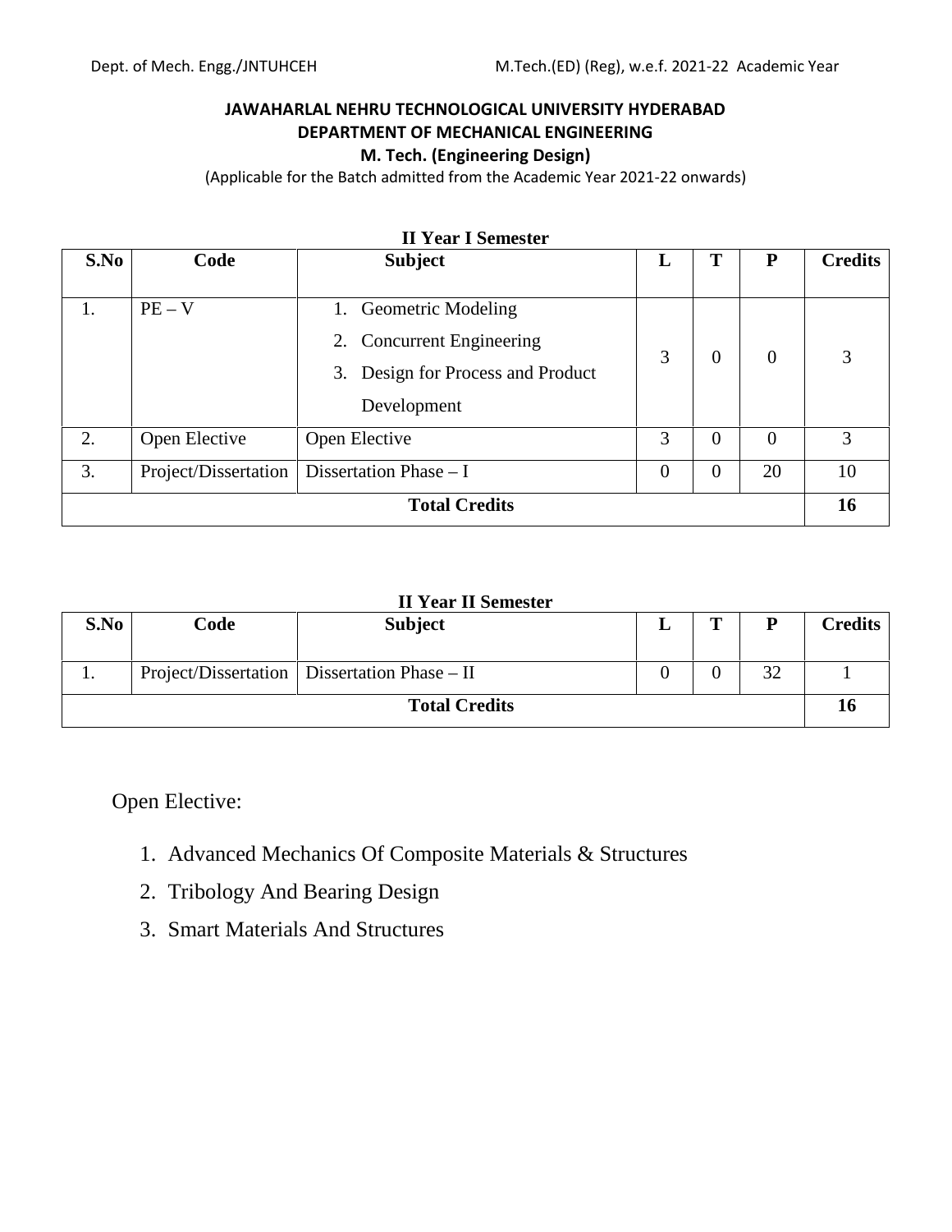**JAWAHARLAL NEHRU TECHNOLOGICAL UNIVERSITY HYDERABAD**
**DEPARTMENT OF MECHANICAL ENGINEERING**
**M. Tech. (Engineering Design)**
(Applicable for the Batch admitted from the Academic Year 2021-22 onwards)

**II Year I Semester**

| S.No | Code | Subject | L | T | P | Credits |
|---|---|---|---|---|---|---|
| 1. | PE – V | 1. Geometric Modeling<br>2. Concurrent Engineering<br>3. Design for Process and Product Development | 3 | 0 | 0 | 3 |
| 2. | Open Elective | Open Elective | 3 | 0 | 0 | 3 |
| 3. | Project/Dissertation | Dissertation Phase – I | 0 | 0 | 20 | 10 |
| | | **Total Credits** | | | | **16** |

**II Year II Semester**

| S.No | Code | Subject | L | T | P | Credits |
|---|---|---|---|---|---|---|
| 1. | Project/Dissertation | Dissertation Phase – II | 0 | 0 | 32 | 1 |
| | | **Total Credits** | | | | **16** |

Open Elective:

1. Advanced Mechanics Of Composite Materials & Structures
2. Tribology And Bearing Design
3. Smart Materials And Structures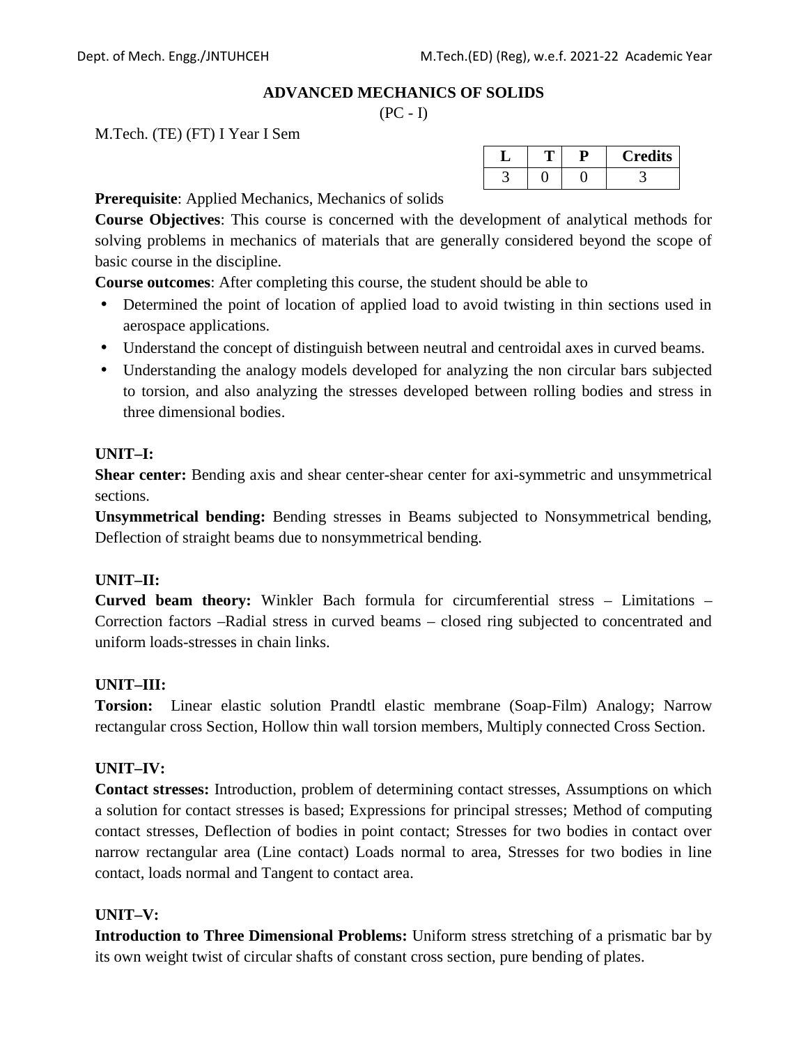# ADVANCED MECHANICS OF SOLIDS

(PC - I)

M.Tech. (TE) (FT) I Year I Sem

| L | T | P | Credits |
|---|---|---|---|
| 3 | 0 | 0 | 3 |

**Prerequisite**: Applied Mechanics, Mechanics of solids

**Course Objectives**: This course is concerned with the development of analytical methods for solving problems in mechanics of materials that are generally considered beyond the scope of basic course in the discipline.

**Course outcomes**: After completing this course, the student should be able to

- Determined the point of location of applied load to avoid twisting in thin sections used in aerospace applications.
- Understand the concept of distinguish between neutral and centroidal axes in curved beams.
- Understanding the analogy models developed for analyzing the non circular bars subjected to torsion, and also analyzing the stresses developed between rolling bodies and stress in three dimensional bodies.

**UNIT–I:**

**Shear center:** Bending axis and shear center-shear center for axi-symmetric and unsymmetrical sections.

**Unsymmetrical bending:** Bending stresses in Beams subjected to Nonsymmetrical bending, Deflection of straight beams due to nonsymmetrical bending.

**UNIT–II:**

**Curved beam theory:** Winkler Bach formula for circumferential stress – Limitations – Correction factors –Radial stress in curved beams – closed ring subjected to concentrated and uniform loads-stresses in chain links.

**UNIT–III:**

**Torsion:** Linear elastic solution Prandtl elastic membrane (Soap-Film) Analogy; Narrow rectangular cross Section, Hollow thin wall torsion members, Multiply connected Cross Section.

**UNIT–IV:**

**Contact stresses:** Introduction, problem of determining contact stresses, Assumptions on which a solution for contact stresses is based; Expressions for principal stresses; Method of computing contact stresses, Deflection of bodies in point contact; Stresses for two bodies in contact over narrow rectangular area (Line contact) Loads normal to area, Stresses for two bodies in line contact, loads normal and Tangent to contact area.

**UNIT–V:**

**Introduction to Three Dimensional Problems:** Uniform stress stretching of a prismatic bar by its own weight twist of circular shafts of constant cross section, pure bending of plates.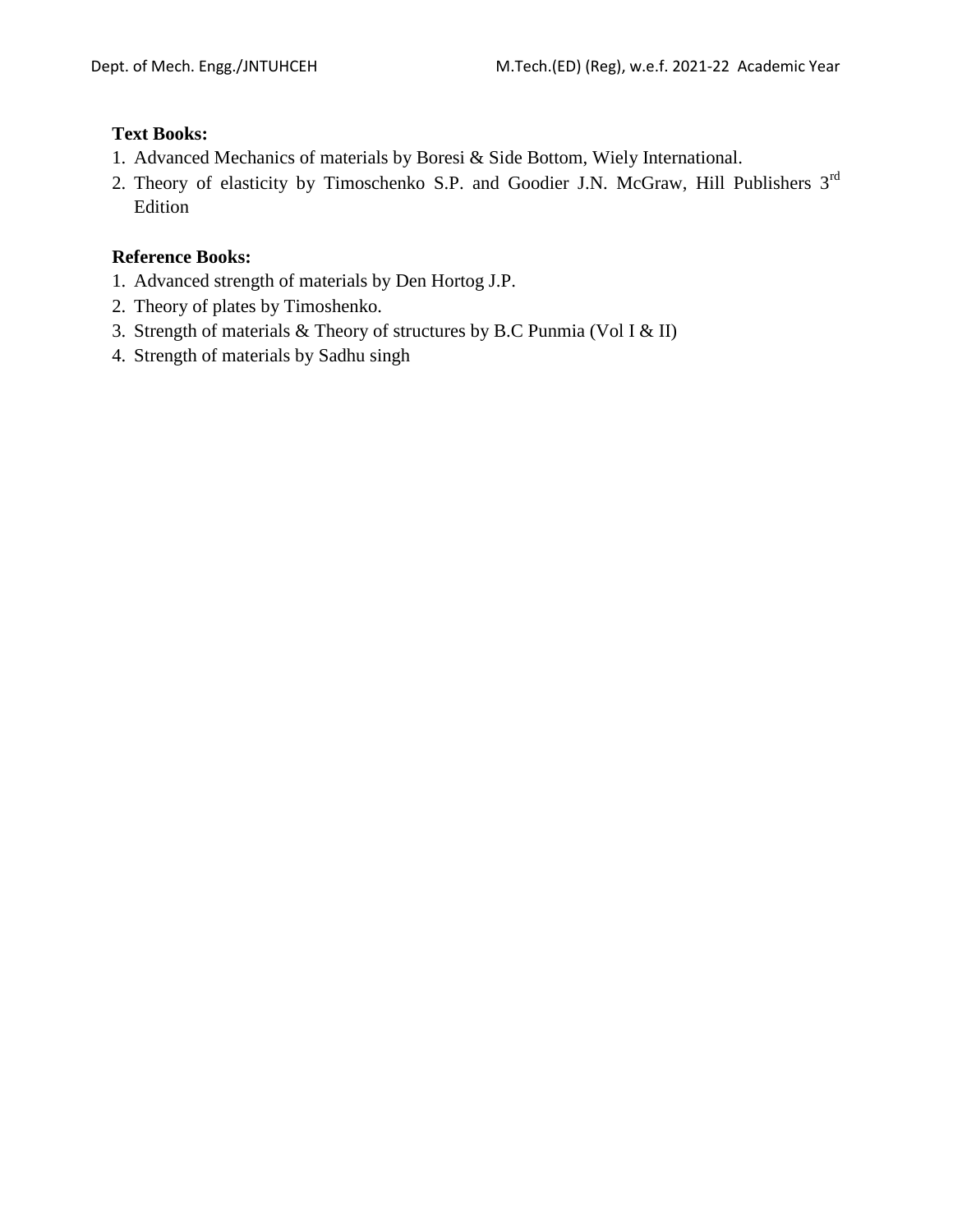**Text Books:**

1. Advanced Mechanics of materials by Boresi & Side Bottom, Wiely International.
2. Theory of elasticity by Timoschenko S.P. and Goodier J.N. McGraw, Hill Publishers 3rd Edition

**Reference Books:**

1. Advanced strength of materials by Den Hortog J.P.
2. Theory of plates by Timoshenko.
3. Strength of materials & Theory of structures by B.C Punmia (Vol I & II)
4. Strength of materials by Sadhu singh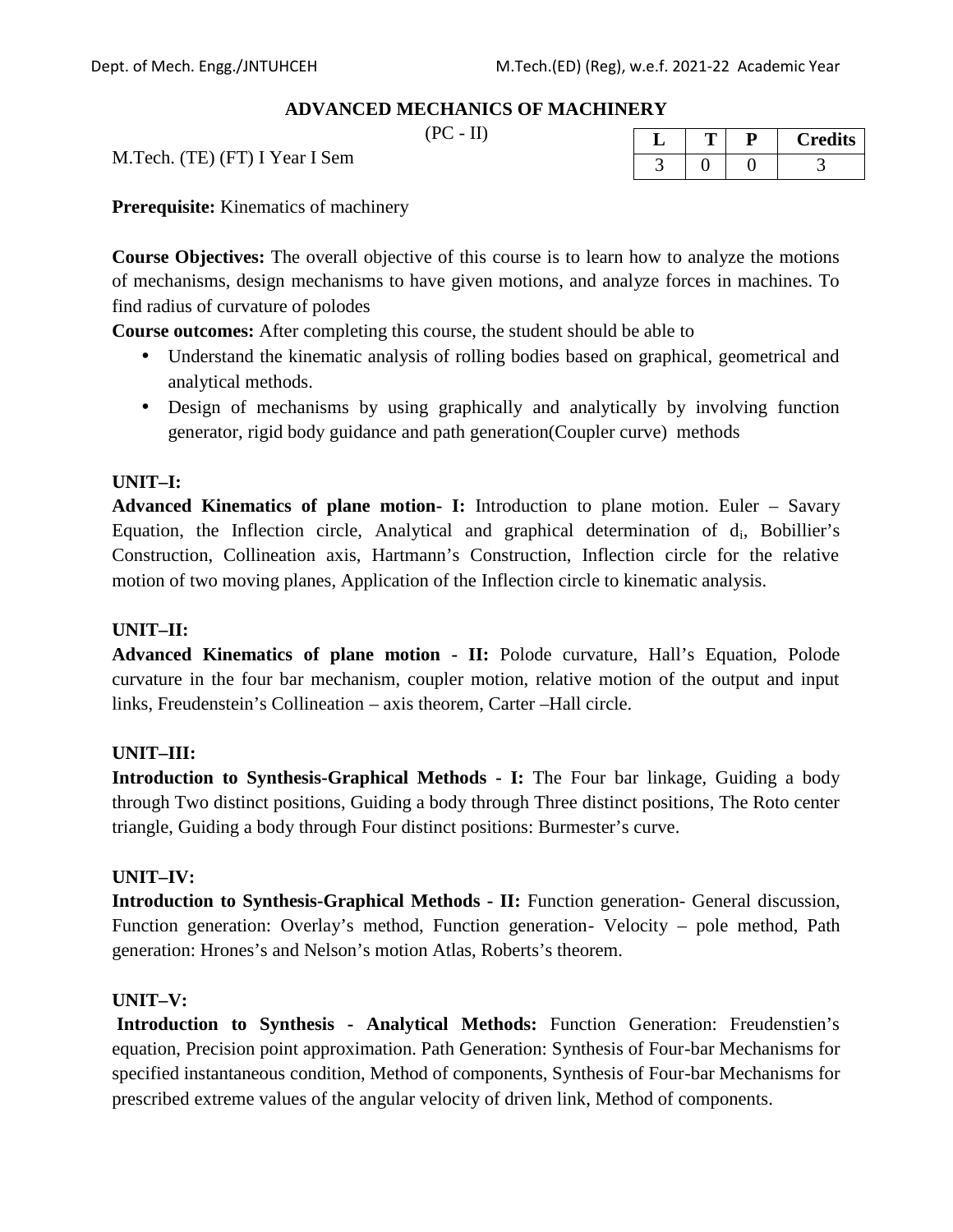## ADVANCED MECHANICS OF MACHINERY

(PC - II)

M.Tech. (TE) (FT) I Year I Sem

| L | T | P | Credits |
|---|---|---|---|
| 3 | 0 | 0 | 3 |

**Prerequisite:** Kinematics of machinery

**Course Objectives:** The overall objective of this course is to learn how to analyze the motions of mechanisms, design mechanisms to have given motions, and analyze forces in machines. To find radius of curvature of polodes

**Course outcomes:** After completing this course, the student should be able to

- Understand the kinematic analysis of rolling bodies based on graphical, geometrical and analytical methods.
- Design of mechanisms by using graphically and analytically by involving function generator, rigid body guidance and path generation(Coupler curve) methods

**UNIT–I:**

**Advanced Kinematics of plane motion- I:** Introduction to plane motion. Euler – Savary Equation, the Inflection circle, Analytical and graphical determination of $d_i$, Bobillier's Construction, Collineation axis, Hartmann's Construction, Inflection circle for the relative motion of two moving planes, Application of the Inflection circle to kinematic analysis.

**UNIT–II:**

**Advanced Kinematics of plane motion - II:** Polode curvature, Hall's Equation, Polode curvature in the four bar mechanism, coupler motion, relative motion of the output and input links, Freudenstein's Collineation – axis theorem, Carter –Hall circle.

**UNIT–III:**

**Introduction to Synthesis-Graphical Methods - I:** The Four bar linkage, Guiding a body through Two distinct positions, Guiding a body through Three distinct positions, The Roto center triangle, Guiding a body through Four distinct positions: Burmester's curve.

**UNIT–IV:**

**Introduction to Synthesis-Graphical Methods - II:** Function generation- General discussion, Function generation: Overlay's method, Function generation- Velocity – pole method, Path generation: Hrones's and Nelson's motion Atlas, Roberts's theorem.

**UNIT–V:**

**Introduction to Synthesis - Analytical Methods:** Function Generation: Freudenstien's equation, Precision point approximation. Path Generation: Synthesis of Four-bar Mechanisms for specified instantaneous condition, Method of components, Synthesis of Four-bar Mechanisms for prescribed extreme values of the angular velocity of driven link, Method of components.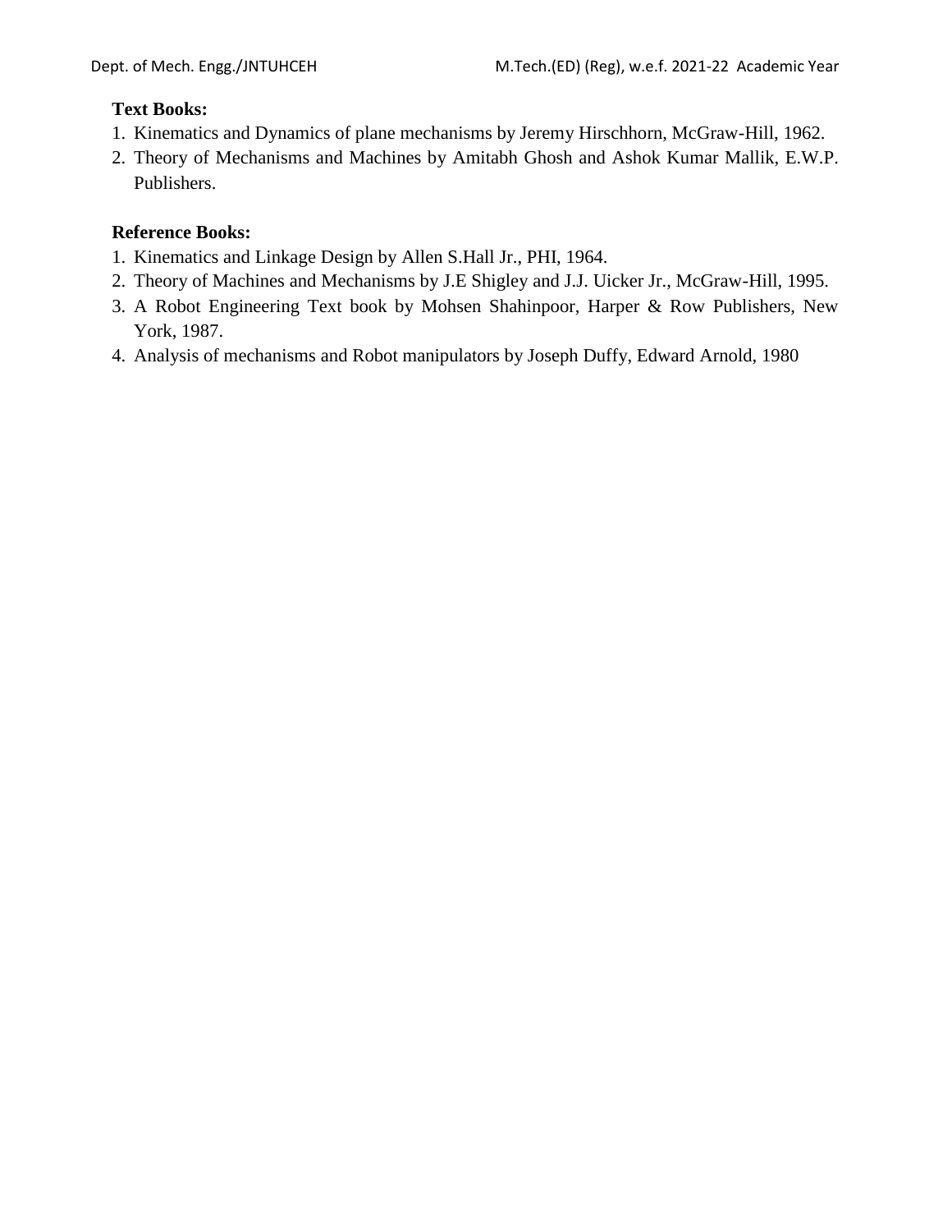**Text Books:**

1. Kinematics and Dynamics of plane mechanisms by Jeremy Hirschhorn, McGraw-Hill, 1962.
2. Theory of Mechanisms and Machines by Amitabh Ghosh and Ashok Kumar Mallik, E.W.P. Publishers.

**Reference Books:**

1. Kinematics and Linkage Design by Allen S.Hall Jr., PHI, 1964.
2. Theory of Machines and Mechanisms by J.E Shigley and J.J. Uicker Jr., McGraw-Hill, 1995.
3. A Robot Engineering Text book by Mohsen Shahinpoor, Harper & Row Publishers, New York, 1987.
4. Analysis of mechanisms and Robot manipulators by Joseph Duffy, Edward Arnold, 1980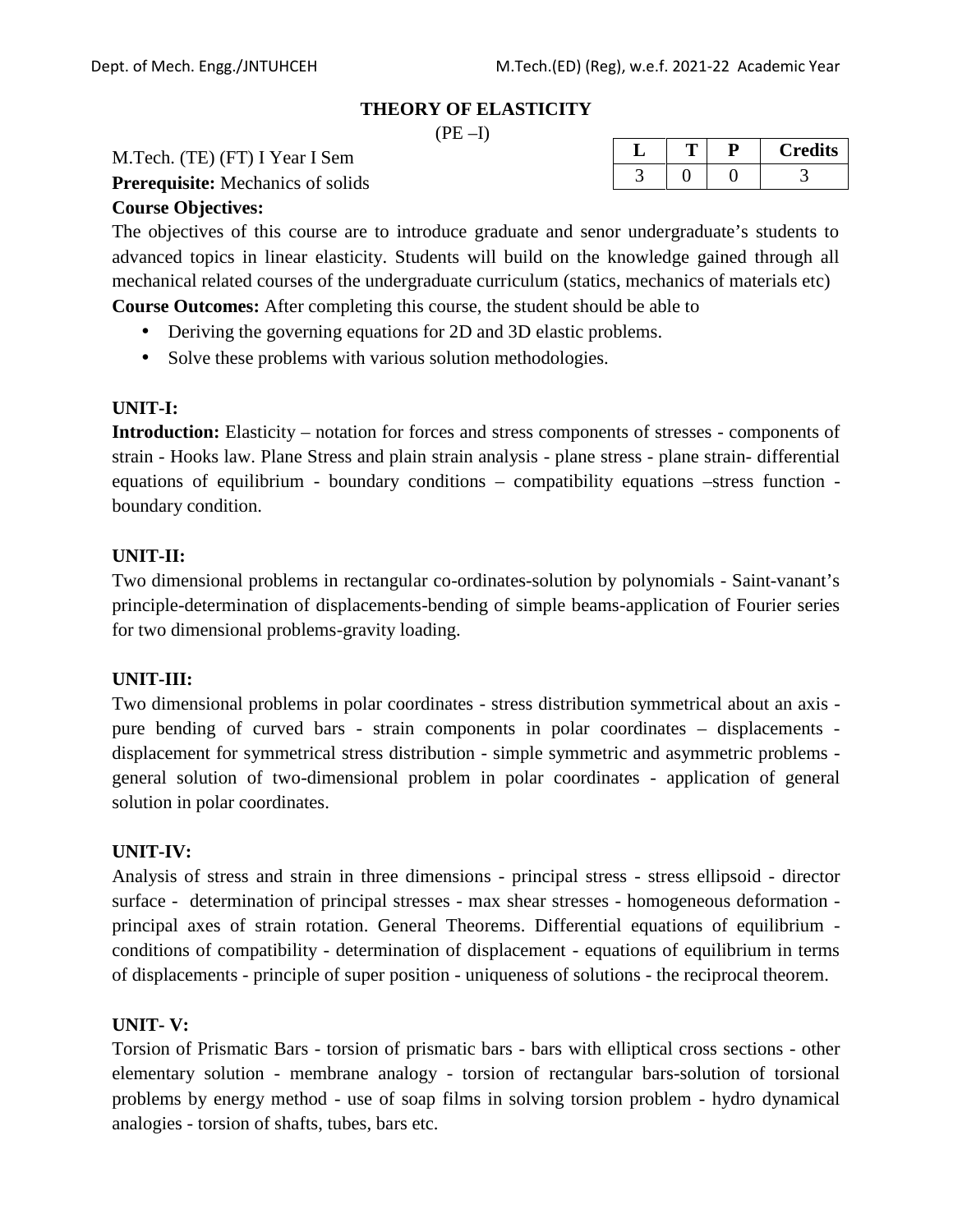# THEORY OF ELASTICITY

(PE –I)

M.Tech. (TE) (FT) I Year I Sem

| L | T | P | Credits |
|---|---|---|---|
| 3 | 0 | 0 | 3 |

**Prerequisite:** Mechanics of solids

**Course Objectives:**

The objectives of this course are to introduce graduate and senor undergraduate's students to advanced topics in linear elasticity. Students will build on the knowledge gained through all mechanical related courses of the undergraduate curriculum (statics, mechanics of materials etc)

**Course Outcomes:** After completing this course, the student should be able to

- Deriving the governing equations for 2D and 3D elastic problems.
- Solve these problems with various solution methodologies.

**UNIT-I:**

**Introduction:** Elasticity – notation for forces and stress components of stresses - components of strain - Hooks law. Plane Stress and plain strain analysis - plane stress - plane strain- differential equations of equilibrium - boundary conditions – compatibility equations –stress function - boundary condition.

**UNIT-II:**

Two dimensional problems in rectangular co-ordinates-solution by polynomials - Saint-vanant's principle-determination of displacements-bending of simple beams-application of Fourier series for two dimensional problems-gravity loading.

**UNIT-III:**

Two dimensional problems in polar coordinates - stress distribution symmetrical about an axis - pure bending of curved bars - strain components in polar coordinates – displacements - displacement for symmetrical stress distribution - simple symmetric and asymmetric problems - general solution of two-dimensional problem in polar coordinates - application of general solution in polar coordinates.

**UNIT-IV:**

Analysis of stress and strain in three dimensions - principal stress - stress ellipsoid - director surface - determination of principal stresses - max shear stresses - homogeneous deformation - principal axes of strain rotation. General Theorems. Differential equations of equilibrium - conditions of compatibility - determination of displacement - equations of equilibrium in terms of displacements - principle of super position - uniqueness of solutions - the reciprocal theorem.

**UNIT- V:**

Torsion of Prismatic Bars - torsion of prismatic bars - bars with elliptical cross sections - other elementary solution - membrane analogy - torsion of rectangular bars-solution of torsional problems by energy method - use of soap films in solving torsion problem - hydro dynamical analogies - torsion of shafts, tubes, bars etc.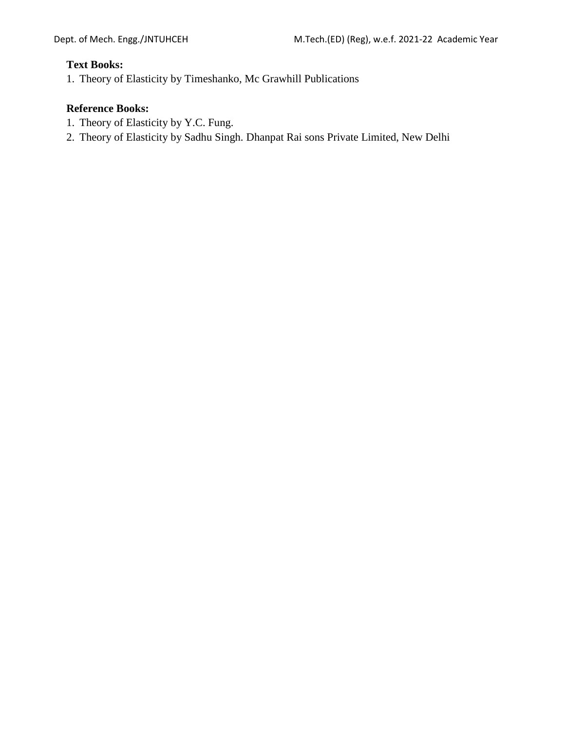**Text Books:**

1. Theory of Elasticity by Timeshanko, Mc Grawhill Publications

**Reference Books:**

1. Theory of Elasticity by Y.C. Fung.
2. Theory of Elasticity by Sadhu Singh. Dhanpat Rai sons Private Limited, New Delhi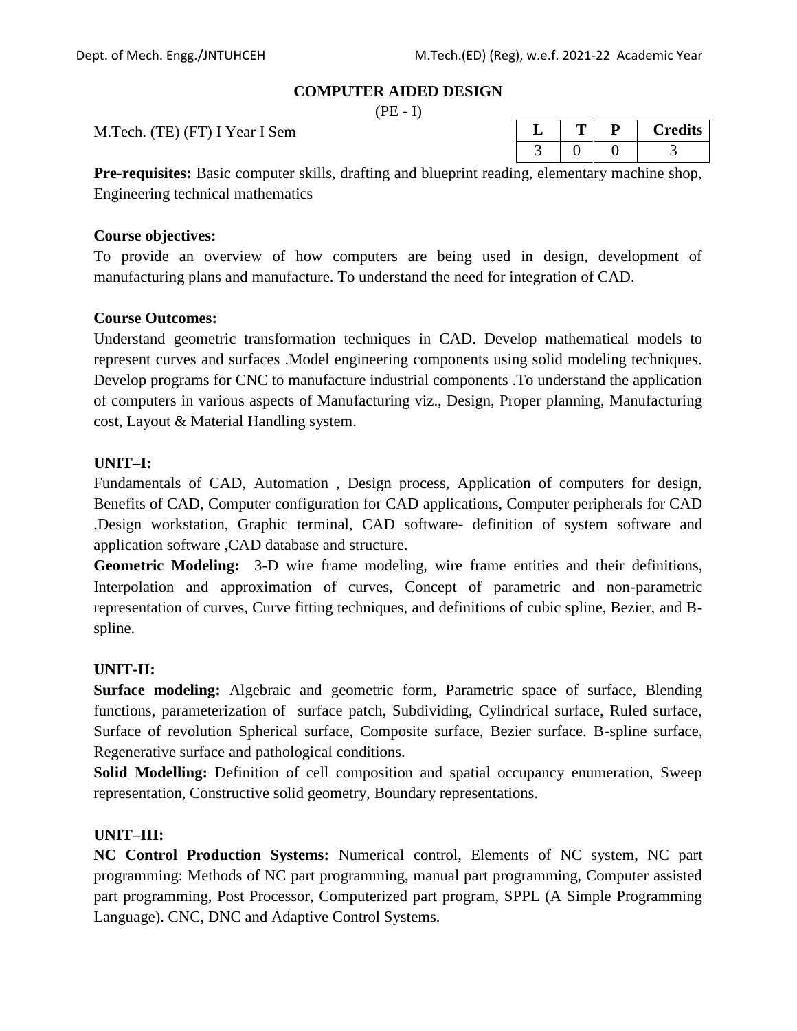# COMPUTER AIDED DESIGN

(PE - I)

M.Tech. (TE) (FT) I Year I Sem

| L | T | P | Credits |
|---|---|---|---|
| 3 | 0 | 0 | 3 |

**Pre-requisites:** Basic computer skills, drafting and blueprint reading, elementary machine shop, Engineering technical mathematics

**Course objectives:**

To provide an overview of how computers are being used in design, development of manufacturing plans and manufacture. To understand the need for integration of CAD.

**Course Outcomes:**

Understand geometric transformation techniques in CAD. Develop mathematical models to represent curves and surfaces .Model engineering components using solid modeling techniques. Develop programs for CNC to manufacture industrial components .To understand the application of computers in various aspects of Manufacturing viz., Design, Proper planning, Manufacturing cost, Layout & Material Handling system.

**UNIT–I:**

Fundamentals of CAD, Automation , Design process, Application of computers for design, Benefits of CAD, Computer configuration for CAD applications, Computer peripherals for CAD ,Design workstation, Graphic terminal, CAD software- definition of system software and application software ,CAD database and structure.

**Geometric Modeling:** 3-D wire frame modeling, wire frame entities and their definitions, Interpolation and approximation of curves, Concept of parametric and non-parametric representation of curves, Curve fitting techniques, and definitions of cubic spline, Bezier, and B-spline.

**UNIT-II:**

**Surface modeling:** Algebraic and geometric form, Parametric space of surface, Blending functions, parameterization of surface patch, Subdividing, Cylindrical surface, Ruled surface, Surface of revolution Spherical surface, Composite surface, Bezier surface. B-spline surface, Regenerative surface and pathological conditions.

**Solid Modelling:** Definition of cell composition and spatial occupancy enumeration, Sweep representation, Constructive solid geometry, Boundary representations.

**UNIT–III:**

**NC Control Production Systems:** Numerical control, Elements of NC system, NC part programming: Methods of NC part programming, manual part programming, Computer assisted part programming, Post Processor, Computerized part program, SPPL (A Simple Programming Language). CNC, DNC and Adaptive Control Systems.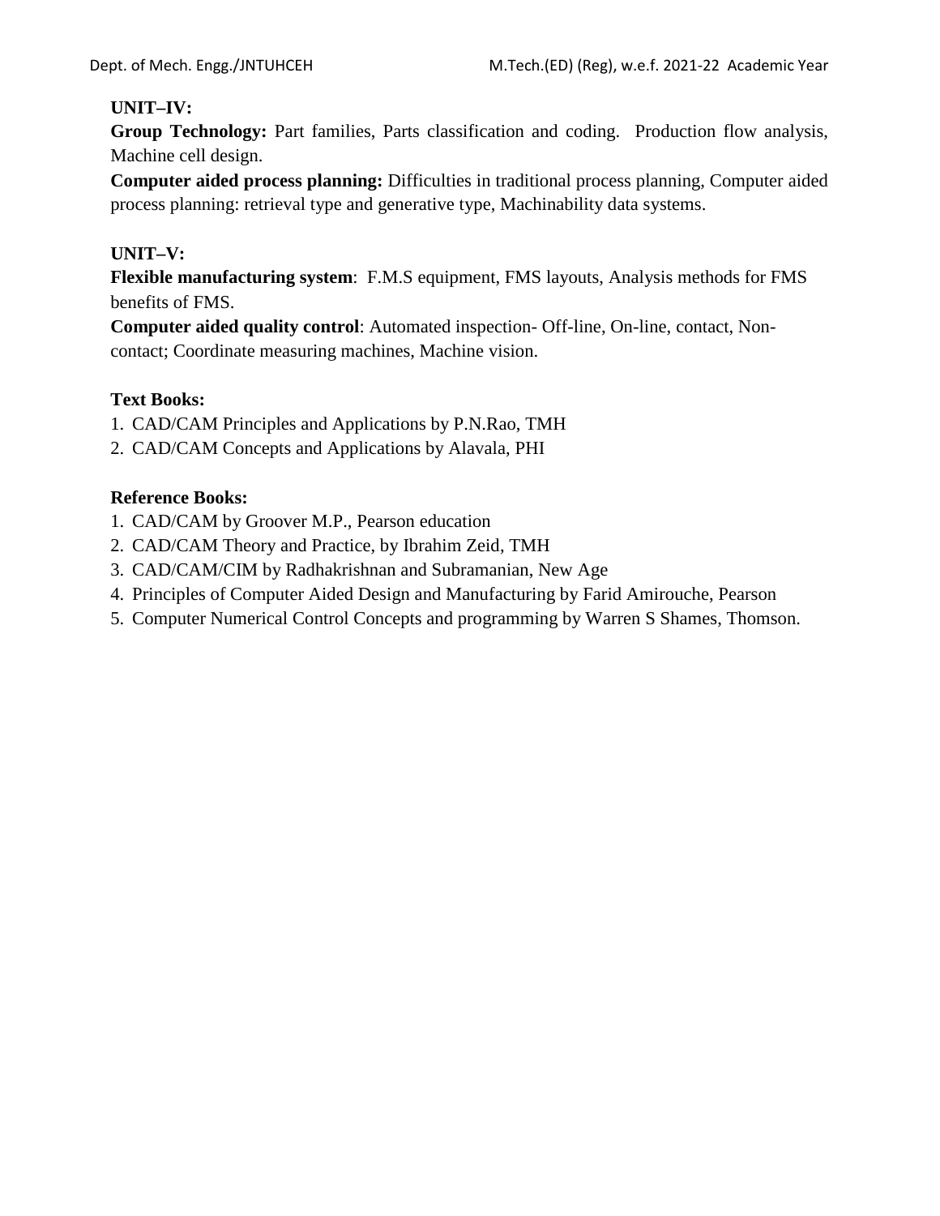**UNIT–IV:**

**Group Technology:** Part families, Parts classification and coding. Production flow analysis, Machine cell design.

**Computer aided process planning:** Difficulties in traditional process planning, Computer aided process planning: retrieval type and generative type, Machinability data systems.

**UNIT–V:**

**Flexible manufacturing system**: F.M.S equipment, FMS layouts, Analysis methods for FMS benefits of FMS.

**Computer aided quality control**: Automated inspection- Off-line, On-line, contact, Non-contact; Coordinate measuring machines, Machine vision.

**Text Books:**

1. CAD/CAM Principles and Applications by P.N.Rao, TMH
2. CAD/CAM Concepts and Applications by Alavala, PHI

**Reference Books:**

1. CAD/CAM by Groover M.P., Pearson education
2. CAD/CAM Theory and Practice, by Ibrahim Zeid, TMH
3. CAD/CAM/CIM by Radhakrishnan and Subramanian, New Age
4. Principles of Computer Aided Design and Manufacturing by Farid Amirouche, Pearson
5. Computer Numerical Control Concepts and programming by Warren S Shames, Thomson.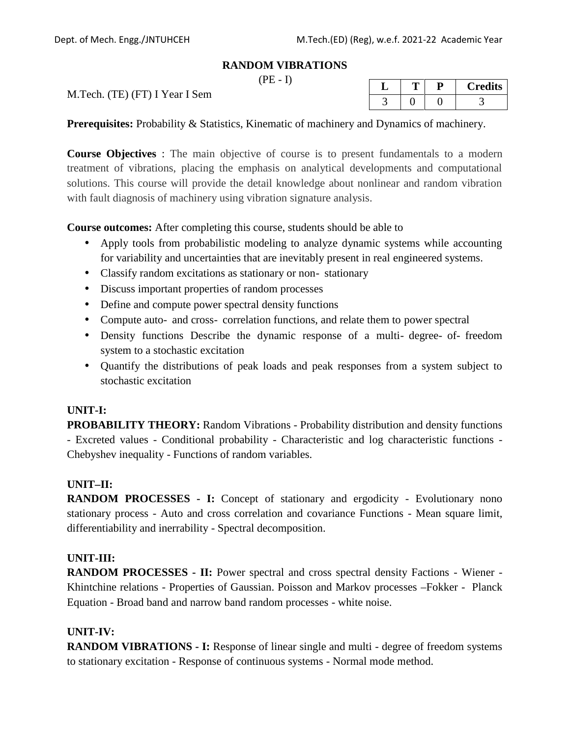## RANDOM VIBRATIONS

(PE - I)

M.Tech. (TE) (FT) I Year I Sem

| L | T | P | Credits |
|---|---|---|---|
| 3 | 0 | 0 | 3 |

**Prerequisites:** Probability & Statistics, Kinematic of machinery and Dynamics of machinery.

**Course Objectives** : The main objective of course is to present fundamentals to a modern treatment of vibrations, placing the emphasis on analytical developments and computational solutions. This course will provide the detail knowledge about nonlinear and random vibration with fault diagnosis of machinery using vibration signature analysis.

**Course outcomes:** After completing this course, students should be able to

- Apply tools from probabilistic modeling to analyze dynamic systems while accounting for variability and uncertainties that are inevitably present in real engineered systems.
- Classify random excitations as stationary or non- stationary
- Discuss important properties of random processes
- Define and compute power spectral density functions
- Compute auto- and cross- correlation functions, and relate them to power spectral
- Density functions Describe the dynamic response of a multi- degree- of- freedom system to a stochastic excitation
- Quantify the distributions of peak loads and peak responses from a system subject to stochastic excitation

**UNIT-I:**

**PROBABILITY THEORY:** Random Vibrations - Probability distribution and density functions - Excreted values - Conditional probability - Characteristic and log characteristic functions - Chebyshev inequality - Functions of random variables.

**UNIT–II:**

**RANDOM PROCESSES - I:** Concept of stationary and ergodicity - Evolutionary nono stationary process - Auto and cross correlation and covariance Functions - Mean square limit, differentiability and inerrability - Spectral decomposition.

**UNIT-III:**

**RANDOM PROCESSES - II:** Power spectral and cross spectral density Factions - Wiener - Khintchine relations - Properties of Gaussian. Poisson and Markov processes –Fokker - Planck Equation - Broad band and narrow band random processes - white noise.

**UNIT-IV:**

**RANDOM VIBRATIONS - I:** Response of linear single and multi - degree of freedom systems to stationary excitation - Response of continuous systems - Normal mode method.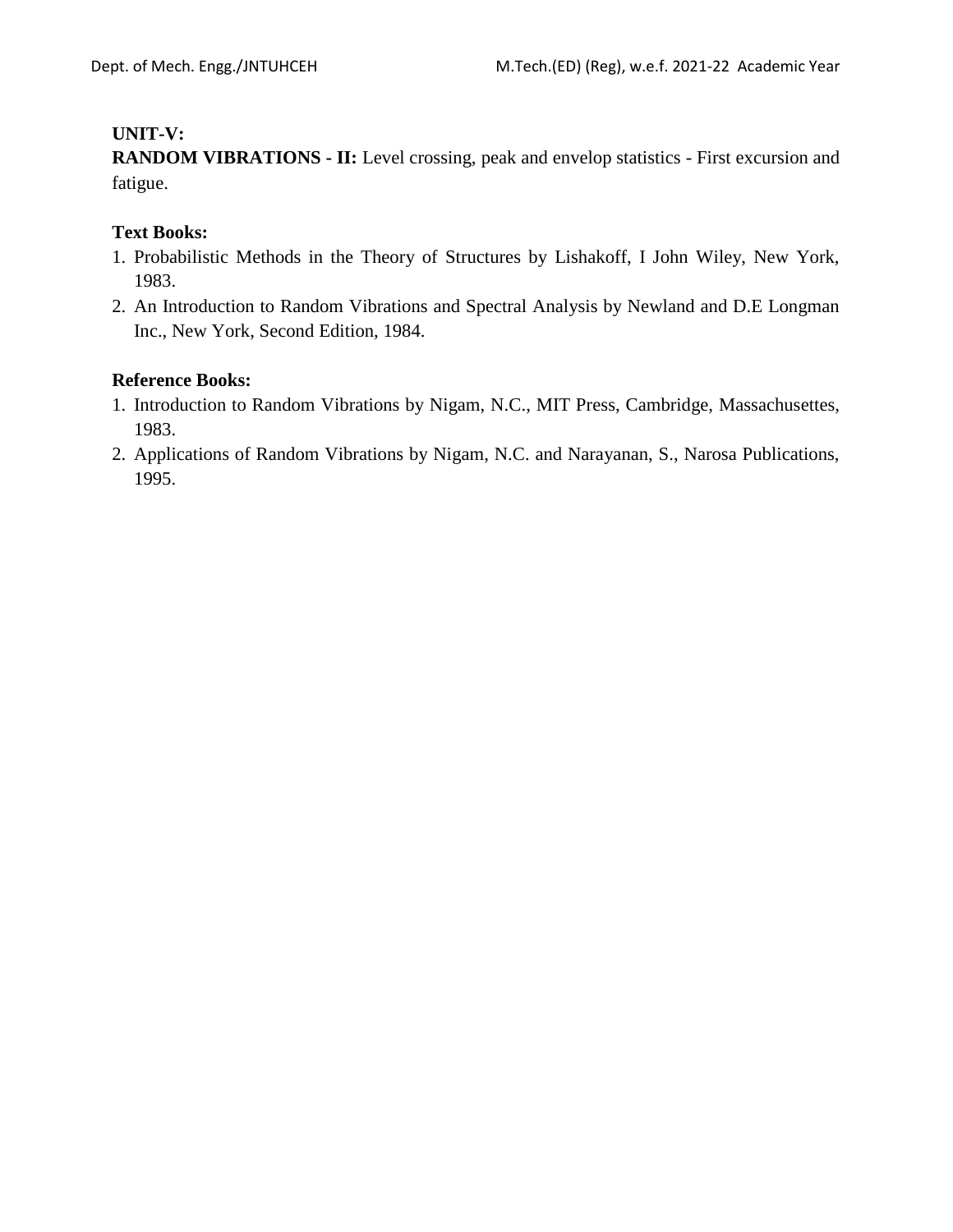**UNIT-V:**

**RANDOM VIBRATIONS - II:** Level crossing, peak and envelop statistics - First excursion and fatigue.

**Text Books:**

1. Probabilistic Methods in the Theory of Structures by Lishakoff, I John Wiley, New York, 1983.
2. An Introduction to Random Vibrations and Spectral Analysis by Newland and D.E Longman Inc., New York, Second Edition, 1984.

**Reference Books:**

1. Introduction to Random Vibrations by Nigam, N.C., MIT Press, Cambridge, Massachusettes, 1983.
2. Applications of Random Vibrations by Nigam, N.C. and Narayanan, S., Narosa Publications, 1995.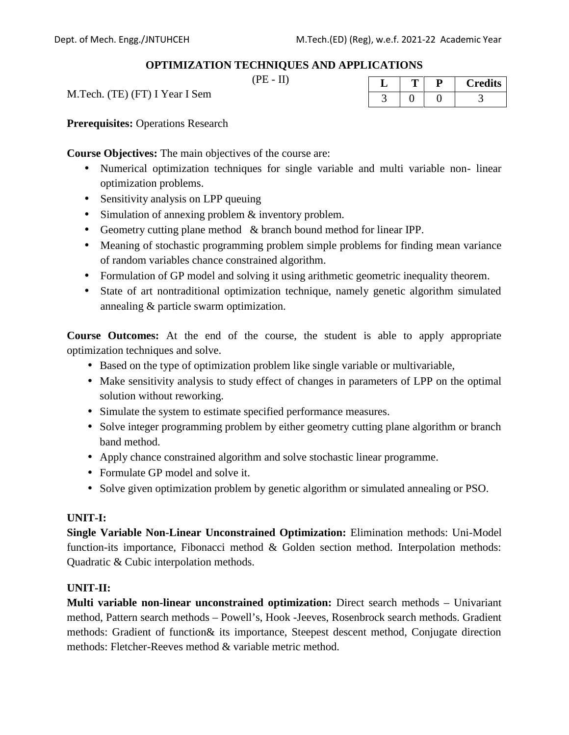## OPTIMIZATION TECHNIQUES AND APPLICATIONS

(PE - II)

M.Tech. (TE) (FT) I Year I Sem

| L | T | P | Credits |
|---|---|---|---|
| 3 | 0 | 0 | 3 |

**Prerequisites:** Operations Research

**Course Objectives:** The main objectives of the course are:

- Numerical optimization techniques for single variable and multi variable non- linear optimization problems.
- Sensitivity analysis on LPP queuing
- Simulation of annexing problem & inventory problem.
- Geometry cutting plane method & branch bound method for linear IPP.
- Meaning of stochastic programming problem simple problems for finding mean variance of random variables chance constrained algorithm.
- Formulation of GP model and solving it using arithmetic geometric inequality theorem.
- State of art nontraditional optimization technique, namely genetic algorithm simulated annealing & particle swarm optimization.

**Course Outcomes:** At the end of the course, the student is able to apply appropriate optimization techniques and solve.

- Based on the type of optimization problem like single variable or multivariable,
- Make sensitivity analysis to study effect of changes in parameters of LPP on the optimal solution without reworking.
- Simulate the system to estimate specified performance measures.
- Solve integer programming problem by either geometry cutting plane algorithm or branch band method.
- Apply chance constrained algorithm and solve stochastic linear programme.
- Formulate GP model and solve it.
- Solve given optimization problem by genetic algorithm or simulated annealing or PSO.

**UNIT-I:**

**Single Variable Non-Linear Unconstrained Optimization:** Elimination methods: Uni-Model function-its importance, Fibonacci method & Golden section method. Interpolation methods: Quadratic & Cubic interpolation methods.

**UNIT-II:**

**Multi variable non-linear unconstrained optimization:** Direct search methods – Univariant method, Pattern search methods – Powell's, Hook -Jeeves, Rosenbrock search methods. Gradient methods: Gradient of function& its importance, Steepest descent method, Conjugate direction methods: Fletcher-Reeves method & variable metric method.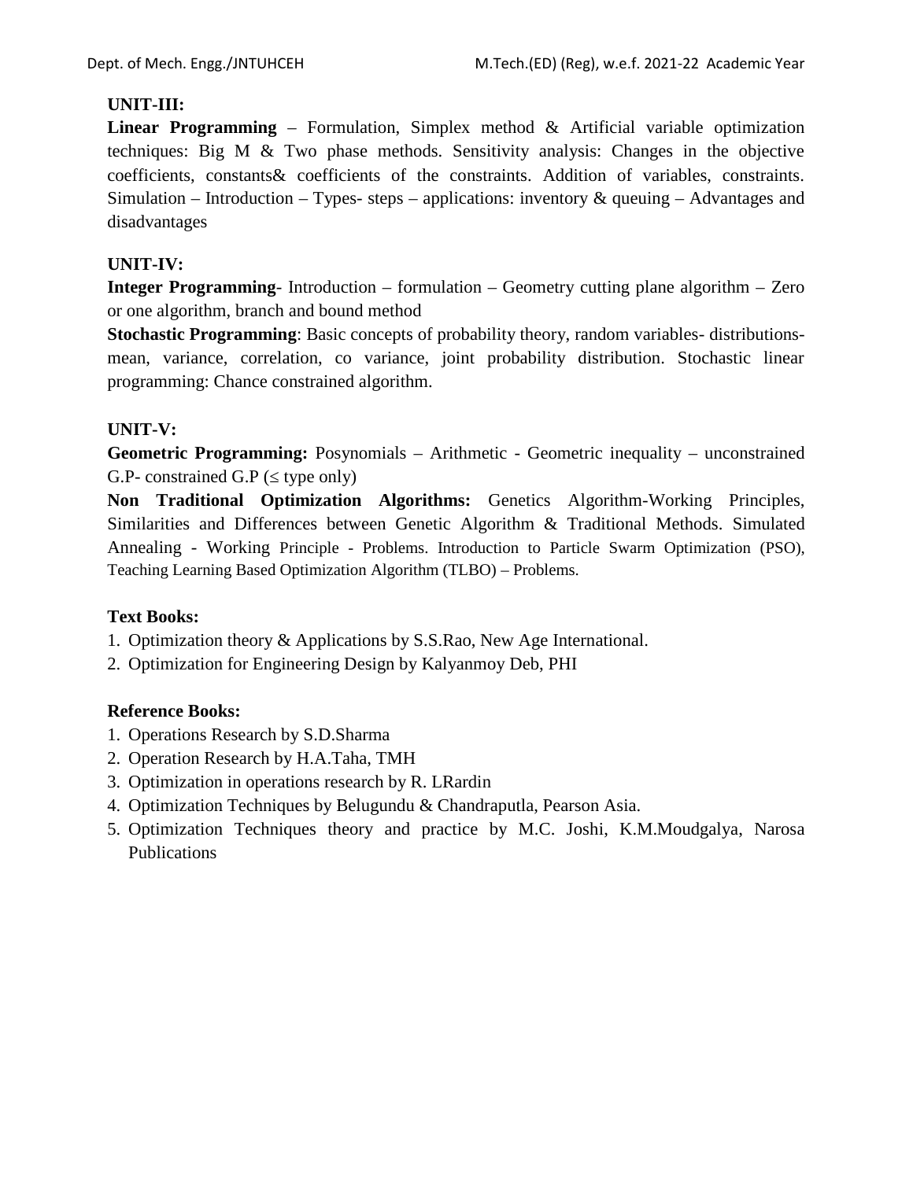**UNIT-III:**

**Linear Programming** – Formulation, Simplex method & Artificial variable optimization techniques: Big M & Two phase methods. Sensitivity analysis: Changes in the objective coefficients, constants& coefficients of the constraints. Addition of variables, constraints. Simulation – Introduction – Types- steps – applications: inventory & queuing – Advantages and disadvantages

**UNIT-IV:**

**Integer Programming**- Introduction – formulation – Geometry cutting plane algorithm – Zero or one algorithm, branch and bound method

**Stochastic Programming**: Basic concepts of probability theory, random variables- distributions-mean, variance, correlation, co variance, joint probability distribution. Stochastic linear programming: Chance constrained algorithm.

**UNIT-V:**

**Geometric Programming:** Posynomials – Arithmetic - Geometric inequality – unconstrained G.P- constrained G.P ($\leq$ type only)

**Non Traditional Optimization Algorithms:** Genetics Algorithm-Working Principles, Similarities and Differences between Genetic Algorithm & Traditional Methods. Simulated Annealing - Working Principle - Problems. Introduction to Particle Swarm Optimization (PSO), Teaching Learning Based Optimization Algorithm (TLBO) – Problems.

**Text Books:**

1. Optimization theory & Applications by S.S.Rao, New Age International.
2. Optimization for Engineering Design by Kalyanmoy Deb, PHI

**Reference Books:**

1. Operations Research by S.D.Sharma
2. Operation Research by H.A.Taha, TMH
3. Optimization in operations research by R. LRardin
4. Optimization Techniques by Belugundu & Chandraputla, Pearson Asia.
5. Optimization Techniques theory and practice by M.C. Joshi, K.M.Moudgalya, Narosa Publications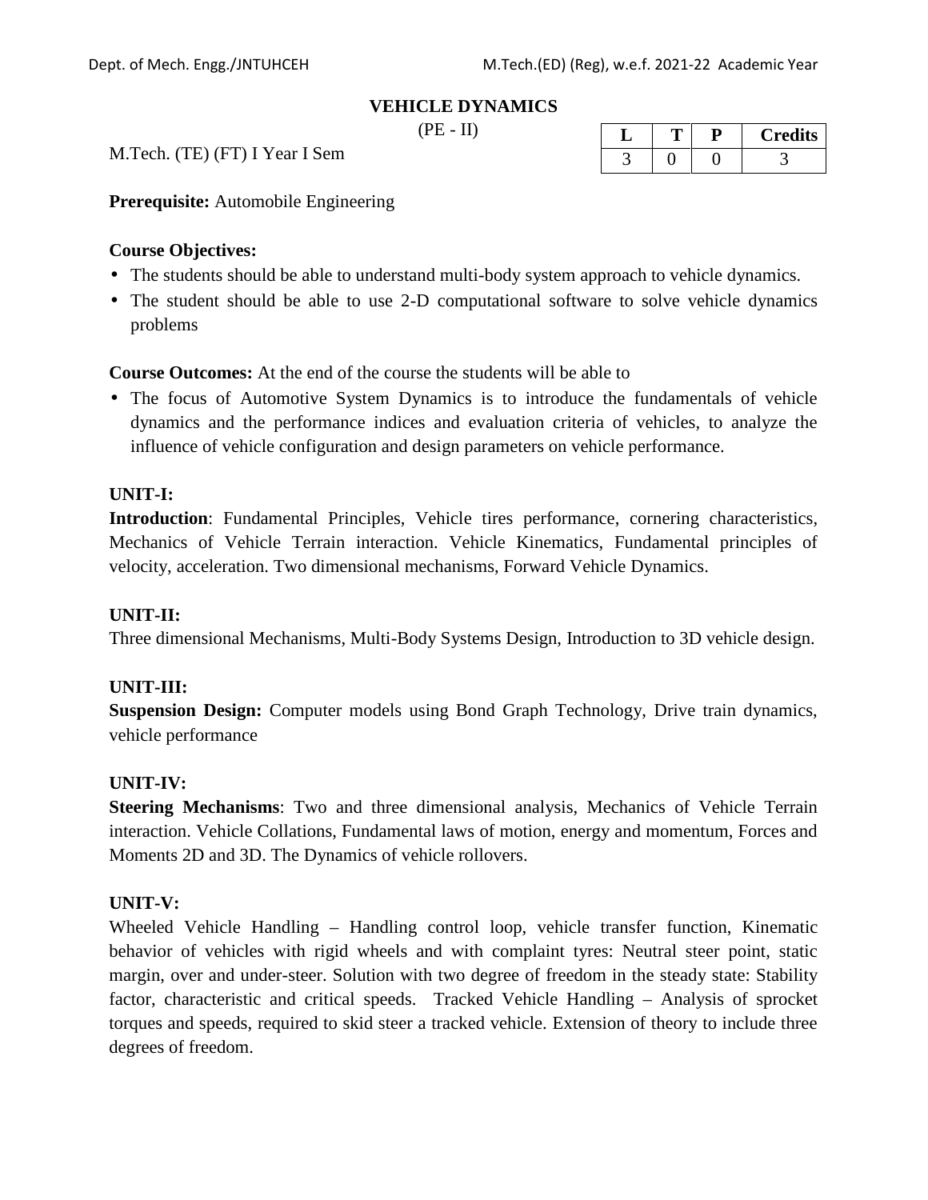# VEHICLE DYNAMICS

(PE - II)

M.Tech. (TE) (FT) I Year I Sem

| L | T | P | Credits |
|---|---|---|---|
| 3 | 0 | 0 | 3 |

**Prerequisite:** Automobile Engineering

**Course Objectives:**

- The students should be able to understand multi-body system approach to vehicle dynamics.
- The student should be able to use 2-D computational software to solve vehicle dynamics problems

**Course Outcomes:** At the end of the course the students will be able to

- The focus of Automotive System Dynamics is to introduce the fundamentals of vehicle dynamics and the performance indices and evaluation criteria of vehicles, to analyze the influence of vehicle configuration and design parameters on vehicle performance.

**UNIT-I:**

**Introduction**: Fundamental Principles, Vehicle tires performance, cornering characteristics, Mechanics of Vehicle Terrain interaction. Vehicle Kinematics, Fundamental principles of velocity, acceleration. Two dimensional mechanisms, Forward Vehicle Dynamics.

**UNIT-II:**

Three dimensional Mechanisms, Multi-Body Systems Design, Introduction to 3D vehicle design.

**UNIT-III:**

**Suspension Design:** Computer models using Bond Graph Technology, Drive train dynamics, vehicle performance

**UNIT-IV:**

**Steering Mechanisms**: Two and three dimensional analysis, Mechanics of Vehicle Terrain interaction. Vehicle Collations, Fundamental laws of motion, energy and momentum, Forces and Moments 2D and 3D. The Dynamics of vehicle rollovers.

**UNIT-V:**

Wheeled Vehicle Handling – Handling control loop, vehicle transfer function, Kinematic behavior of vehicles with rigid wheels and with complaint tyres: Neutral steer point, static margin, over and under-steer. Solution with two degree of freedom in the steady state: Stability factor, characteristic and critical speeds. Tracked Vehicle Handling – Analysis of sprocket torques and speeds, required to skid steer a tracked vehicle. Extension of theory to include three degrees of freedom.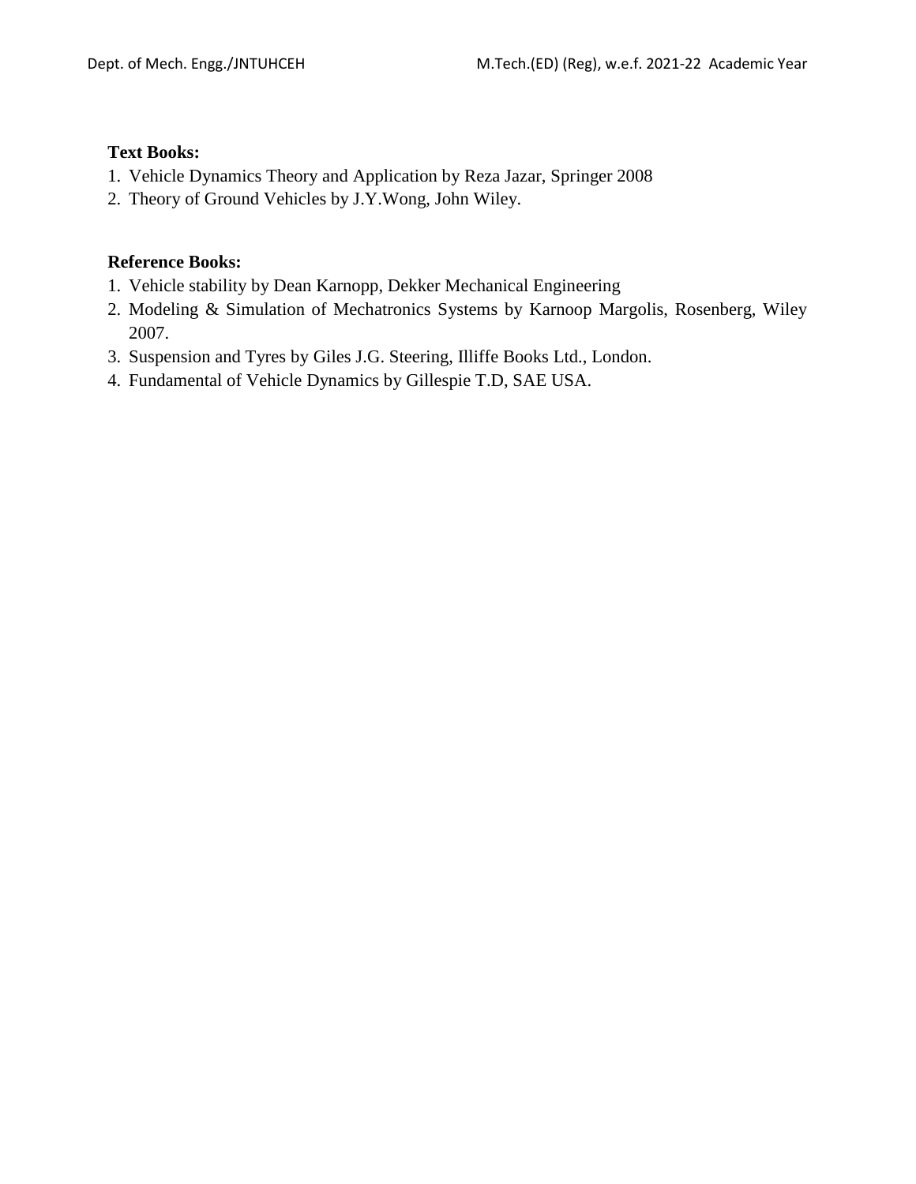**Text Books:**

1. Vehicle Dynamics Theory and Application by Reza Jazar, Springer 2008
2. Theory of Ground Vehicles by J.Y.Wong, John Wiley.

**Reference Books:**

1. Vehicle stability by Dean Karnopp, Dekker Mechanical Engineering
2. Modeling & Simulation of Mechatronics Systems by Karnoop Margolis, Rosenberg, Wiley 2007.
3. Suspension and Tyres by Giles J.G. Steering, Illiffe Books Ltd., London.
4. Fundamental of Vehicle Dynamics by Gillespie T.D, SAE USA.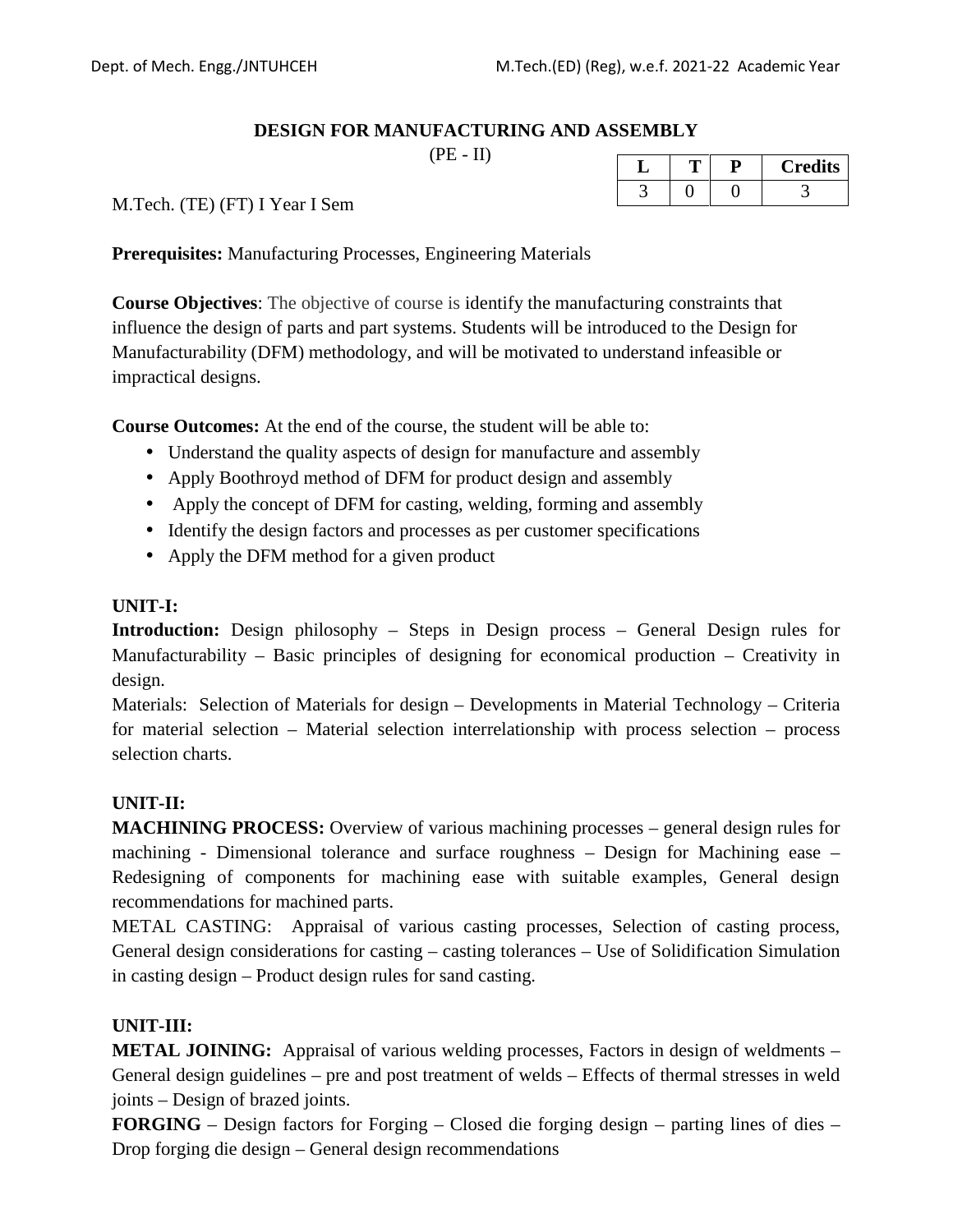## DESIGN FOR MANUFACTURING AND ASSEMBLY

(PE - II)

| L | T | P | Credits |
|---|---|---|---|
| 3 | 0 | 0 | 3 |

M.Tech. (TE) (FT) I Year I Sem

**Prerequisites:** Manufacturing Processes, Engineering Materials

**Course Objectives**: The objective of course is identify the manufacturing constraints that influence the design of parts and part systems. Students will be introduced to the Design for Manufacturability (DFM) methodology, and will be motivated to understand infeasible or impractical designs.

**Course Outcomes:** At the end of the course, the student will be able to:

- Understand the quality aspects of design for manufacture and assembly
- Apply Boothroyd method of DFM for product design and assembly
- Apply the concept of DFM for casting, welding, forming and assembly
- Identify the design factors and processes as per customer specifications
- Apply the DFM method for a given product

**UNIT-I:**

**Introduction:** Design philosophy – Steps in Design process – General Design rules for Manufacturability – Basic principles of designing for economical production – Creativity in design.

Materials: Selection of Materials for design – Developments in Material Technology – Criteria for material selection – Material selection interrelationship with process selection – process selection charts.

**UNIT-II:**

**MACHINING PROCESS:** Overview of various machining processes – general design rules for machining - Dimensional tolerance and surface roughness – Design for Machining ease – Redesigning of components for machining ease with suitable examples, General design recommendations for machined parts.

METAL CASTING: Appraisal of various casting processes, Selection of casting process, General design considerations for casting – casting tolerances – Use of Solidification Simulation in casting design – Product design rules for sand casting.

**UNIT-III:**

**METAL JOINING:** Appraisal of various welding processes, Factors in design of weldments – General design guidelines – pre and post treatment of welds – Effects of thermal stresses in weld joints – Design of brazed joints.

**FORGING** – Design factors for Forging – Closed die forging design – parting lines of dies – Drop forging die design – General design recommendations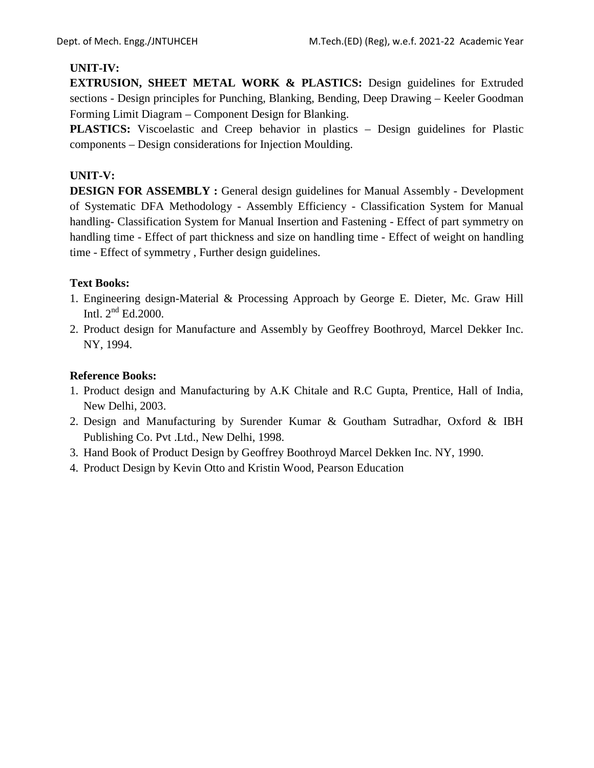**UNIT-IV:**

**EXTRUSION, SHEET METAL WORK & PLASTICS:** Design guidelines for Extruded sections - Design principles for Punching, Blanking, Bending, Deep Drawing – Keeler Goodman Forming Limit Diagram – Component Design for Blanking.

**PLASTICS:** Viscoelastic and Creep behavior in plastics – Design guidelines for Plastic components – Design considerations for Injection Moulding.

**UNIT-V:**

**DESIGN FOR ASSEMBLY :** General design guidelines for Manual Assembly - Development of Systematic DFA Methodology - Assembly Efficiency - Classification System for Manual handling- Classification System for Manual Insertion and Fastening - Effect of part symmetry on handling time - Effect of part thickness and size on handling time - Effect of weight on handling time - Effect of symmetry , Further design guidelines.

**Text Books:**

1. Engineering design-Material & Processing Approach by George E. Dieter, Mc. Graw Hill Intl. 2nd Ed.2000.
2. Product design for Manufacture and Assembly by Geoffrey Boothroyd, Marcel Dekker Inc. NY, 1994.

**Reference Books:**

1. Product design and Manufacturing by A.K Chitale and R.C Gupta, Prentice, Hall of India, New Delhi, 2003.
2. Design and Manufacturing by Surender Kumar & Goutham Sutradhar, Oxford & IBH Publishing Co. Pvt .Ltd., New Delhi, 1998.
3. Hand Book of Product Design by Geoffrey Boothroyd Marcel Dekken Inc. NY, 1990.
4. Product Design by Kevin Otto and Kristin Wood, Pearson Education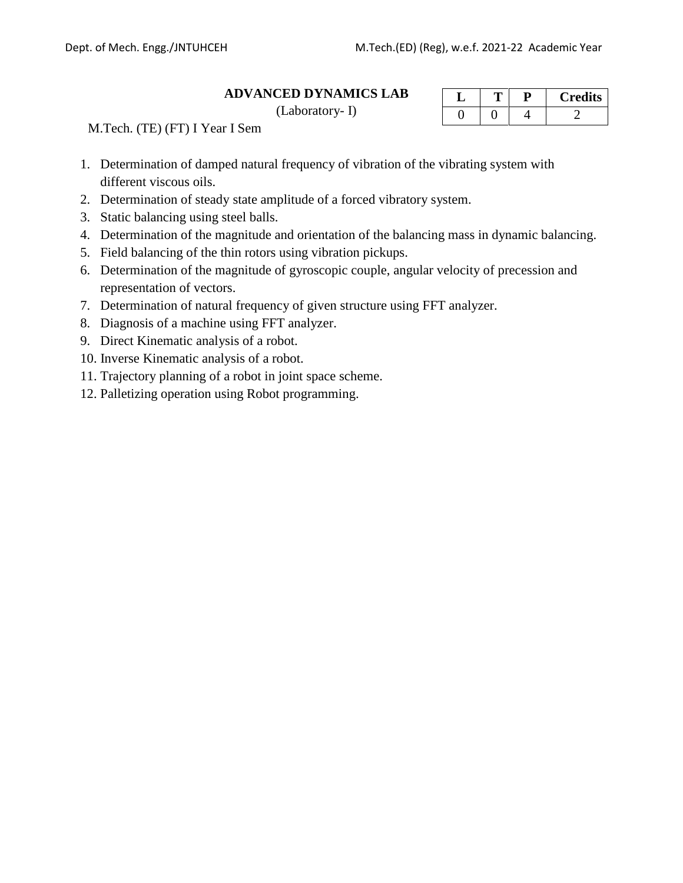## ADVANCED DYNAMICS LAB

(Laboratory- I)

| L | T | P | Credits |
|---|---|---|---|
| 0 | 0 | 4 | 2 |

M.Tech. (TE) (FT) I Year I Sem

1. Determination of damped natural frequency of vibration of the vibrating system with different viscous oils.
2. Determination of steady state amplitude of a forced vibratory system.
3. Static balancing using steel balls.
4. Determination of the magnitude and orientation of the balancing mass in dynamic balancing.
5. Field balancing of the thin rotors using vibration pickups.
6. Determination of the magnitude of gyroscopic couple, angular velocity of precession and representation of vectors.
7. Determination of natural frequency of given structure using FFT analyzer.
8. Diagnosis of a machine using FFT analyzer.
9. Direct Kinematic analysis of a robot.
10. Inverse Kinematic analysis of a robot.
11. Trajectory planning of a robot in joint space scheme.
12. Palletizing operation using Robot programming.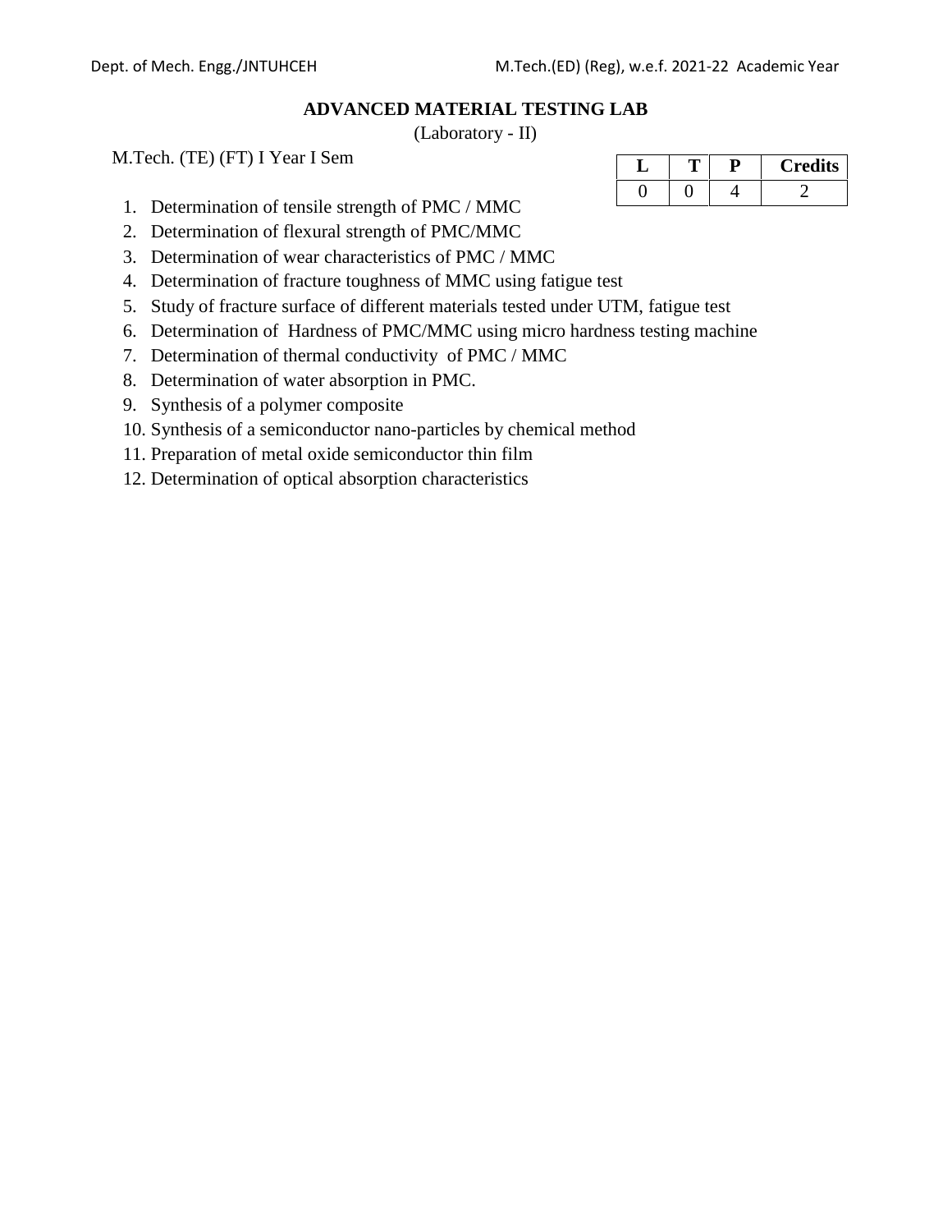## ADVANCED MATERIAL TESTING LAB

(Laboratory - II)

M.Tech. (TE) (FT) I Year I Sem

| L | T | P | Credits |
| --- | --- | --- | --- |
| 0 | 0 | 4 | 2 |

1. Determination of tensile strength of PMC / MMC
2. Determination of flexural strength of PMC/MMC
3. Determination of wear characteristics of PMC / MMC
4. Determination of fracture toughness of MMC using fatigue test
5. Study of fracture surface of different materials tested under UTM, fatigue test
6. Determination of Hardness of PMC/MMC using micro hardness testing machine
7. Determination of thermal conductivity of PMC / MMC
8. Determination of water absorption in PMC.
9. Synthesis of a polymer composite
10. Synthesis of a semiconductor nano-particles by chemical method
11. Preparation of metal oxide semiconductor thin film
12. Determination of optical absorption characteristics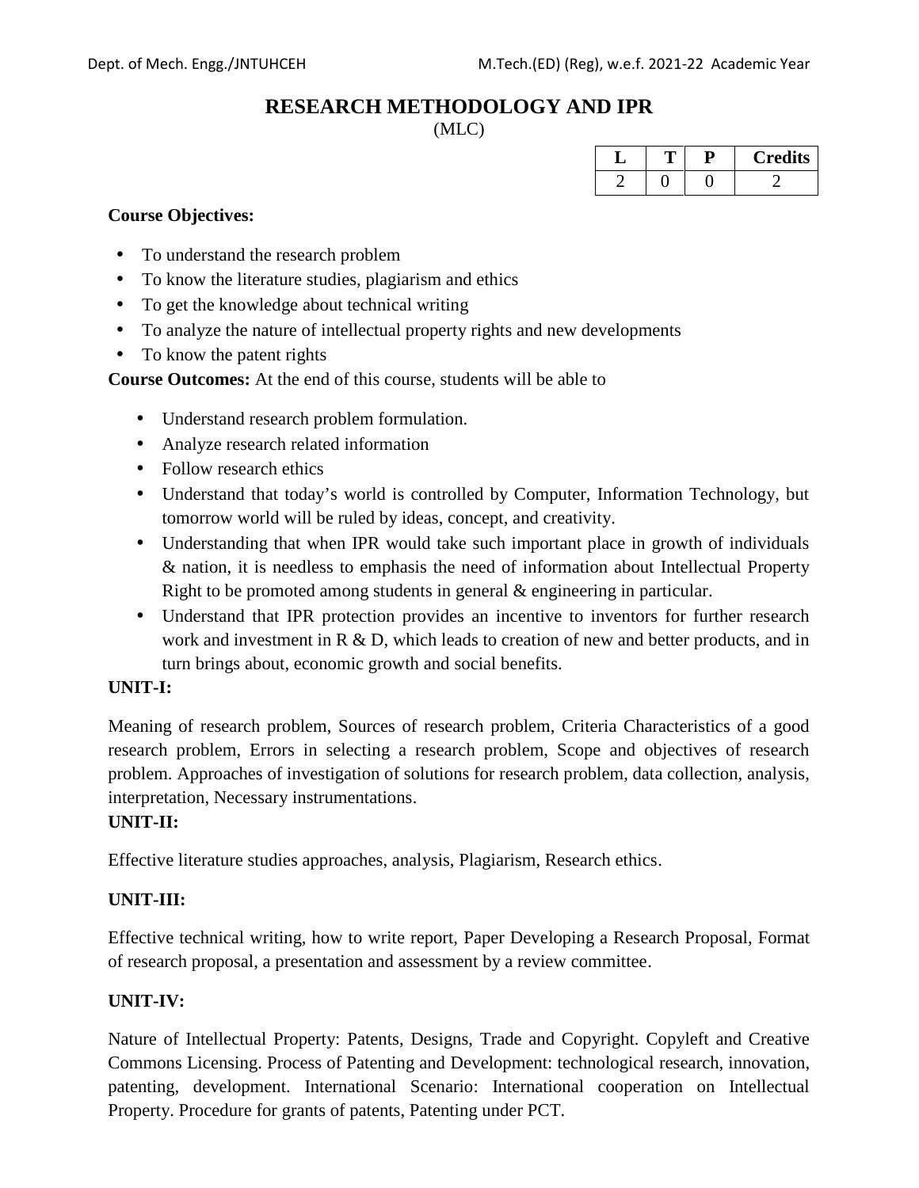# RESEARCH METHODOLOGY AND IPR

(MLC)

| L | T | P | Credits |
|---|---|---|---|
| 2 | 0 | 0 | 2 |

**Course Objectives:**

- To understand the research problem
- To know the literature studies, plagiarism and ethics
- To get the knowledge about technical writing
- To analyze the nature of intellectual property rights and new developments
- To know the patent rights

**Course Outcomes:** At the end of this course, students will be able to

- Understand research problem formulation.
- Analyze research related information
- Follow research ethics
- Understand that today's world is controlled by Computer, Information Technology, but tomorrow world will be ruled by ideas, concept, and creativity.
- Understanding that when IPR would take such important place in growth of individuals & nation, it is needless to emphasis the need of information about Intellectual Property Right to be promoted among students in general & engineering in particular.
- Understand that IPR protection provides an incentive to inventors for further research work and investment in R & D, which leads to creation of new and better products, and in turn brings about, economic growth and social benefits.

**UNIT-I:**

Meaning of research problem, Sources of research problem, Criteria Characteristics of a good research problem, Errors in selecting a research problem, Scope and objectives of research problem. Approaches of investigation of solutions for research problem, data collection, analysis, interpretation, Necessary instrumentations.

**UNIT-II:**

Effective literature studies approaches, analysis, Plagiarism, Research ethics.

**UNIT-III:**

Effective technical writing, how to write report, Paper Developing a Research Proposal, Format of research proposal, a presentation and assessment by a review committee.

**UNIT-IV:**

Nature of Intellectual Property: Patents, Designs, Trade and Copyright. Copyleft and Creative Commons Licensing. Process of Patenting and Development: technological research, innovation, patenting, development. International Scenario: International cooperation on Intellectual Property. Procedure for grants of patents, Patenting under PCT.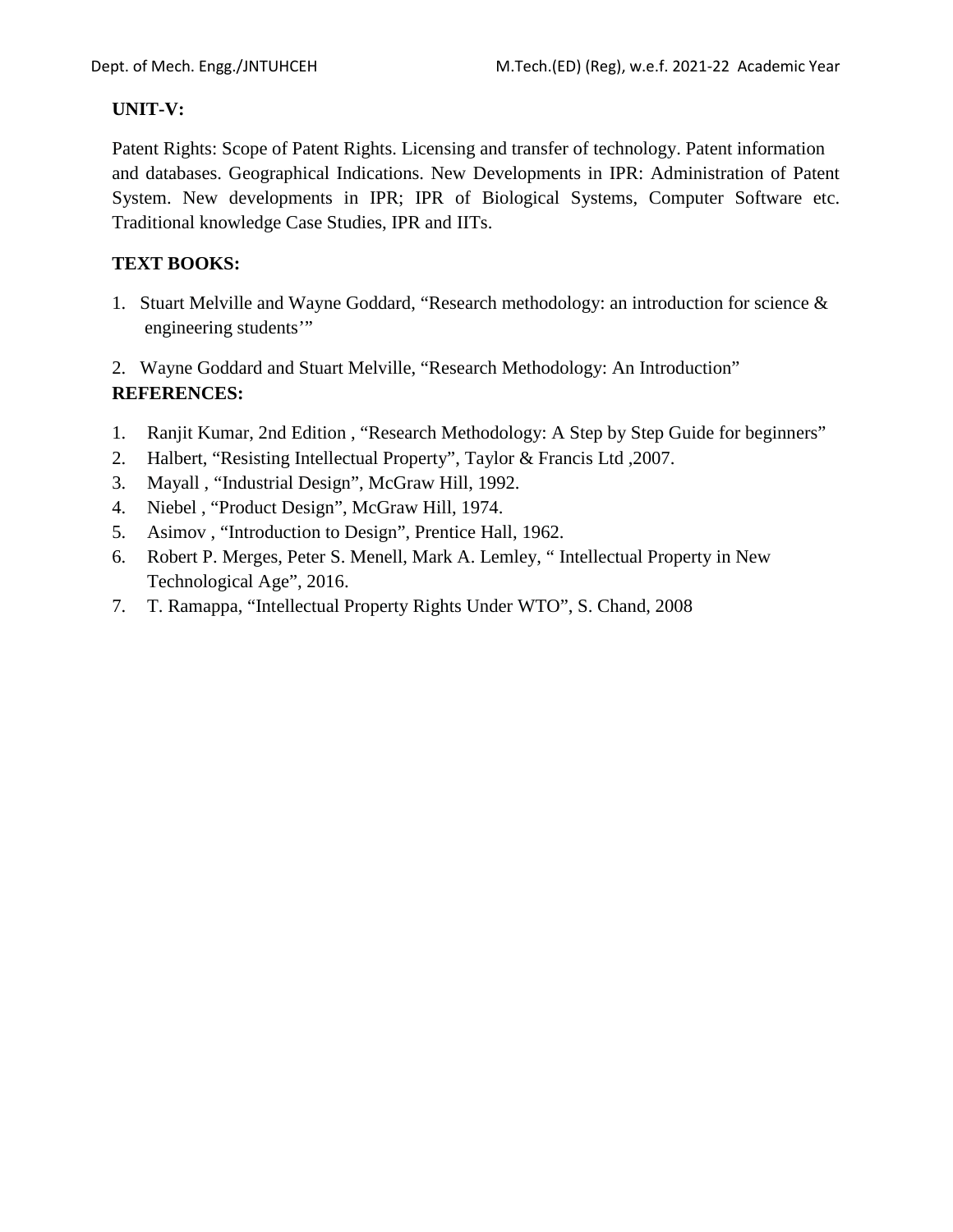**UNIT-V:**

Patent Rights: Scope of Patent Rights. Licensing and transfer of technology. Patent information and databases. Geographical Indications. New Developments in IPR: Administration of Patent System. New developments in IPR; IPR of Biological Systems, Computer Software etc. Traditional knowledge Case Studies, IPR and IITs.

**TEXT BOOKS:**

1. Stuart Melville and Wayne Goddard, "Research methodology: an introduction for science & engineering students'"
2. Wayne Goddard and Stuart Melville, "Research Methodology: An Introduction"

**REFERENCES:**

1. Ranjit Kumar, 2nd Edition , "Research Methodology: A Step by Step Guide for beginners"
2. Halbert, "Resisting Intellectual Property", Taylor & Francis Ltd ,2007.
3. Mayall , "Industrial Design", McGraw Hill, 1992.
4. Niebel , "Product Design", McGraw Hill, 1974.
5. Asimov , "Introduction to Design", Prentice Hall, 1962.
6. Robert P. Merges, Peter S. Menell, Mark A. Lemley, " Intellectual Property in New Technological Age", 2016.
7. T. Ramappa, "Intellectual Property Rights Under WTO", S. Chand, 2008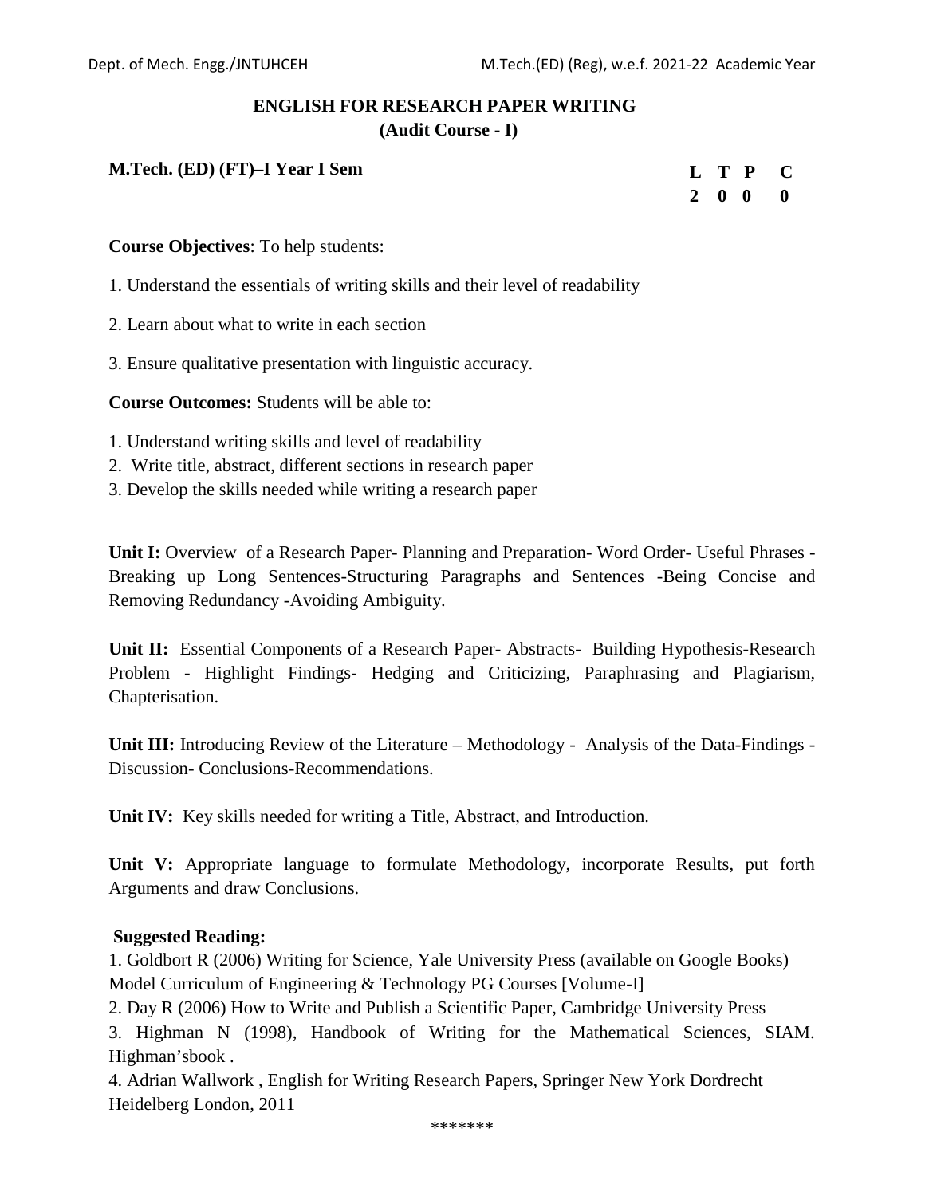# ENGLISH FOR RESEARCH PAPER WRITING
## (Audit Course - I)

**M.Tech. (ED) (FT)–I Year I Sem**

| L | T | P | C |
|---|---|---|---|
| 2 | 0 | 0 | 0 |

**Course Objectives**: To help students:

1. Understand the essentials of writing skills and their level of readability
2. Learn about what to write in each section
3. Ensure qualitative presentation with linguistic accuracy.

**Course Outcomes:** Students will be able to:

1. Understand writing skills and level of readability
2. Write title, abstract, different sections in research paper
3. Develop the skills needed while writing a research paper

**Unit I:** Overview of a Research Paper- Planning and Preparation- Word Order- Useful Phrases - Breaking up Long Sentences-Structuring Paragraphs and Sentences -Being Concise and Removing Redundancy -Avoiding Ambiguity.

**Unit II:** Essential Components of a Research Paper- Abstracts- Building Hypothesis-Research Problem - Highlight Findings- Hedging and Criticizing, Paraphrasing and Plagiarism, Chapterisation.

**Unit III:** Introducing Review of the Literature – Methodology - Analysis of the Data-Findings - Discussion- Conclusions-Recommendations.

**Unit IV:** Key skills needed for writing a Title, Abstract, and Introduction.

**Unit V:** Appropriate language to formulate Methodology, incorporate Results, put forth Arguments and draw Conclusions.

**Suggested Reading:**

1. Goldbort R (2006) Writing for Science, Yale University Press (available on Google Books) Model Curriculum of Engineering & Technology PG Courses [Volume-I]
2. Day R (2006) How to Write and Publish a Scientific Paper, Cambridge University Press
3. Highman N (1998), Handbook of Writing for the Mathematical Sciences, SIAM. Highman'sbook .
4. Adrian Wallwork , English for Writing Research Papers, Springer New York Dordrecht Heidelberg London, 2011

*******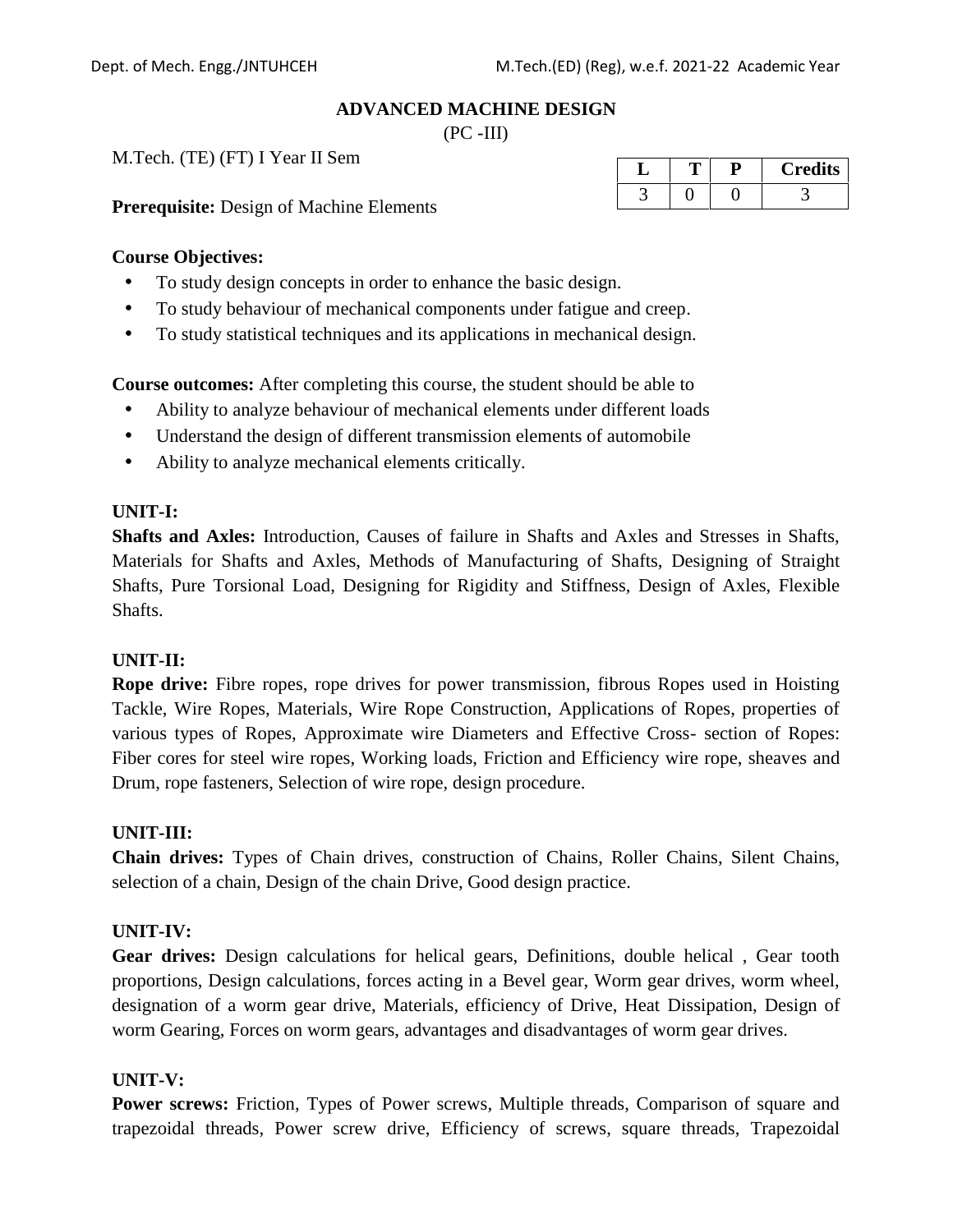## ADVANCED MACHINE DESIGN

(PC -III)

M.Tech. (TE) (FT) I Year II Sem

| L | T | P | Credits |
|---|---|---|---|
| 3 | 0 | 0 | 3 |

**Prerequisite:** Design of Machine Elements

**Course Objectives:**

- To study design concepts in order to enhance the basic design.
- To study behaviour of mechanical components under fatigue and creep.
- To study statistical techniques and its applications in mechanical design.

**Course outcomes:** After completing this course, the student should be able to

- Ability to analyze behaviour of mechanical elements under different loads
- Understand the design of different transmission elements of automobile
- Ability to analyze mechanical elements critically.

**UNIT-I:**

**Shafts and Axles:** Introduction, Causes of failure in Shafts and Axles and Stresses in Shafts, Materials for Shafts and Axles, Methods of Manufacturing of Shafts, Designing of Straight Shafts, Pure Torsional Load, Designing for Rigidity and Stiffness, Design of Axles, Flexible Shafts.

**UNIT-II:**

**Rope drive:** Fibre ropes, rope drives for power transmission, fibrous Ropes used in Hoisting Tackle, Wire Ropes, Materials, Wire Rope Construction, Applications of Ropes, properties of various types of Ropes, Approximate wire Diameters and Effective Cross- section of Ropes: Fiber cores for steel wire ropes, Working loads, Friction and Efficiency wire rope, sheaves and Drum, rope fasteners, Selection of wire rope, design procedure.

**UNIT-III:**

**Chain drives:** Types of Chain drives, construction of Chains, Roller Chains, Silent Chains, selection of a chain, Design of the chain Drive, Good design practice.

**UNIT-IV:**

**Gear drives:** Design calculations for helical gears, Definitions, double helical , Gear tooth proportions, Design calculations, forces acting in a Bevel gear, Worm gear drives, worm wheel, designation of a worm gear drive, Materials, efficiency of Drive, Heat Dissipation, Design of worm Gearing, Forces on worm gears, advantages and disadvantages of worm gear drives.

**UNIT-V:**

**Power screws:** Friction, Types of Power screws, Multiple threads, Comparison of square and trapezoidal threads, Power screw drive, Efficiency of screws, square threads, Trapezoidal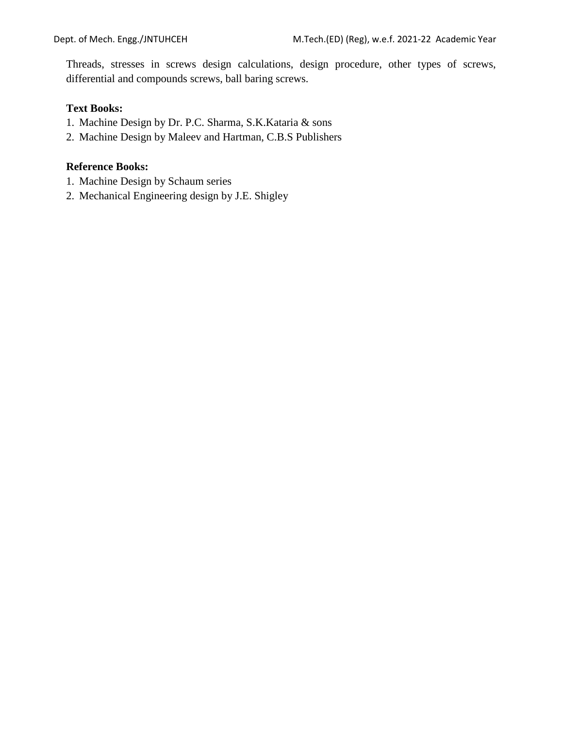Threads, stresses in screws design calculations, design procedure, other types of screws, differential and compounds screws, ball baring screws.

**Text Books:**

1. Machine Design by Dr. P.C. Sharma, S.K.Kataria & sons
2. Machine Design by Maleev and Hartman, C.B.S Publishers

**Reference Books:**

1. Machine Design by Schaum series
2. Mechanical Engineering design by J.E. Shigley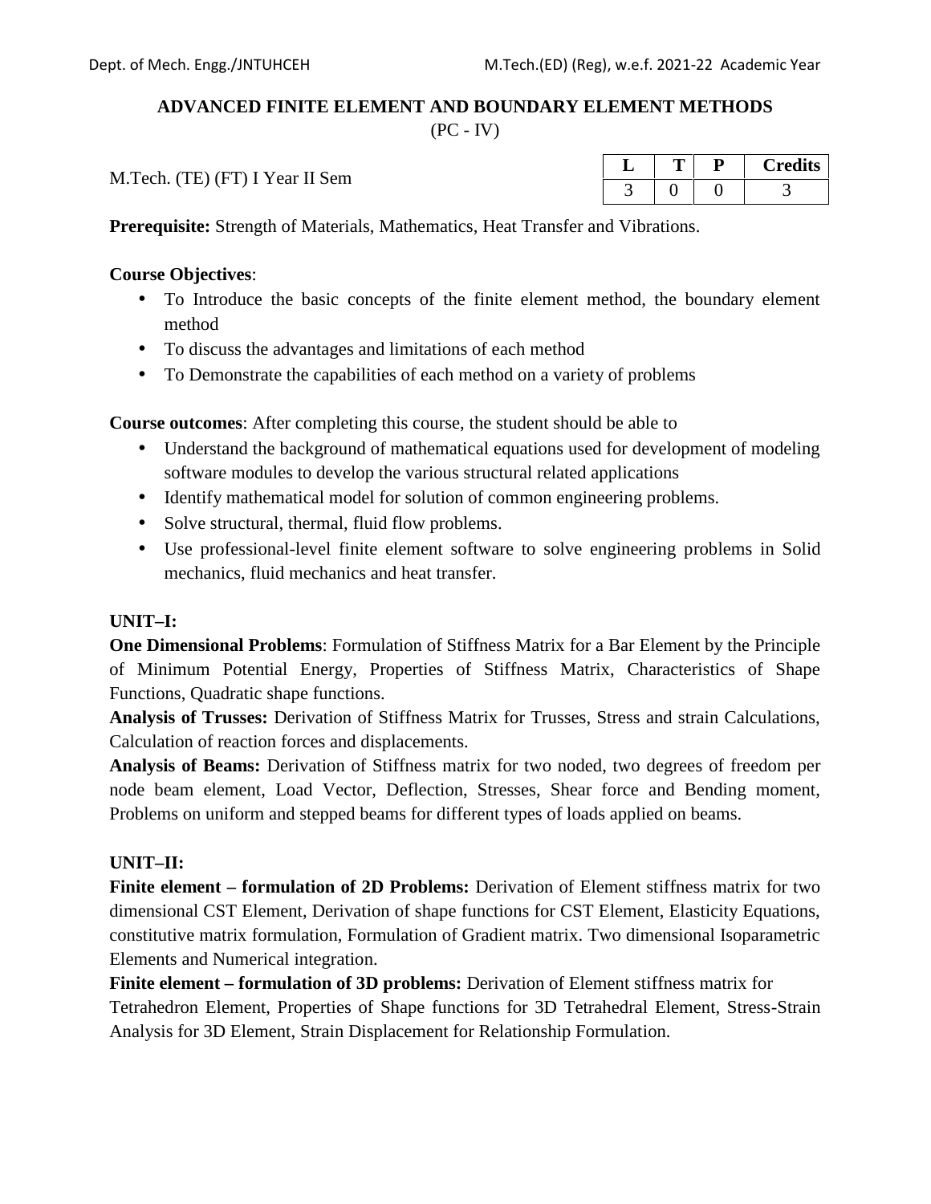## ADVANCED FINITE ELEMENT AND BOUNDARY ELEMENT METHODS

(PC - IV)

M.Tech. (TE) (FT) I Year II Sem

| L | T | P | Credits |
|---|---|---|---|
| 3 | 0 | 0 | 3 |

**Prerequisite:** Strength of Materials, Mathematics, Heat Transfer and Vibrations.

**Course Objectives**:

- To Introduce the basic concepts of the finite element method, the boundary element method
- To discuss the advantages and limitations of each method
- To Demonstrate the capabilities of each method on a variety of problems

**Course outcomes**: After completing this course, the student should be able to

- Understand the background of mathematical equations used for development of modeling software modules to develop the various structural related applications
- Identify mathematical model for solution of common engineering problems.
- Solve structural, thermal, fluid flow problems.
- Use professional-level finite element software to solve engineering problems in Solid mechanics, fluid mechanics and heat transfer.

**UNIT–I:**

**One Dimensional Problems**: Formulation of Stiffness Matrix for a Bar Element by the Principle of Minimum Potential Energy, Properties of Stiffness Matrix, Characteristics of Shape Functions, Quadratic shape functions.

**Analysis of Trusses:** Derivation of Stiffness Matrix for Trusses, Stress and strain Calculations, Calculation of reaction forces and displacements.

**Analysis of Beams:** Derivation of Stiffness matrix for two noded, two degrees of freedom per node beam element, Load Vector, Deflection, Stresses, Shear force and Bending moment, Problems on uniform and stepped beams for different types of loads applied on beams.

**UNIT–II:**

**Finite element – formulation of 2D Problems:** Derivation of Element stiffness matrix for two dimensional CST Element, Derivation of shape functions for CST Element, Elasticity Equations, constitutive matrix formulation, Formulation of Gradient matrix. Two dimensional Isoparametric Elements and Numerical integration.

**Finite element – formulation of 3D problems:** Derivation of Element stiffness matrix for Tetrahedron Element, Properties of Shape functions for 3D Tetrahedral Element, Stress-Strain Analysis for 3D Element, Strain Displacement for Relationship Formulation.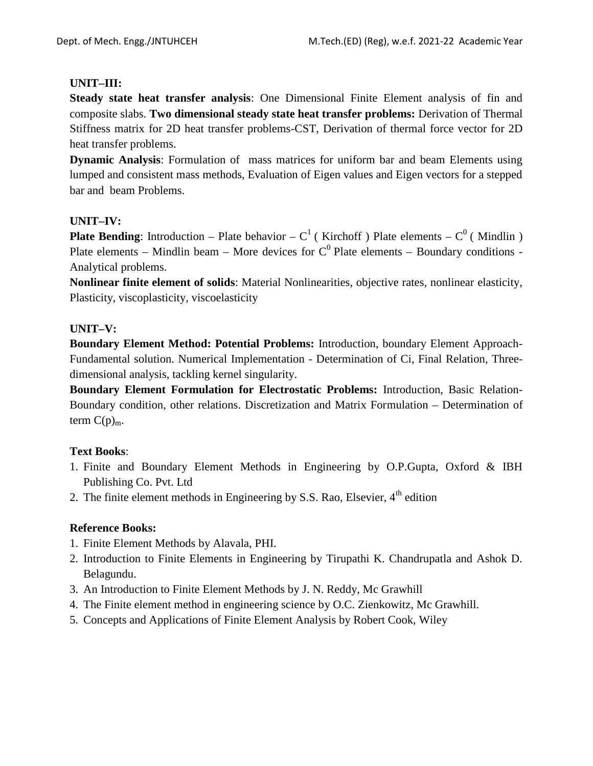**UNIT–III:**

**Steady state heat transfer analysis**: One Dimensional Finite Element analysis of fin and composite slabs. **Two dimensional steady state heat transfer problems:** Derivation of Thermal Stiffness matrix for 2D heat transfer problems-CST, Derivation of thermal force vector for 2D heat transfer problems.

**Dynamic Analysis**: Formulation of mass matrices for uniform bar and beam Elements using lumped and consistent mass methods, Evaluation of Eigen values and Eigen vectors for a stepped bar and beam Problems.

**UNIT–IV:**

**Plate Bending**: Introduction – Plate behavior – $C^1$ ( Kirchoff ) Plate elements – $C^0$ ( Mindlin ) Plate elements – Mindlin beam – More devices for $C^0$ Plate elements – Boundary conditions - Analytical problems.

**Nonlinear finite element of solids**: Material Nonlinearities, objective rates, nonlinear elasticity, Plasticity, viscoplasticity, viscoelasticity

**UNIT–V:**

**Boundary Element Method: Potential Problems:** Introduction, boundary Element Approach-Fundamental solution. Numerical Implementation - Determination of Ci, Final Relation, Three-dimensional analysis, tackling kernel singularity.

**Boundary Element Formulation for Electrostatic Problems:** Introduction, Basic Relation-Boundary condition, other relations. Discretization and Matrix Formulation – Determination of term $C(p)_m$.

**Text Books**:

1. Finite and Boundary Element Methods in Engineering by O.P.Gupta, Oxford & IBH Publishing Co. Pvt. Ltd
2. The finite element methods in Engineering by S.S. Rao, Elsevier, 4th edition

**Reference Books:**

1. Finite Element Methods by Alavala, PHI.
2. Introduction to Finite Elements in Engineering by Tirupathi K. Chandrupatla and Ashok D. Belagundu.
3. An Introduction to Finite Element Methods by J. N. Reddy, Mc Grawhill
4. The Finite element method in engineering science by O.C. Zienkowitz, Mc Grawhill.
5. Concepts and Applications of Finite Element Analysis by Robert Cook, Wiley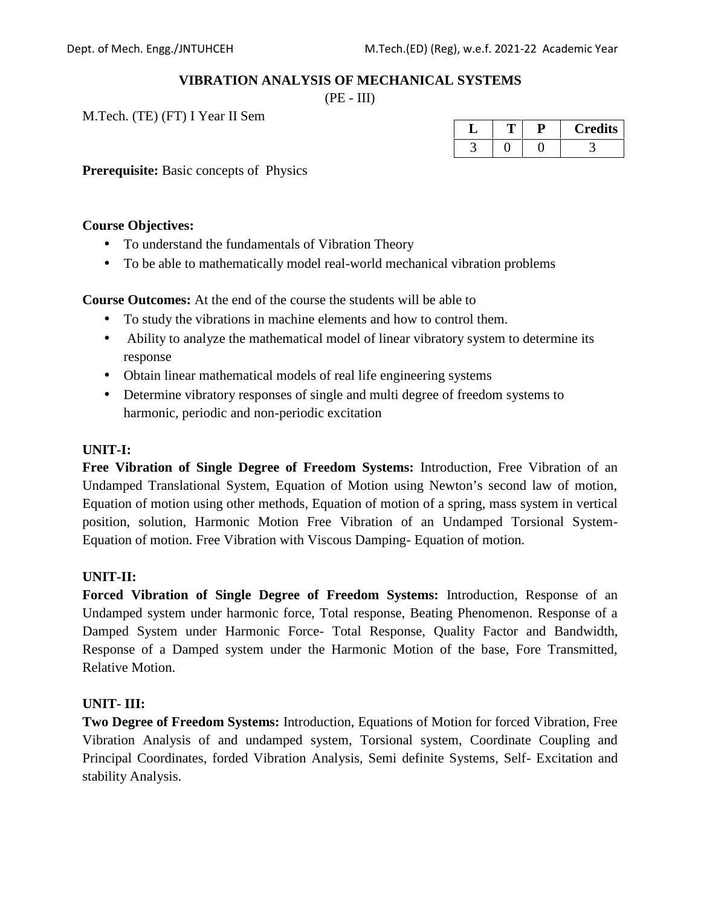# VIBRATION ANALYSIS OF MECHANICAL SYSTEMS

(PE - III)

M.Tech. (TE) (FT) I Year II Sem

| L | T | P | Credits |
|---|---|---|---|
| 3 | 0 | 0 | 3 |

**Prerequisite:** Basic concepts of Physics

**Course Objectives:**

- To understand the fundamentals of Vibration Theory
- To be able to mathematically model real-world mechanical vibration problems

**Course Outcomes:** At the end of the course the students will be able to

- To study the vibrations in machine elements and how to control them.
- Ability to analyze the mathematical model of linear vibratory system to determine its response
- Obtain linear mathematical models of real life engineering systems
- Determine vibratory responses of single and multi degree of freedom systems to harmonic, periodic and non-periodic excitation

**UNIT-I:**

**Free Vibration of Single Degree of Freedom Systems:** Introduction, Free Vibration of an Undamped Translational System, Equation of Motion using Newton's second law of motion, Equation of motion using other methods, Equation of motion of a spring, mass system in vertical position, solution, Harmonic Motion Free Vibration of an Undamped Torsional System-Equation of motion. Free Vibration with Viscous Damping- Equation of motion.

**UNIT-II:**

**Forced Vibration of Single Degree of Freedom Systems:** Introduction, Response of an Undamped system under harmonic force, Total response, Beating Phenomenon. Response of a Damped System under Harmonic Force- Total Response, Quality Factor and Bandwidth, Response of a Damped system under the Harmonic Motion of the base, Fore Transmitted, Relative Motion.

**UNIT- III:**

**Two Degree of Freedom Systems:** Introduction, Equations of Motion for forced Vibration, Free Vibration Analysis of and undamped system, Torsional system, Coordinate Coupling and Principal Coordinates, forded Vibration Analysis, Semi definite Systems, Self- Excitation and stability Analysis.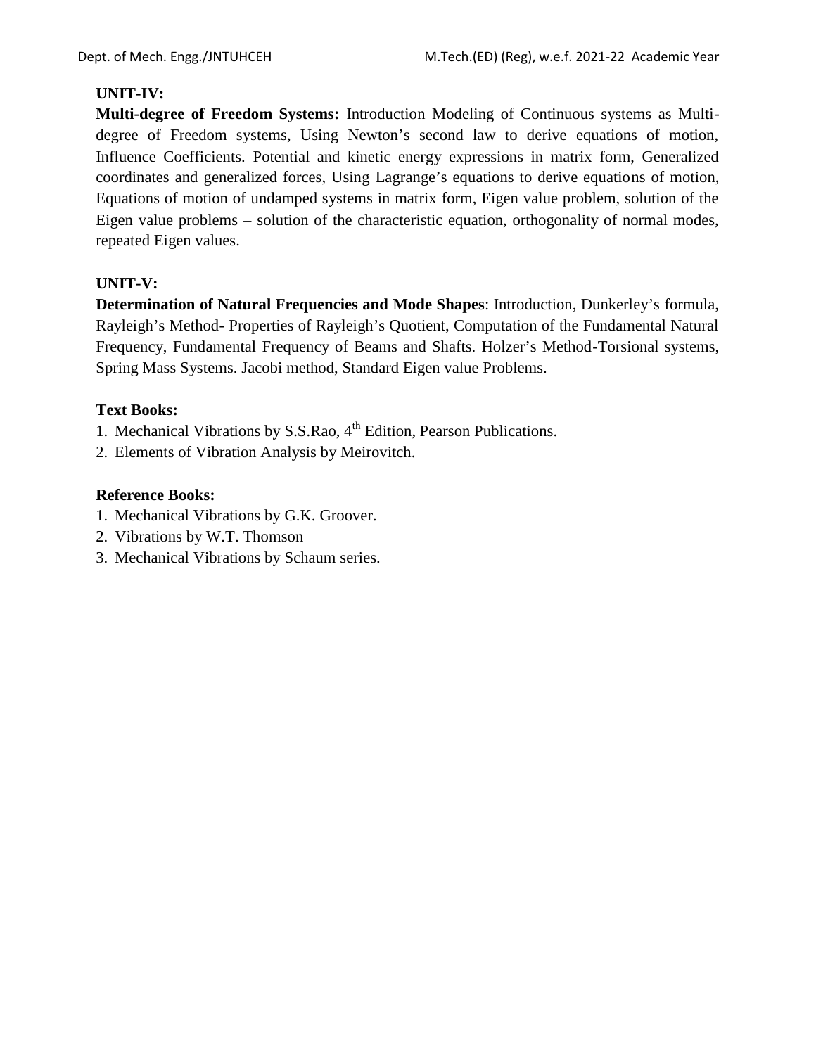**UNIT-IV:**

**Multi-degree of Freedom Systems:** Introduction Modeling of Continuous systems as Multi-degree of Freedom systems, Using Newton's second law to derive equations of motion, Influence Coefficients. Potential and kinetic energy expressions in matrix form, Generalized coordinates and generalized forces, Using Lagrange's equations to derive equations of motion, Equations of motion of undamped systems in matrix form, Eigen value problem, solution of the Eigen value problems – solution of the characteristic equation, orthogonality of normal modes, repeated Eigen values.

**UNIT-V:**

**Determination of Natural Frequencies and Mode Shapes**: Introduction, Dunkerley's formula, Rayleigh's Method- Properties of Rayleigh's Quotient, Computation of the Fundamental Natural Frequency, Fundamental Frequency of Beams and Shafts. Holzer's Method-Torsional systems, Spring Mass Systems. Jacobi method, Standard Eigen value Problems.

**Text Books:**

1. Mechanical Vibrations by S.S.Rao, 4th Edition, Pearson Publications.
2. Elements of Vibration Analysis by Meirovitch.

**Reference Books:**

1. Mechanical Vibrations by G.K. Groover.
2. Vibrations by W.T. Thomson
3. Mechanical Vibrations by Schaum series.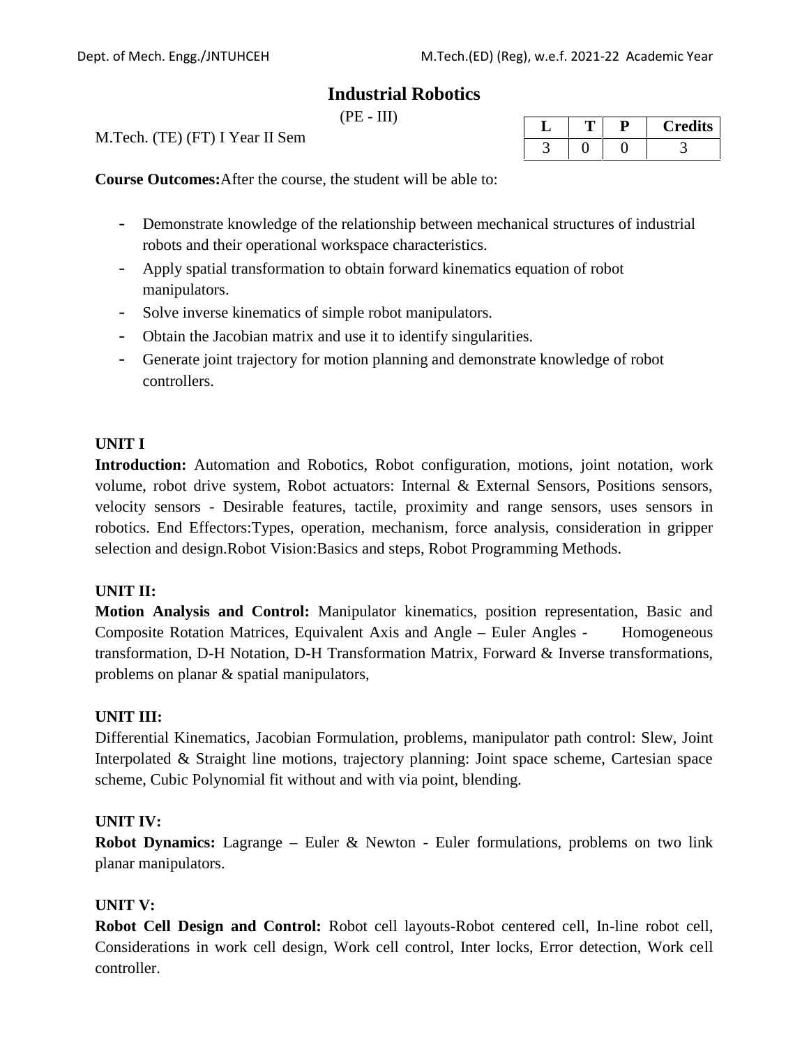# Industrial Robotics

(PE - III)

M.Tech. (TE) (FT) I Year II Sem

| L | T | P | Credits |
|---|---|---|---|
| 3 | 0 | 0 | 3 |

**Course Outcomes:** After the course, the student will be able to:

- Demonstrate knowledge of the relationship between mechanical structures of industrial robots and their operational workspace characteristics.
- Apply spatial transformation to obtain forward kinematics equation of robot manipulators.
- Solve inverse kinematics of simple robot manipulators.
- Obtain the Jacobian matrix and use it to identify singularities.
- Generate joint trajectory for motion planning and demonstrate knowledge of robot controllers.

**UNIT I**

**Introduction:** Automation and Robotics, Robot configuration, motions, joint notation, work volume, robot drive system, Robot actuators: Internal & External Sensors, Positions sensors, velocity sensors - Desirable features, tactile, proximity and range sensors, uses sensors in robotics. End Effectors:Types, operation, mechanism, force analysis, consideration in gripper selection and design.Robot Vision:Basics and steps, Robot Programming Methods.

**UNIT II:**

**Motion Analysis and Control:** Manipulator kinematics, position representation, Basic and Composite Rotation Matrices, Equivalent Axis and Angle – Euler Angles - Homogeneous transformation, D-H Notation, D-H Transformation Matrix, Forward & Inverse transformations, problems on planar & spatial manipulators,

**UNIT III:**

Differential Kinematics, Jacobian Formulation, problems, manipulator path control: Slew, Joint Interpolated & Straight line motions, trajectory planning: Joint space scheme, Cartesian space scheme, Cubic Polynomial fit without and with via point, blending.

**UNIT IV:**

**Robot Dynamics:** Lagrange – Euler & Newton - Euler formulations, problems on two link planar manipulators.

**UNIT V:**

**Robot Cell Design and Control:** Robot cell layouts-Robot centered cell, In-line robot cell, Considerations in work cell design, Work cell control, Inter locks, Error detection, Work cell controller.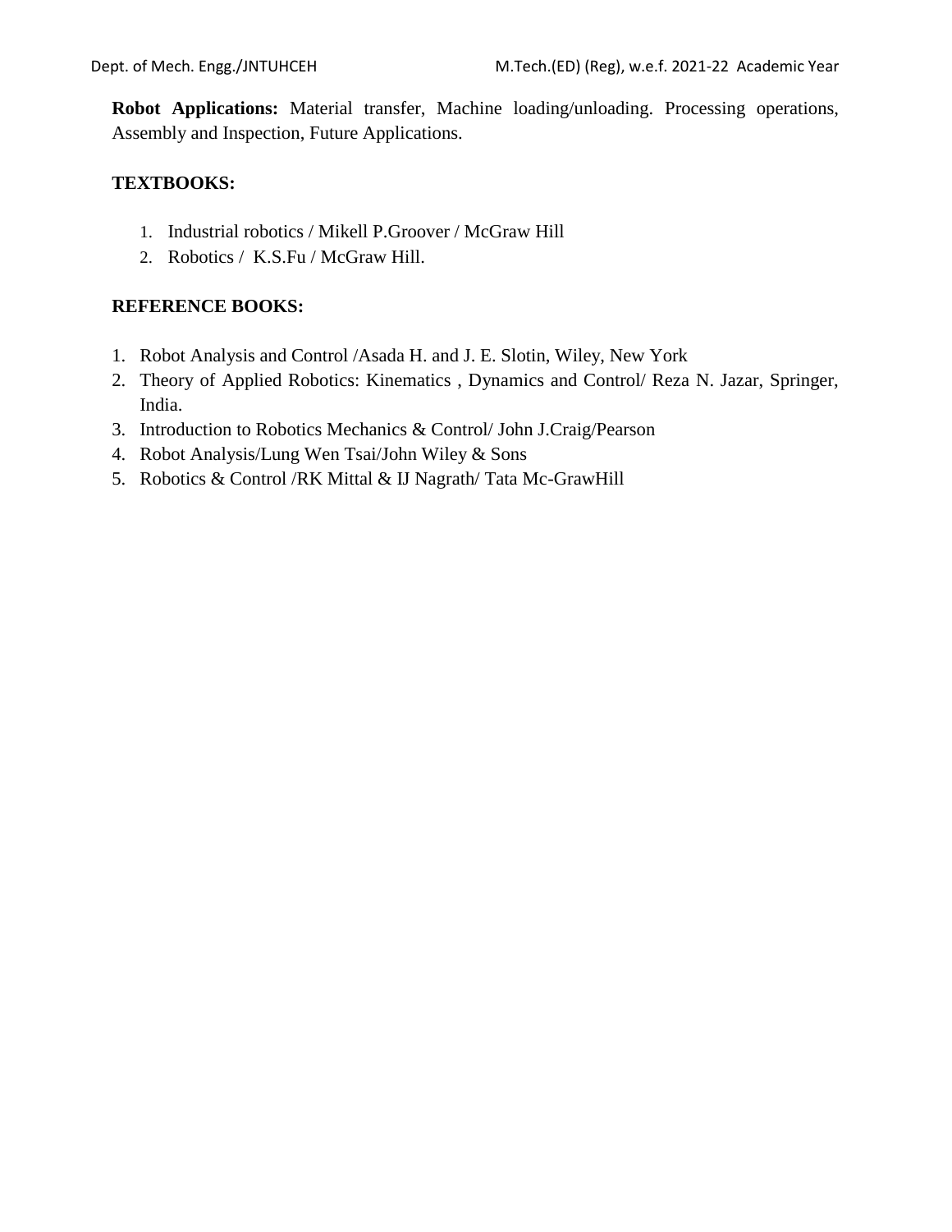**Robot Applications:** Material transfer, Machine loading/unloading. Processing operations, Assembly and Inspection, Future Applications.

**TEXTBOOKS:**

1. Industrial robotics / Mikell P.Groover / McGraw Hill
2. Robotics / K.S.Fu / McGraw Hill.

**REFERENCE BOOKS:**

1. Robot Analysis and Control /Asada H. and J. E. Slotin, Wiley, New York
2. Theory of Applied Robotics: Kinematics , Dynamics and Control/ Reza N. Jazar, Springer, India.
3. Introduction to Robotics Mechanics & Control/ John J.Craig/Pearson
4. Robot Analysis/Lung Wen Tsai/John Wiley & Sons
5. Robotics & Control /RK Mittal & IJ Nagrath/ Tata Mc-GrawHill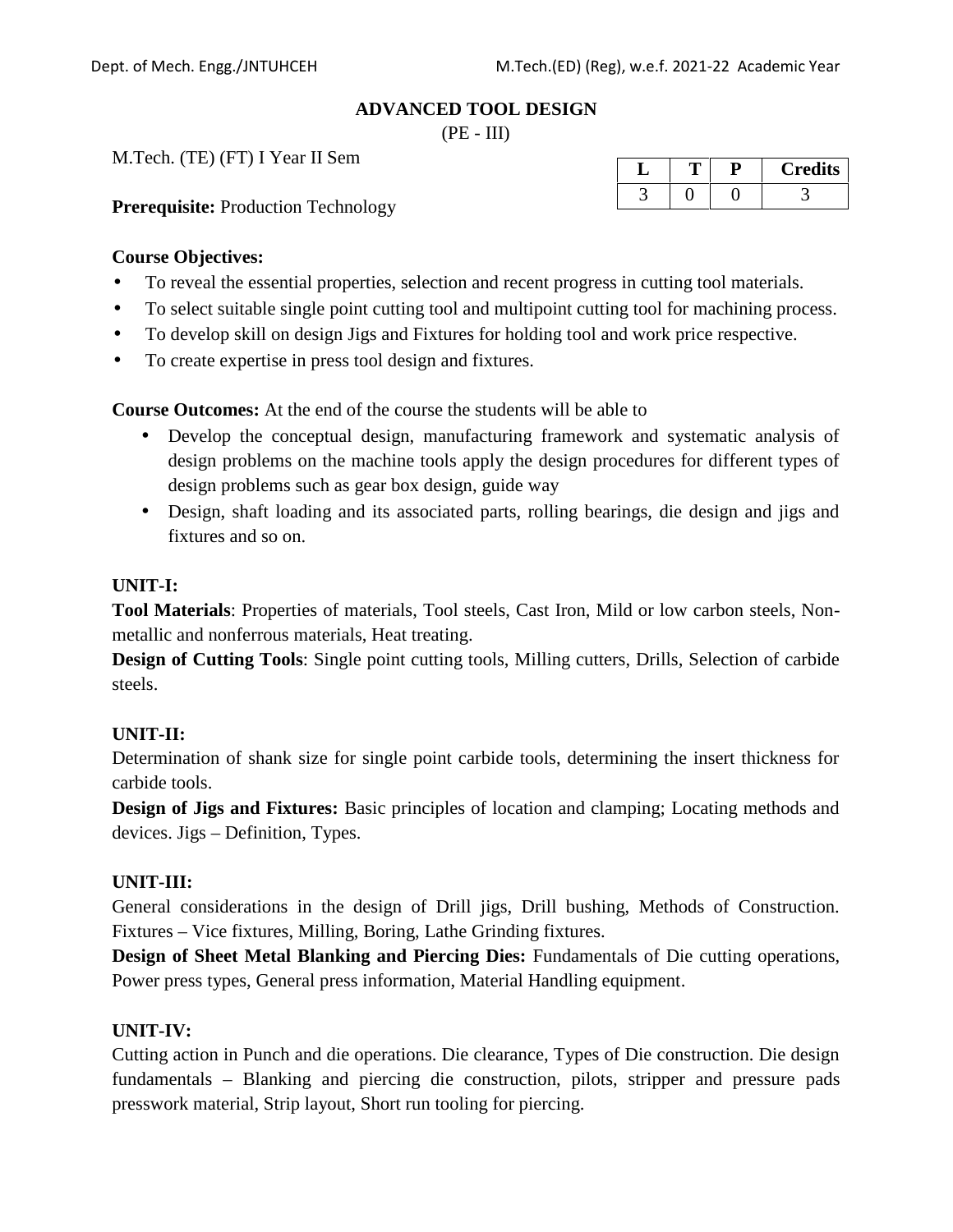# ADVANCED TOOL DESIGN

(PE - III)

M.Tech. (TE) (FT) I Year II Sem

| L | T | P | Credits |
|---|---|---|---|
| 3 | 0 | 0 | 3 |

**Prerequisite:** Production Technology

**Course Objectives:**

- To reveal the essential properties, selection and recent progress in cutting tool materials.
- To select suitable single point cutting tool and multipoint cutting tool for machining process.
- To develop skill on design Jigs and Fixtures for holding tool and work price respective.
- To create expertise in press tool design and fixtures.

**Course Outcomes:** At the end of the course the students will be able to

- Develop the conceptual design, manufacturing framework and systematic analysis of design problems on the machine tools apply the design procedures for different types of design problems such as gear box design, guide way
- Design, shaft loading and its associated parts, rolling bearings, die design and jigs and fixtures and so on.

**UNIT-I:**

**Tool Materials**: Properties of materials, Tool steels, Cast Iron, Mild or low carbon steels, Non-metallic and nonferrous materials, Heat treating.

**Design of Cutting Tools**: Single point cutting tools, Milling cutters, Drills, Selection of carbide steels.

**UNIT-II:**

Determination of shank size for single point carbide tools, determining the insert thickness for carbide tools.

**Design of Jigs and Fixtures:** Basic principles of location and clamping; Locating methods and devices. Jigs – Definition, Types.

**UNIT-III:**

General considerations in the design of Drill jigs, Drill bushing, Methods of Construction. Fixtures – Vice fixtures, Milling, Boring, Lathe Grinding fixtures.

**Design of Sheet Metal Blanking and Piercing Dies:** Fundamentals of Die cutting operations, Power press types, General press information, Material Handling equipment.

**UNIT-IV:**

Cutting action in Punch and die operations. Die clearance, Types of Die construction. Die design fundamentals – Blanking and piercing die construction, pilots, stripper and pressure pads presswork material, Strip layout, Short run tooling for piercing.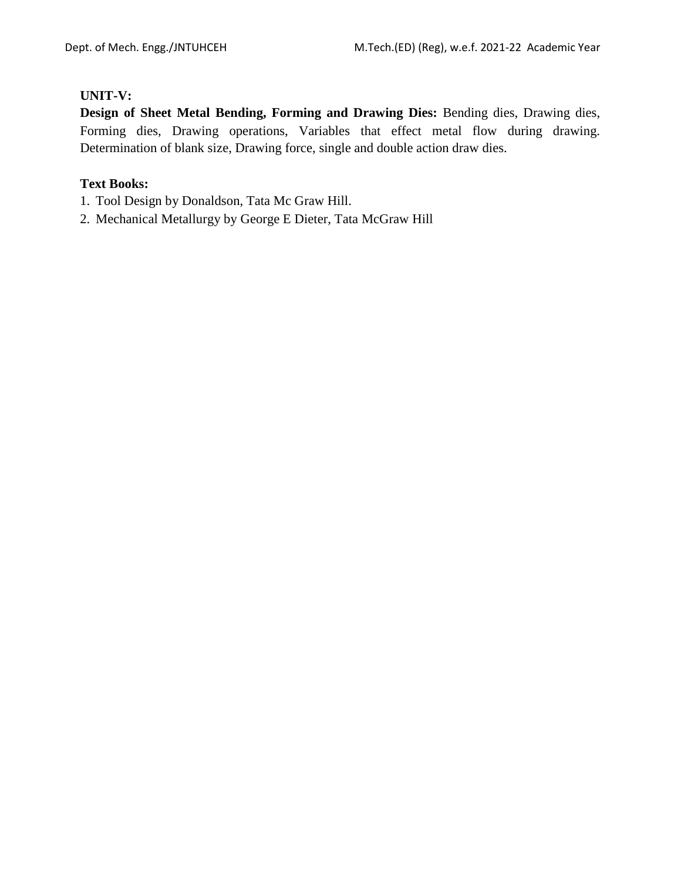**UNIT-V:**

**Design of Sheet Metal Bending, Forming and Drawing Dies:** Bending dies, Drawing dies, Forming dies, Drawing operations, Variables that effect metal flow during drawing. Determination of blank size, Drawing force, single and double action draw dies.

**Text Books:**

1. Tool Design by Donaldson, Tata Mc Graw Hill.
2. Mechanical Metallurgy by George E Dieter, Tata McGraw Hill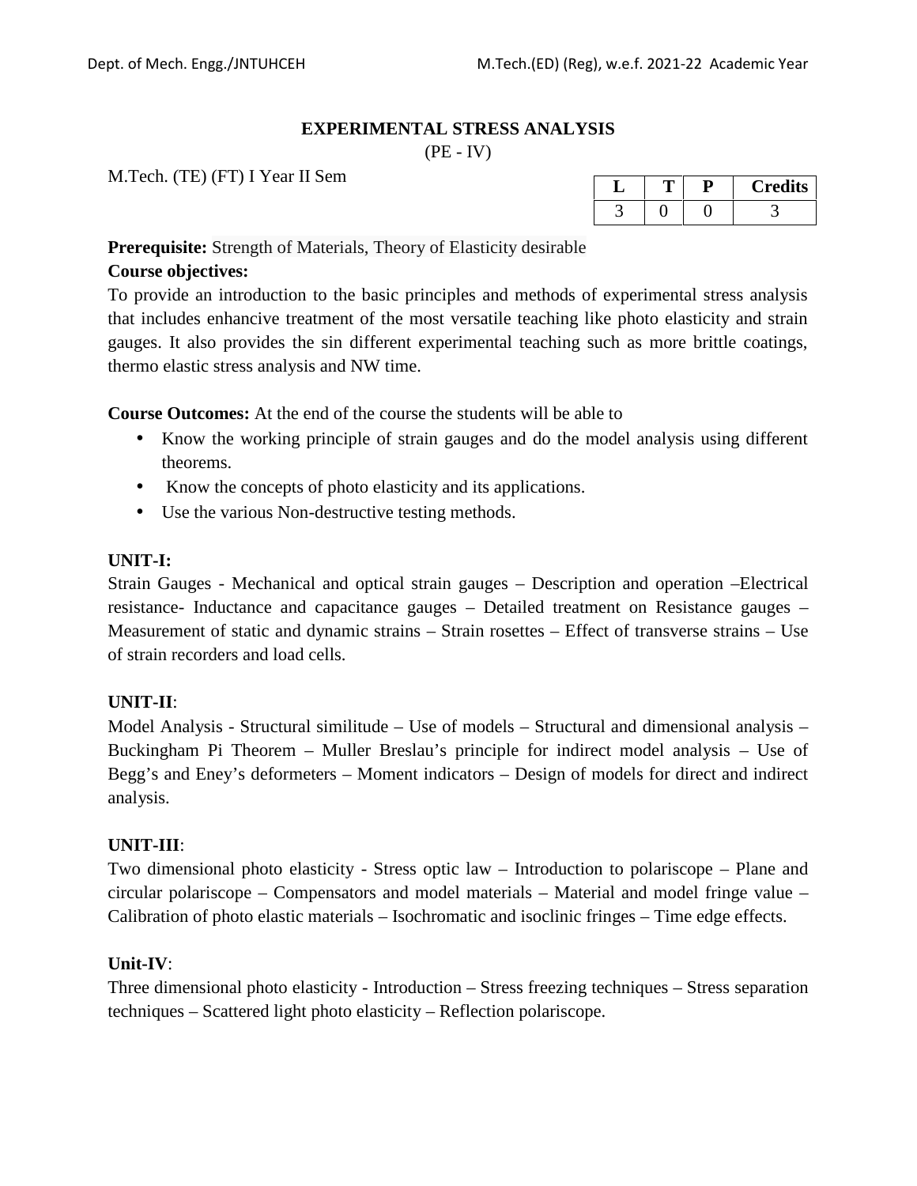## EXPERIMENTAL STRESS ANALYSIS

(PE - IV)

M.Tech. (TE) (FT) I Year II Sem

| L | T | P | Credits |
|---|---|---|---|
| 3 | 0 | 0 | 3 |

**Prerequisite:** Strength of Materials, Theory of Elasticity desirable

**Course objectives:**

To provide an introduction to the basic principles and methods of experimental stress analysis that includes enhancive treatment of the most versatile teaching like photo elasticity and strain gauges. It also provides the sin different experimental teaching such as more brittle coatings, thermo elastic stress analysis and NW time.

**Course Outcomes:** At the end of the course the students will be able to

- Know the working principle of strain gauges and do the model analysis using different theorems.
- Know the concepts of photo elasticity and its applications.
- Use the various Non-destructive testing methods.

**UNIT-I:**

Strain Gauges - Mechanical and optical strain gauges – Description and operation –Electrical resistance- Inductance and capacitance gauges – Detailed treatment on Resistance gauges – Measurement of static and dynamic strains – Strain rosettes – Effect of transverse strains – Use of strain recorders and load cells.

**UNIT-II**:

Model Analysis - Structural similitude – Use of models – Structural and dimensional analysis – Buckingham Pi Theorem – Muller Breslau's principle for indirect model analysis – Use of Begg's and Eney's deformeters – Moment indicators – Design of models for direct and indirect analysis.

**UNIT-III**:

Two dimensional photo elasticity - Stress optic law – Introduction to polariscope – Plane and circular polariscope – Compensators and model materials – Material and model fringe value – Calibration of photo elastic materials – Isochromatic and isoclinic fringes – Time edge effects.

**Unit-IV**:

Three dimensional photo elasticity - Introduction – Stress freezing techniques – Stress separation techniques – Scattered light photo elasticity – Reflection polariscope.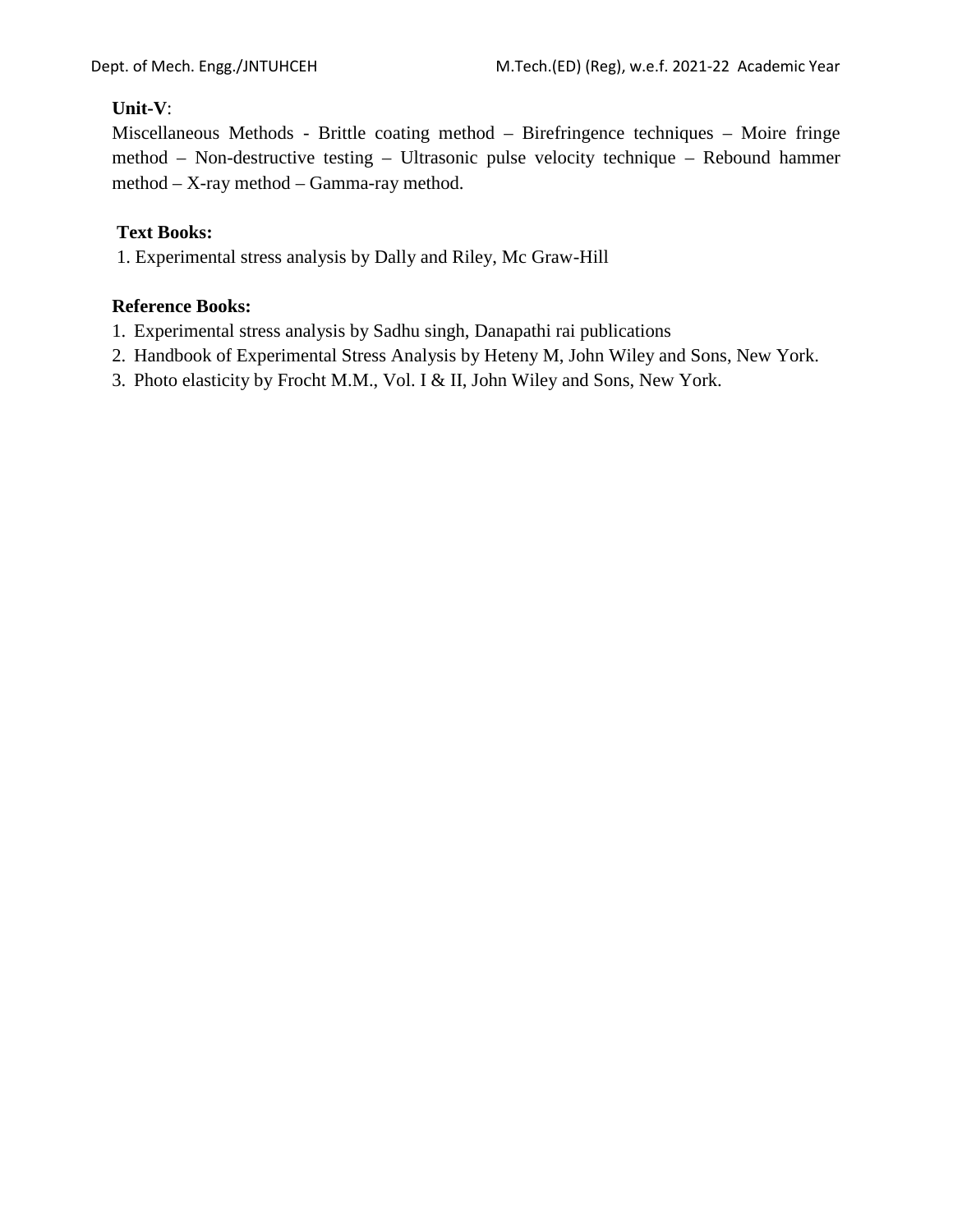**Unit-V**:

Miscellaneous Methods - Brittle coating method – Birefringence techniques – Moire fringe method – Non-destructive testing – Ultrasonic pulse velocity technique – Rebound hammer method – X-ray method – Gamma-ray method.

**Text Books:**

1. Experimental stress analysis by Dally and Riley, Mc Graw-Hill

**Reference Books:**

1. Experimental stress analysis by Sadhu singh, Danapathi rai publications
2. Handbook of Experimental Stress Analysis by Heteny M, John Wiley and Sons, New York.
3. Photo elasticity by Frocht M.M., Vol. I & II, John Wiley and Sons, New York.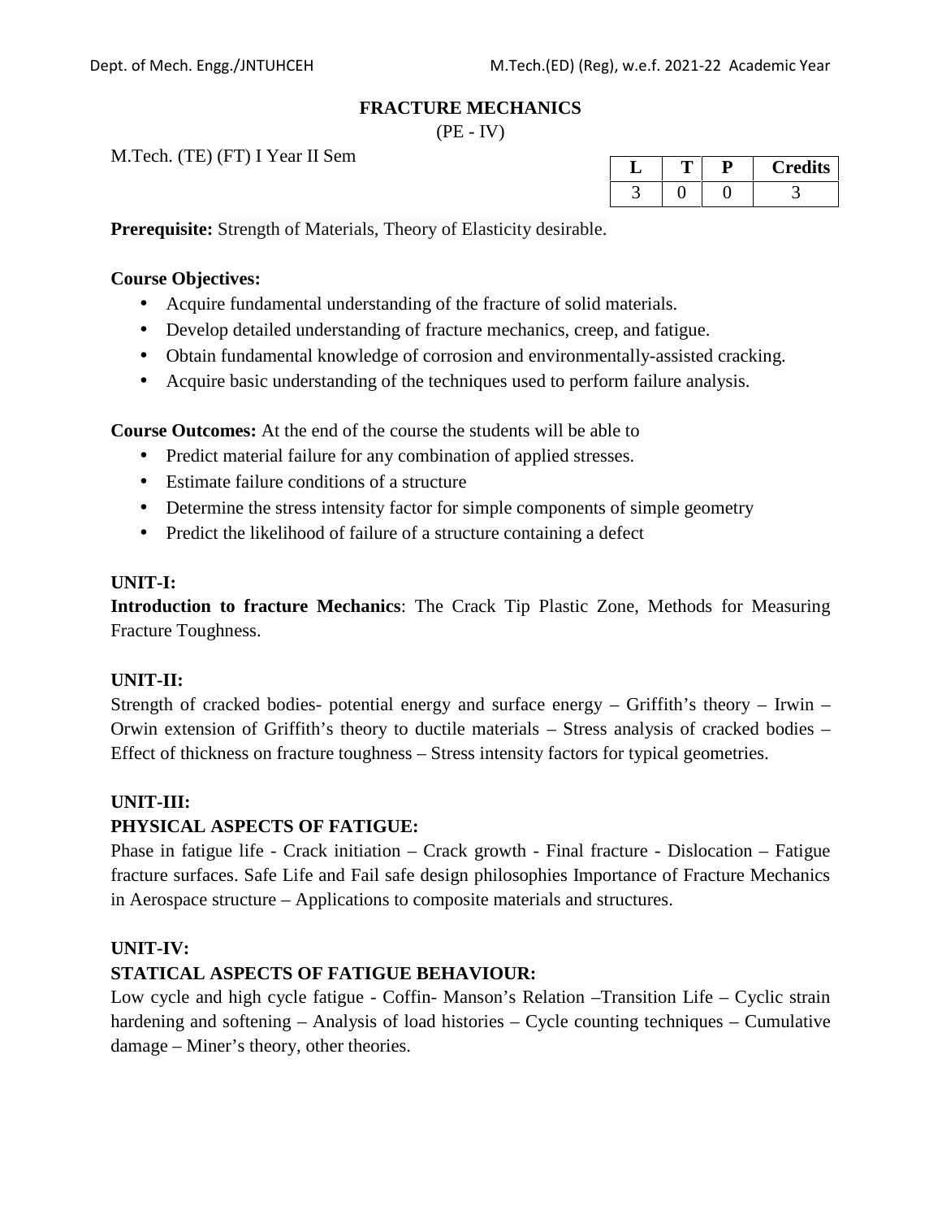## FRACTURE MECHANICS

(PE - IV)

M.Tech. (TE) (FT) I Year II Sem

| L | T | P | Credits |
|---|---|---|---|
| 3 | 0 | 0 | 3 |

**Prerequisite:** Strength of Materials, Theory of Elasticity desirable.

**Course Objectives:**

- Acquire fundamental understanding of the fracture of solid materials.
- Develop detailed understanding of fracture mechanics, creep, and fatigue.
- Obtain fundamental knowledge of corrosion and environmentally-assisted cracking.
- Acquire basic understanding of the techniques used to perform failure analysis.

**Course Outcomes:** At the end of the course the students will be able to

- Predict material failure for any combination of applied stresses.
- Estimate failure conditions of a structure
- Determine the stress intensity factor for simple components of simple geometry
- Predict the likelihood of failure of a structure containing a defect

**UNIT-I:**

**Introduction to fracture Mechanics**: The Crack Tip Plastic Zone, Methods for Measuring Fracture Toughness.

**UNIT-II:**

Strength of cracked bodies- potential energy and surface energy – Griffith's theory – Irwin – Orwin extension of Griffith's theory to ductile materials – Stress analysis of cracked bodies – Effect of thickness on fracture toughness – Stress intensity factors for typical geometries.

**UNIT-III:**

**PHYSICAL ASPECTS OF FATIGUE:**

Phase in fatigue life - Crack initiation – Crack growth - Final fracture - Dislocation – Fatigue fracture surfaces. Safe Life and Fail safe design philosophies Importance of Fracture Mechanics in Aerospace structure – Applications to composite materials and structures.

**UNIT-IV:**

**STATICAL ASPECTS OF FATIGUE BEHAVIOUR:**

Low cycle and high cycle fatigue - Coffin- Manson's Relation –Transition Life – Cyclic strain hardening and softening – Analysis of load histories – Cycle counting techniques – Cumulative damage – Miner's theory, other theories.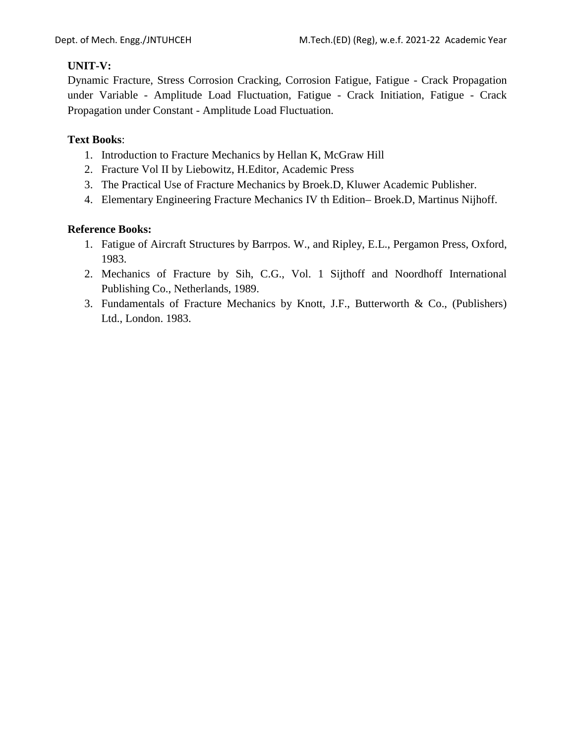**UNIT-V:**

Dynamic Fracture, Stress Corrosion Cracking, Corrosion Fatigue, Fatigue - Crack Propagation under Variable - Amplitude Load Fluctuation, Fatigue - Crack Initiation, Fatigue - Crack Propagation under Constant - Amplitude Load Fluctuation.

**Text Books**:

1. Introduction to Fracture Mechanics by Hellan K, McGraw Hill
2. Fracture Vol II by Liebowitz, H.Editor, Academic Press
3. The Practical Use of Fracture Mechanics by Broek.D, Kluwer Academic Publisher.
4. Elementary Engineering Fracture Mechanics IV th Edition– Broek.D, Martinus Nijhoff.

**Reference Books:**

1. Fatigue of Aircraft Structures by Barrpos. W., and Ripley, E.L., Pergamon Press, Oxford, 1983.
2. Mechanics of Fracture by Sih, C.G., Vol. 1 Sijthoff and Noordhoff International Publishing Co., Netherlands, 1989.
3. Fundamentals of Fracture Mechanics by Knott, J.F., Butterworth & Co., (Publishers) Ltd., London. 1983.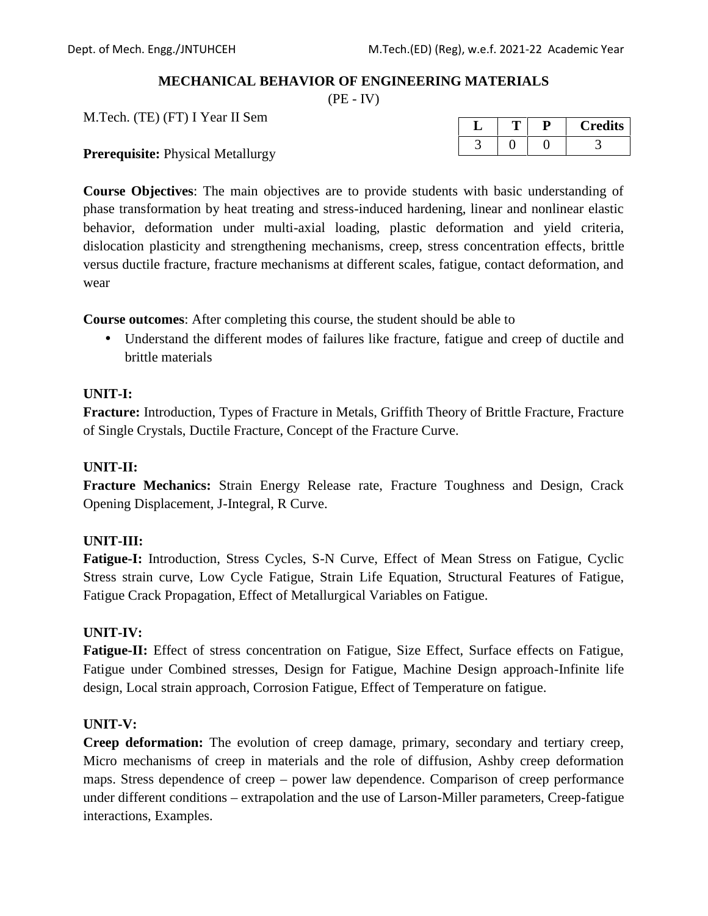# MECHANICAL BEHAVIOR OF ENGINEERING MATERIALS

(PE - IV)

M.Tech. (TE) (FT) I Year II Sem

| L | T | P | Credits |
|---|---|---|---|
| 3 | 0 | 0 | 3 |

**Prerequisite:** Physical Metallurgy

**Course Objectives**: The main objectives are to provide students with basic understanding of phase transformation by heat treating and stress-induced hardening, linear and nonlinear elastic behavior, deformation under multi-axial loading, plastic deformation and yield criteria, dislocation plasticity and strengthening mechanisms, creep, stress concentration effects, brittle versus ductile fracture, fracture mechanisms at different scales, fatigue, contact deformation, and wear

**Course outcomes**: After completing this course, the student should be able to

- Understand the different modes of failures like fracture, fatigue and creep of ductile and brittle materials

**UNIT-I:**
**Fracture:** Introduction, Types of Fracture in Metals, Griffith Theory of Brittle Fracture, Fracture of Single Crystals, Ductile Fracture, Concept of the Fracture Curve.

**UNIT-II:**
**Fracture Mechanics:** Strain Energy Release rate, Fracture Toughness and Design, Crack Opening Displacement, J-Integral, R Curve.

**UNIT-III:**
**Fatigue-I:** Introduction, Stress Cycles, S-N Curve, Effect of Mean Stress on Fatigue, Cyclic Stress strain curve, Low Cycle Fatigue, Strain Life Equation, Structural Features of Fatigue, Fatigue Crack Propagation, Effect of Metallurgical Variables on Fatigue.

**UNIT-IV:**
**Fatigue-II:** Effect of stress concentration on Fatigue, Size Effect, Surface effects on Fatigue, Fatigue under Combined stresses, Design for Fatigue, Machine Design approach-Infinite life design, Local strain approach, Corrosion Fatigue, Effect of Temperature on fatigue.

**UNIT-V:**
**Creep deformation:** The evolution of creep damage, primary, secondary and tertiary creep, Micro mechanisms of creep in materials and the role of diffusion, Ashby creep deformation maps. Stress dependence of creep – power law dependence. Comparison of creep performance under different conditions – extrapolation and the use of Larson-Miller parameters, Creep-fatigue interactions, Examples.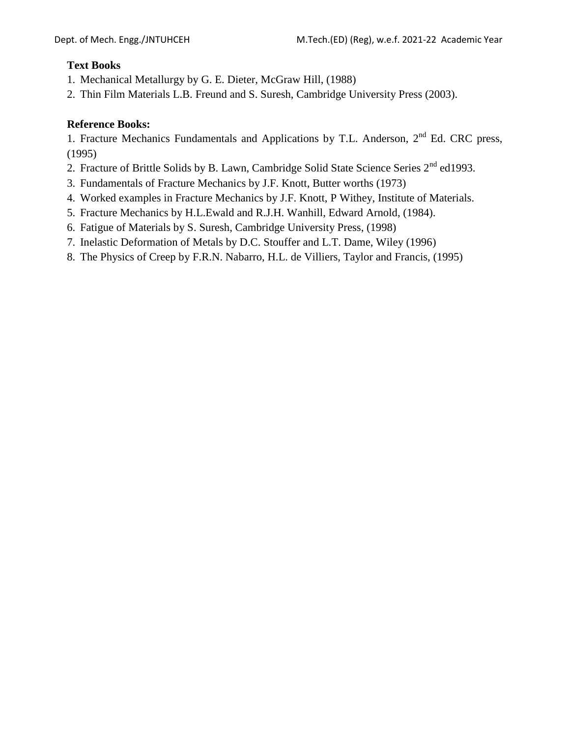**Text Books**

1. Mechanical Metallurgy by G. E. Dieter, McGraw Hill, (1988)
2. Thin Film Materials L.B. Freund and S. Suresh, Cambridge University Press (2003).

**Reference Books:**

1. Fracture Mechanics Fundamentals and Applications by T.L. Anderson, 2nd Ed. CRC press, (1995)
2. Fracture of Brittle Solids by B. Lawn, Cambridge Solid State Science Series 2nd ed1993.
3. Fundamentals of Fracture Mechanics by J.F. Knott, Butter worths (1973)
4. Worked examples in Fracture Mechanics by J.F. Knott, P Withey, Institute of Materials.
5. Fracture Mechanics by H.L.Ewald and R.J.H. Wanhill, Edward Arnold, (1984).
6. Fatigue of Materials by S. Suresh, Cambridge University Press, (1998)
7. Inelastic Deformation of Metals by D.C. Stouffer and L.T. Dame, Wiley (1996)
8. The Physics of Creep by F.R.N. Nabarro, H.L. de Villiers, Taylor and Francis, (1995)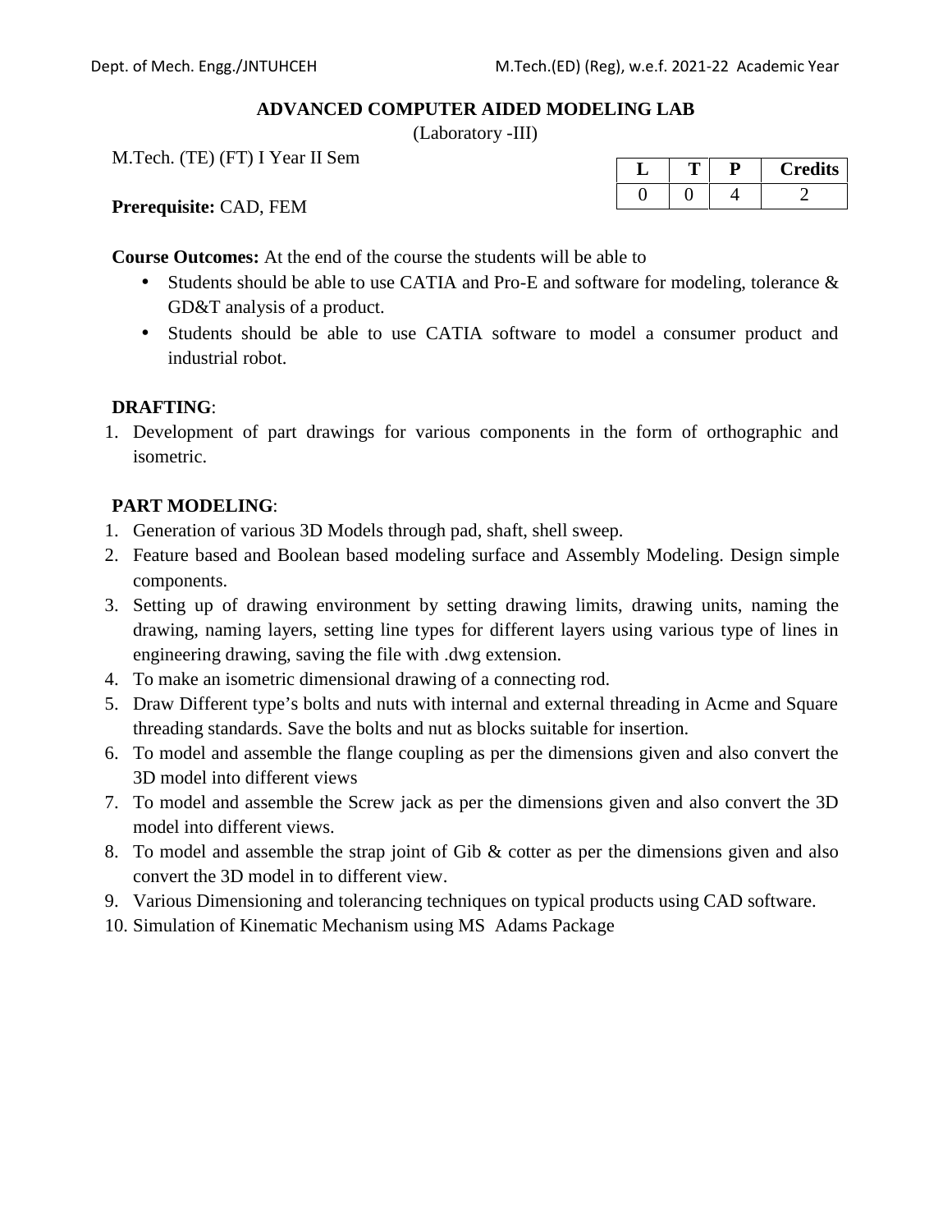## ADVANCED COMPUTER AIDED MODELING LAB

(Laboratory -III)

M.Tech. (TE) (FT) I Year II Sem

| L | T | P | Credits |
|---|---|---|---|
| 0 | 0 | 4 | 2 |

**Prerequisite:** CAD, FEM

**Course Outcomes:** At the end of the course the students will be able to

- Students should be able to use CATIA and Pro-E and software for modeling, tolerance & GD&T analysis of a product.
- Students should be able to use CATIA software to model a consumer product and industrial robot.

**DRAFTING**:

1. Development of part drawings for various components in the form of orthographic and isometric.

**PART MODELING**:

1. Generation of various 3D Models through pad, shaft, shell sweep.
2. Feature based and Boolean based modeling surface and Assembly Modeling. Design simple components.
3. Setting up of drawing environment by setting drawing limits, drawing units, naming the drawing, naming layers, setting line types for different layers using various type of lines in engineering drawing, saving the file with .dwg extension.
4. To make an isometric dimensional drawing of a connecting rod.
5. Draw Different type's bolts and nuts with internal and external threading in Acme and Square threading standards. Save the bolts and nut as blocks suitable for insertion.
6. To model and assemble the flange coupling as per the dimensions given and also convert the 3D model into different views
7. To model and assemble the Screw jack as per the dimensions given and also convert the 3D model into different views.
8. To model and assemble the strap joint of Gib & cotter as per the dimensions given and also convert the 3D model in to different view.
9. Various Dimensioning and tolerancing techniques on typical products using CAD software.
10. Simulation of Kinematic Mechanism using MS Adams Package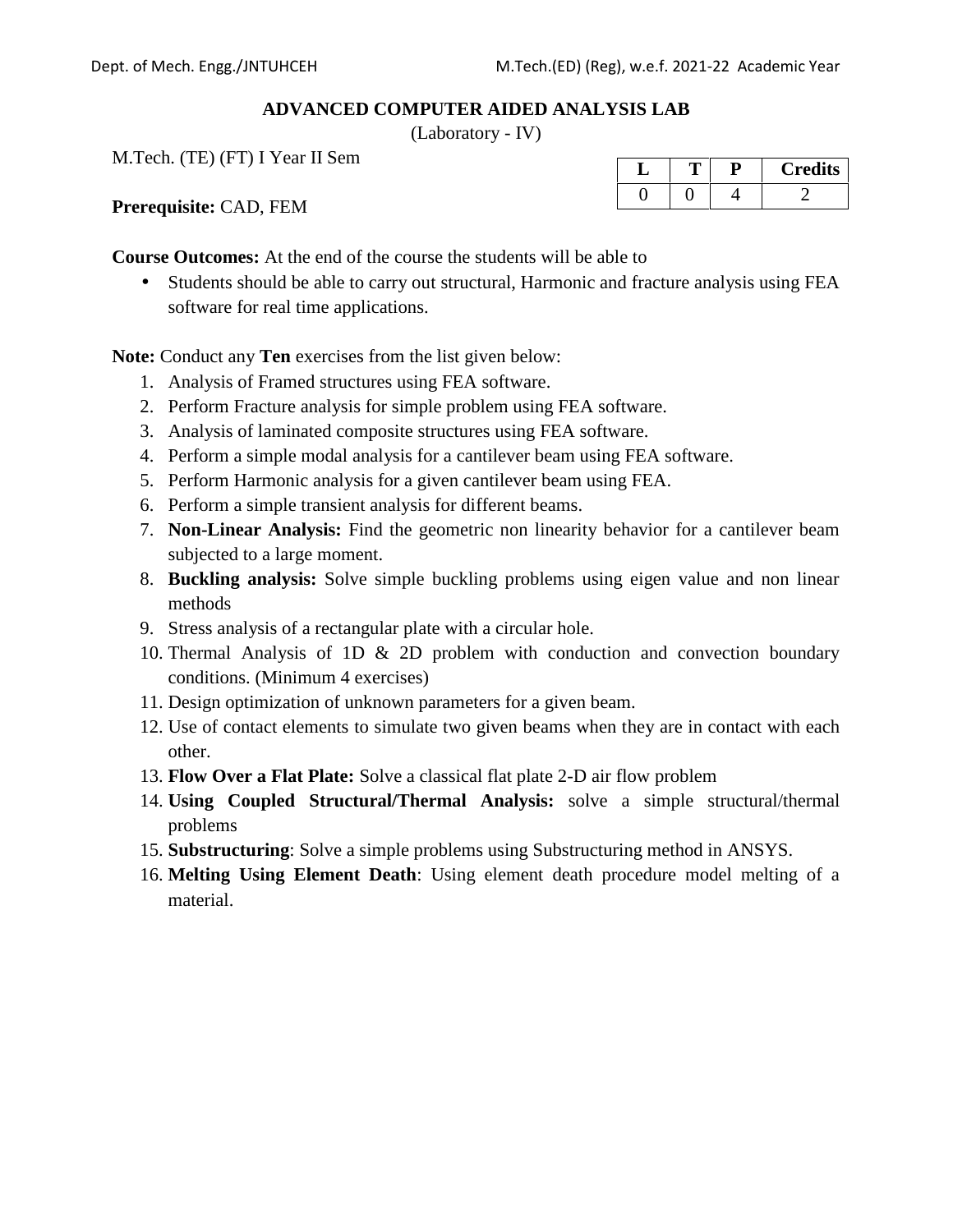## ADVANCED COMPUTER AIDED ANALYSIS LAB

(Laboratory - IV)

M.Tech. (TE) (FT) I Year II Sem

| L | T | P | Credits |
|---|---|---|---|
| 0 | 0 | 4 | 2 |

**Prerequisite:** CAD, FEM

**Course Outcomes:** At the end of the course the students will be able to

- Students should be able to carry out structural, Harmonic and fracture analysis using FEA software for real time applications.

**Note:** Conduct any **Ten** exercises from the list given below:

1. Analysis of Framed structures using FEA software.
2. Perform Fracture analysis for simple problem using FEA software.
3. Analysis of laminated composite structures using FEA software.
4. Perform a simple modal analysis for a cantilever beam using FEA software.
5. Perform Harmonic analysis for a given cantilever beam using FEA.
6. Perform a simple transient analysis for different beams.
7. **Non-Linear Analysis:** Find the geometric non linearity behavior for a cantilever beam subjected to a large moment.
8. **Buckling analysis:** Solve simple buckling problems using eigen value and non linear methods
9. Stress analysis of a rectangular plate with a circular hole.
10. Thermal Analysis of 1D & 2D problem with conduction and convection boundary conditions. (Minimum 4 exercises)
11. Design optimization of unknown parameters for a given beam.
12. Use of contact elements to simulate two given beams when they are in contact with each other.
13. **Flow Over a Flat Plate:** Solve a classical flat plate 2-D air flow problem
14. **Using Coupled Structural/Thermal Analysis:** solve a simple structural/thermal problems
15. **Substructuring**: Solve a simple problems using Substructuring method in ANSYS.
16. **Melting Using Element Death**: Using element death procedure model melting of a material.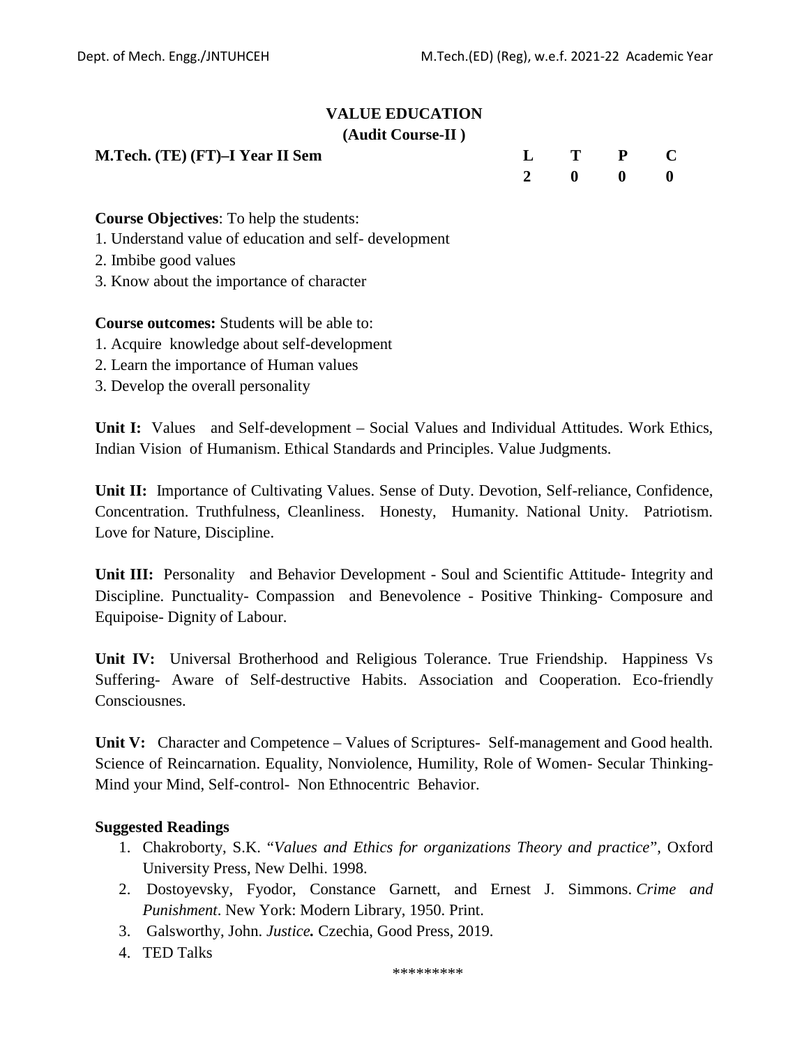# VALUE EDUCATION

## (Audit Course-II )

**M.Tech. (TE) (FT)–I Year II Sem**

| L | T | P | C |
|---|---|---|---|
| 2 | 0 | 0 | 0 |

**Course Objectives**: To help the students:

1. Understand value of education and self- development
2. Imbibe good values
3. Know about the importance of character

**Course outcomes:** Students will be able to:

1. Acquire knowledge about self-development
2. Learn the importance of Human values
3. Develop the overall personality

**Unit I:** Values and Self-development – Social Values and Individual Attitudes. Work Ethics, Indian Vision of Humanism. Ethical Standards and Principles. Value Judgments.

**Unit II:** Importance of Cultivating Values. Sense of Duty. Devotion, Self-reliance, Confidence, Concentration. Truthfulness, Cleanliness. Honesty, Humanity. National Unity. Patriotism. Love for Nature, Discipline.

**Unit III:** Personality and Behavior Development - Soul and Scientific Attitude- Integrity and Discipline. Punctuality- Compassion and Benevolence - Positive Thinking- Composure and Equipoise- Dignity of Labour.

**Unit IV:** Universal Brotherhood and Religious Tolerance. True Friendship. Happiness Vs Suffering- Aware of Self-destructive Habits. Association and Cooperation. Eco-friendly Consciousnes.

**Unit V:** Character and Competence – Values of Scriptures- Self-management and Good health. Science of Reincarnation. Equality, Nonviolence, Humility, Role of Women- Secular Thinking- Mind your Mind, Self-control- Non Ethnocentric Behavior.

### Suggested Readings

1. Chakroborty, S.K. "*Values and Ethics for organizations Theory and practice*", Oxford University Press, New Delhi. 1998.
2. Dostoyevsky, Fyodor, Constance Garnett, and Ernest J. Simmons. *Crime and Punishment*. New York: Modern Library, 1950. Print.
3. Galsworthy, John. ***Justice.*** Czechia, Good Press, 2019.
4. TED Talks

*********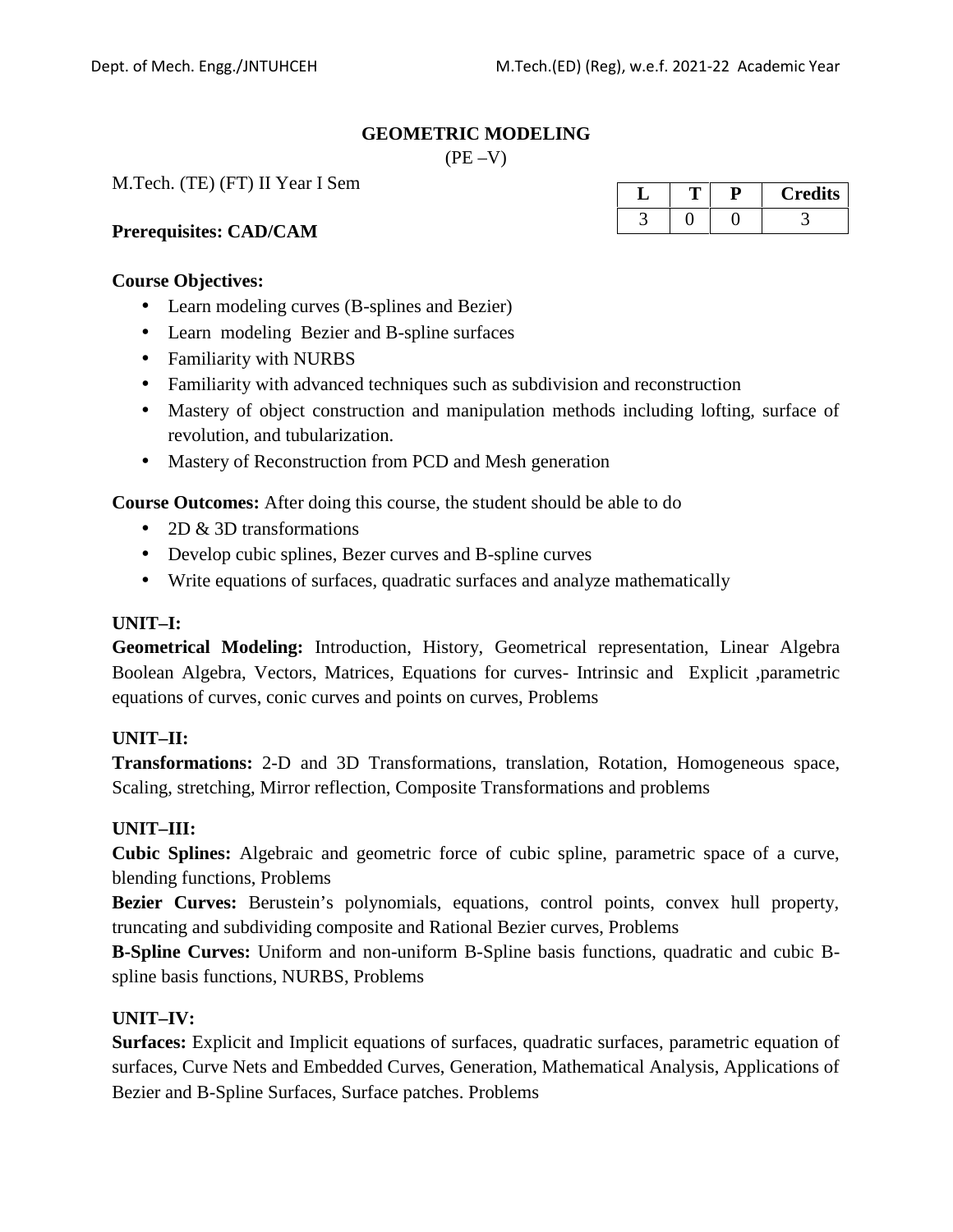# GEOMETRIC MODELING

(PE –V)

M.Tech. (TE) (FT) II Year I Sem

| L | T | P | Credits |
|---|---|---|---|
| 3 | 0 | 0 | 3 |

**Prerequisites: CAD/CAM**

**Course Objectives:**

- Learn modeling curves (B-splines and Bezier)
- Learn modeling Bezier and B-spline surfaces
- Familiarity with NURBS
- Familiarity with advanced techniques such as subdivision and reconstruction
- Mastery of object construction and manipulation methods including lofting, surface of revolution, and tubularization.
- Mastery of Reconstruction from PCD and Mesh generation

**Course Outcomes:** After doing this course, the student should be able to do

- 2D & 3D transformations
- Develop cubic splines, Bezer curves and B-spline curves
- Write equations of surfaces, quadratic surfaces and analyze mathematically

**UNIT–I:**

**Geometrical Modeling:** Introduction, History, Geometrical representation, Linear Algebra Boolean Algebra, Vectors, Matrices, Equations for curves- Intrinsic and Explicit ,parametric equations of curves, conic curves and points on curves, Problems

**UNIT–II:**

**Transformations:** 2-D and 3D Transformations, translation, Rotation, Homogeneous space, Scaling, stretching, Mirror reflection, Composite Transformations and problems

**UNIT–III:**

**Cubic Splines:** Algebraic and geometric force of cubic spline, parametric space of a curve, blending functions, Problems

**Bezier Curves:** Berustein's polynomials, equations, control points, convex hull property, truncating and subdividing composite and Rational Bezier curves, Problems

**B-Spline Curves:** Uniform and non-uniform B-Spline basis functions, quadratic and cubic B-spline basis functions, NURBS, Problems

**UNIT–IV:**

**Surfaces:** Explicit and Implicit equations of surfaces, quadratic surfaces, parametric equation of surfaces, Curve Nets and Embedded Curves, Generation, Mathematical Analysis, Applications of Bezier and B-Spline Surfaces, Surface patches. Problems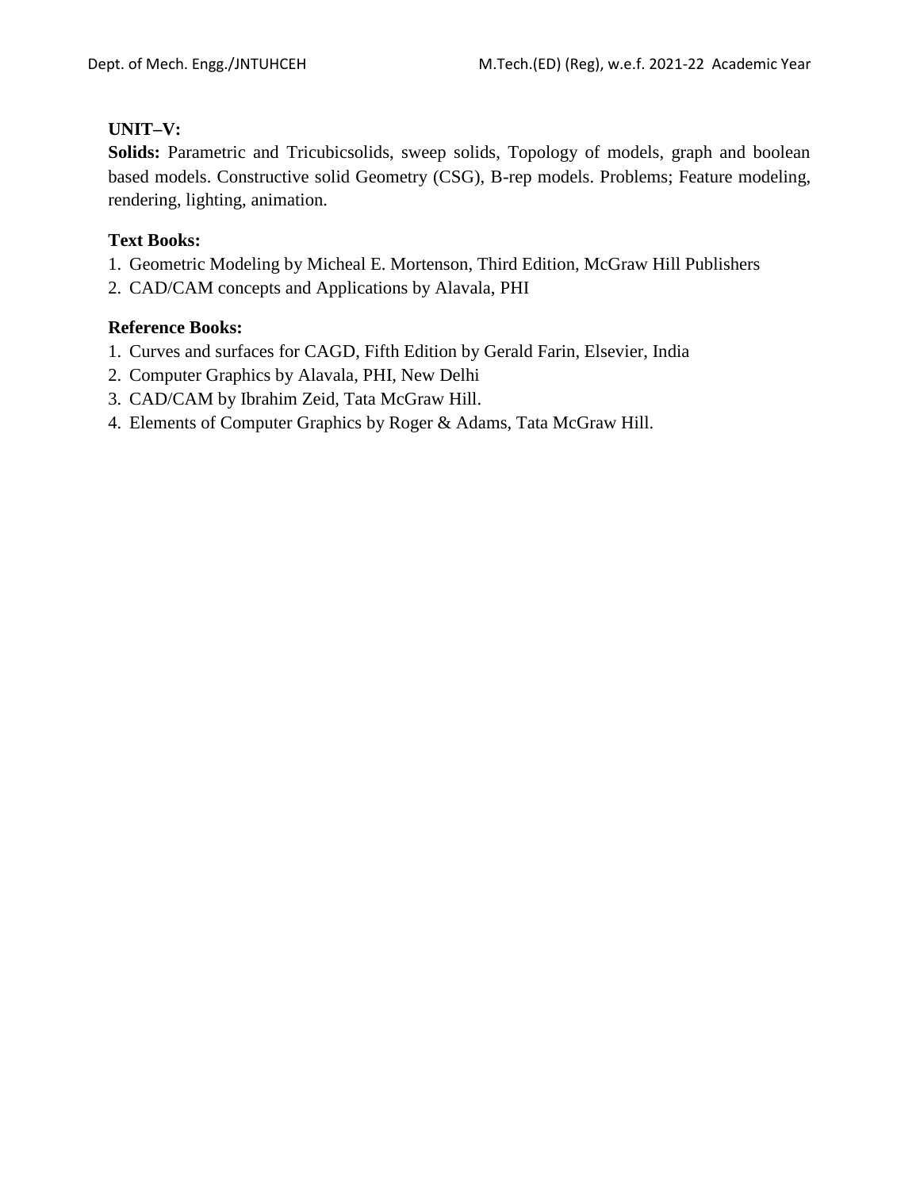**UNIT–V:**

**Solids:** Parametric and Tricubicsolids, sweep solids, Topology of models, graph and boolean based models. Constructive solid Geometry (CSG), B-rep models. Problems; Feature modeling, rendering, lighting, animation.

**Text Books:**

1. Geometric Modeling by Micheal E. Mortenson, Third Edition, McGraw Hill Publishers
2. CAD/CAM concepts and Applications by Alavala, PHI

**Reference Books:**

1. Curves and surfaces for CAGD, Fifth Edition by Gerald Farin, Elsevier, India
2. Computer Graphics by Alavala, PHI, New Delhi
3. CAD/CAM by Ibrahim Zeid, Tata McGraw Hill.
4. Elements of Computer Graphics by Roger & Adams, Tata McGraw Hill.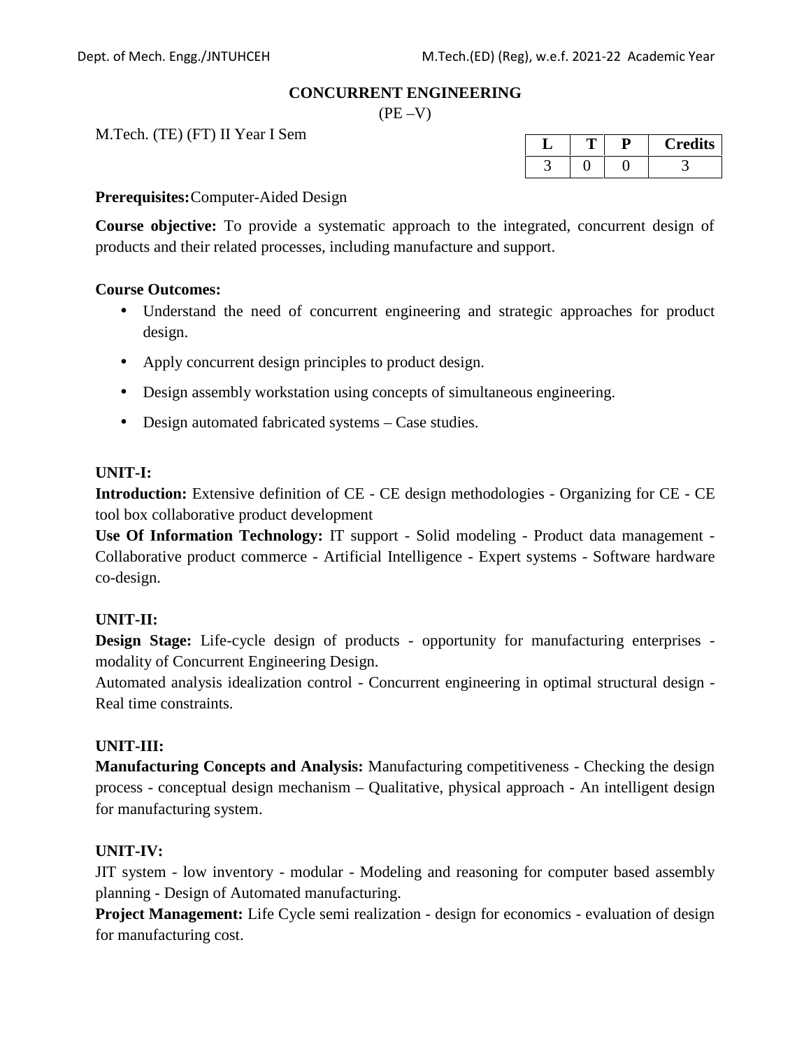## CONCURRENT ENGINEERING

(PE –V)

M.Tech. (TE) (FT) II Year I Sem

| L | T | P | Credits |
|---|---|---|---|
| 3 | 0 | 0 | 3 |

**Prerequisites:** Computer-Aided Design

**Course objective:** To provide a systematic approach to the integrated, concurrent design of products and their related processes, including manufacture and support.

**Course Outcomes:**

- Understand the need of concurrent engineering and strategic approaches for product design.
- Apply concurrent design principles to product design.
- Design assembly workstation using concepts of simultaneous engineering.
- Design automated fabricated systems – Case studies.

**UNIT-I:**

**Introduction:** Extensive definition of CE - CE design methodologies - Organizing for CE - CE tool box collaborative product development

**Use Of Information Technology:** IT support - Solid modeling - Product data management - Collaborative product commerce - Artificial Intelligence - Expert systems - Software hardware co-design.

**UNIT-II:**

**Design Stage:** Life-cycle design of products - opportunity for manufacturing enterprises - modality of Concurrent Engineering Design.

Automated analysis idealization control - Concurrent engineering in optimal structural design - Real time constraints.

**UNIT-III:**

**Manufacturing Concepts and Analysis:** Manufacturing competitiveness - Checking the design process - conceptual design mechanism – Qualitative, physical approach - An intelligent design for manufacturing system.

**UNIT-IV:**

JIT system - low inventory - modular - Modeling and reasoning for computer based assembly planning - Design of Automated manufacturing.

**Project Management:** Life Cycle semi realization - design for economics - evaluation of design for manufacturing cost.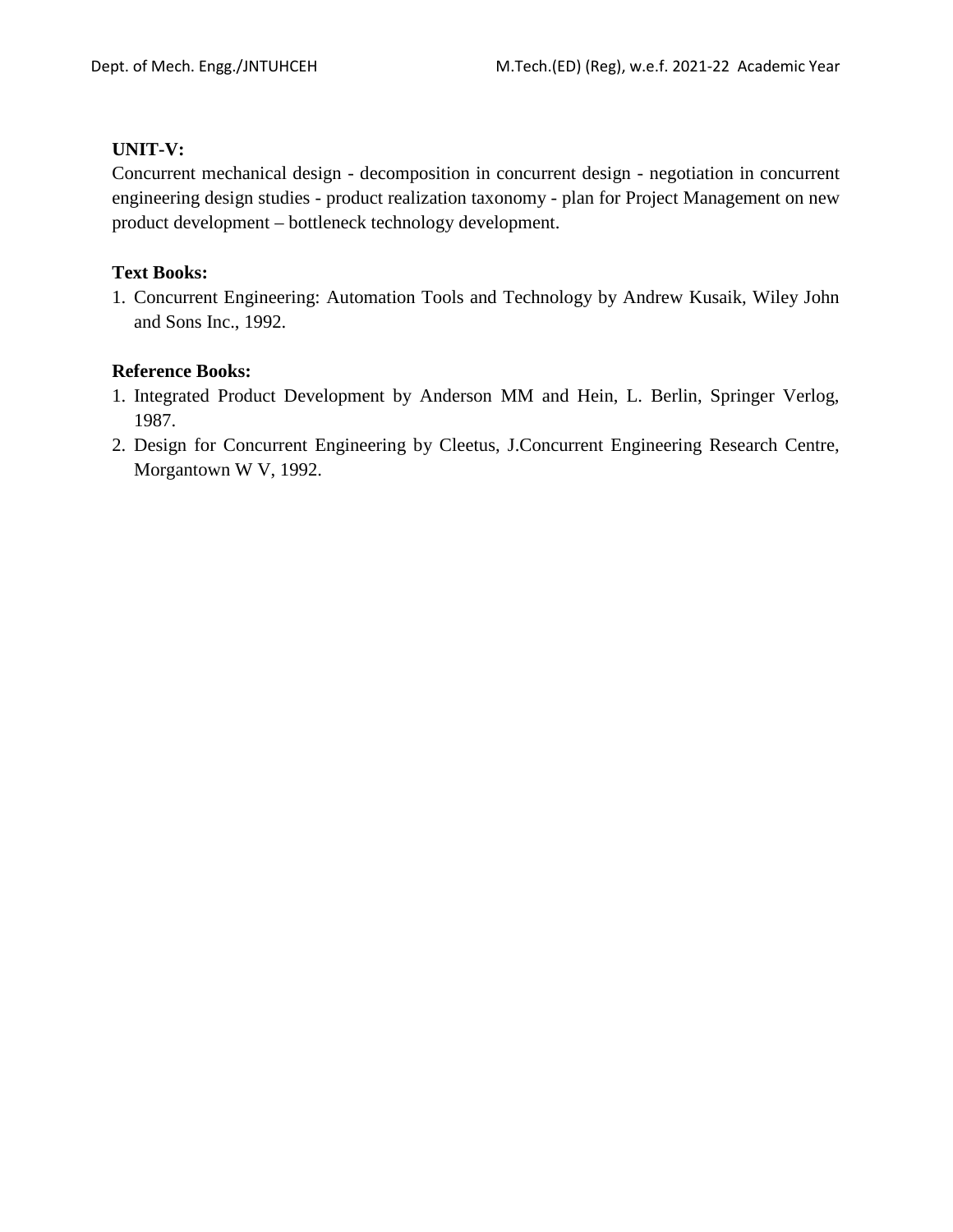**UNIT-V:**

Concurrent mechanical design - decomposition in concurrent design - negotiation in concurrent engineering design studies - product realization taxonomy - plan for Project Management on new product development – bottleneck technology development.

**Text Books:**

1. Concurrent Engineering: Automation Tools and Technology by Andrew Kusaik, Wiley John and Sons Inc., 1992.

**Reference Books:**

1. Integrated Product Development by Anderson MM and Hein, L. Berlin, Springer Verlog, 1987.
2. Design for Concurrent Engineering by Cleetus, J.Concurrent Engineering Research Centre, Morgantown W V, 1992.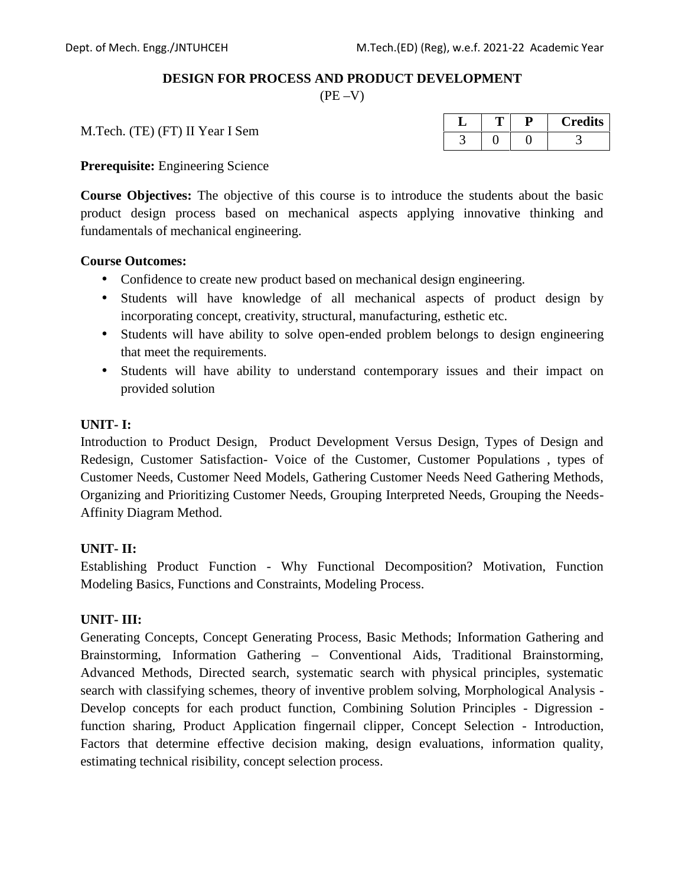## DESIGN FOR PROCESS AND PRODUCT DEVELOPMENT

(PE –V)

M.Tech. (TE) (FT) II Year I Sem

| L | T | P | Credits |
|---|---|---|---|
| 3 | 0 | 0 | 3 |

**Prerequisite:** Engineering Science

**Course Objectives:** The objective of this course is to introduce the students about the basic product design process based on mechanical aspects applying innovative thinking and fundamentals of mechanical engineering.

**Course Outcomes:**

- Confidence to create new product based on mechanical design engineering.
- Students will have knowledge of all mechanical aspects of product design by incorporating concept, creativity, structural, manufacturing, esthetic etc.
- Students will have ability to solve open-ended problem belongs to design engineering that meet the requirements.
- Students will have ability to understand contemporary issues and their impact on provided solution

**UNIT- I:**

Introduction to Product Design, Product Development Versus Design, Types of Design and Redesign, Customer Satisfaction- Voice of the Customer, Customer Populations , types of Customer Needs, Customer Need Models, Gathering Customer Needs Need Gathering Methods, Organizing and Prioritizing Customer Needs, Grouping Interpreted Needs, Grouping the Needs-Affinity Diagram Method.

**UNIT- II:**

Establishing Product Function - Why Functional Decomposition? Motivation, Function Modeling Basics, Functions and Constraints, Modeling Process.

**UNIT- III:**

Generating Concepts, Concept Generating Process, Basic Methods; Information Gathering and Brainstorming, Information Gathering – Conventional Aids, Traditional Brainstorming, Advanced Methods, Directed search, systematic search with physical principles, systematic search with classifying schemes, theory of inventive problem solving, Morphological Analysis - Develop concepts for each product function, Combining Solution Principles - Digression - function sharing, Product Application fingernail clipper, Concept Selection - Introduction, Factors that determine effective decision making, design evaluations, information quality, estimating technical risibility, concept selection process.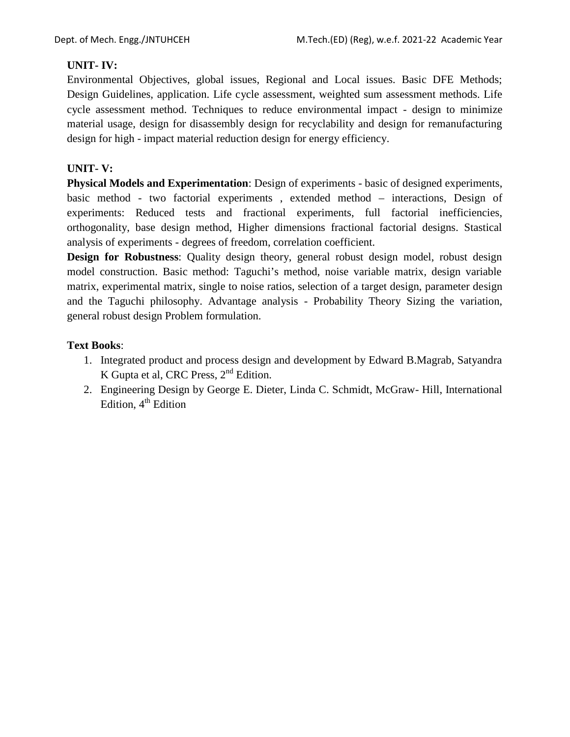**UNIT- IV:**

Environmental Objectives, global issues, Regional and Local issues. Basic DFE Methods; Design Guidelines, application. Life cycle assessment, weighted sum assessment methods. Life cycle assessment method. Techniques to reduce environmental impact - design to minimize material usage, design for disassembly design for recyclability and design for remanufacturing design for high - impact material reduction design for energy efficiency.

**UNIT- V:**

**Physical Models and Experimentation**: Design of experiments - basic of designed experiments, basic method - two factorial experiments , extended method – interactions, Design of experiments: Reduced tests and fractional experiments, full factorial inefficiencies, orthogonality, base design method, Higher dimensions fractional factorial designs. Stastical analysis of experiments - degrees of freedom, correlation coefficient.

**Design for Robustness**: Quality design theory, general robust design model, robust design model construction. Basic method: Taguchi's method, noise variable matrix, design variable matrix, experimental matrix, single to noise ratios, selection of a target design, parameter design and the Taguchi philosophy. Advantage analysis - Probability Theory Sizing the variation, general robust design Problem formulation.

**Text Books**:

1. Integrated product and process design and development by Edward B.Magrab, Satyandra K Gupta et al, CRC Press, 2nd Edition.
2. Engineering Design by George E. Dieter, Linda C. Schmidt, McGraw- Hill, International Edition, 4th Edition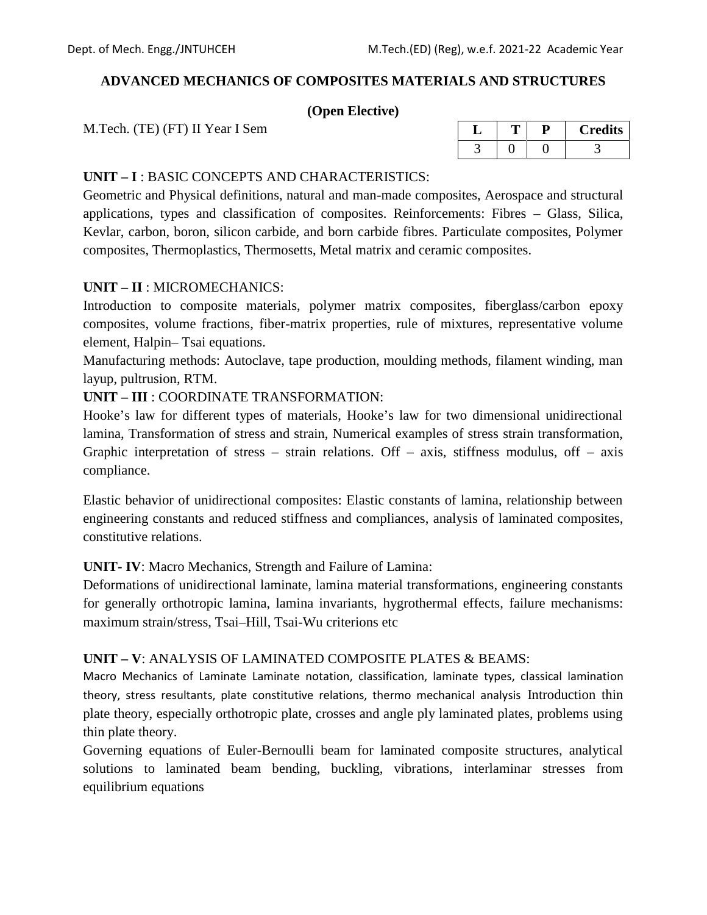## ADVANCED MECHANICS OF COMPOSITES MATERIALS AND STRUCTURES

**(Open Elective)**

M.Tech. (TE) (FT) II Year I Sem

| L | T | P | Credits |
|---|---|---|---|
| 3 | 0 | 0 | 3 |

**UNIT – I** : BASIC CONCEPTS AND CHARACTERISTICS:

Geometric and Physical definitions, natural and man-made composites, Aerospace and structural applications, types and classification of composites. Reinforcements: Fibres – Glass, Silica, Kevlar, carbon, boron, silicon carbide, and born carbide fibres. Particulate composites, Polymer composites, Thermoplastics, Thermosetts, Metal matrix and ceramic composites.

**UNIT – II** : MICROMECHANICS:

Introduction to composite materials, polymer matrix composites, fiberglass/carbon epoxy composites, volume fractions, fiber-matrix properties, rule of mixtures, representative volume element, Halpin– Tsai equations.

Manufacturing methods: Autoclave, tape production, moulding methods, filament winding, man layup, pultrusion, RTM.

**UNIT – III** : COORDINATE TRANSFORMATION:

Hooke's law for different types of materials, Hooke's law for two dimensional unidirectional lamina, Transformation of stress and strain, Numerical examples of stress strain transformation, Graphic interpretation of stress – strain relations. Off – axis, stiffness modulus, off – axis compliance.

Elastic behavior of unidirectional composites: Elastic constants of lamina, relationship between engineering constants and reduced stiffness and compliances, analysis of laminated composites, constitutive relations.

**UNIT- IV**: Macro Mechanics, Strength and Failure of Lamina:

Deformations of unidirectional laminate, lamina material transformations, engineering constants for generally orthotropic lamina, lamina invariants, hygrothermal effects, failure mechanisms: maximum strain/stress, Tsai–Hill, Tsai-Wu criterions etc

**UNIT – V**: ANALYSIS OF LAMINATED COMPOSITE PLATES & BEAMS:

Macro Mechanics of Laminate Laminate notation, classification, laminate types, classical lamination theory, stress resultants, plate constitutive relations, thermo mechanical analysis Introduction thin plate theory, especially orthotropic plate, crosses and angle ply laminated plates, problems using thin plate theory.

Governing equations of Euler-Bernoulli beam for laminated composite structures, analytical solutions to laminated beam bending, buckling, vibrations, interlaminar stresses from equilibrium equations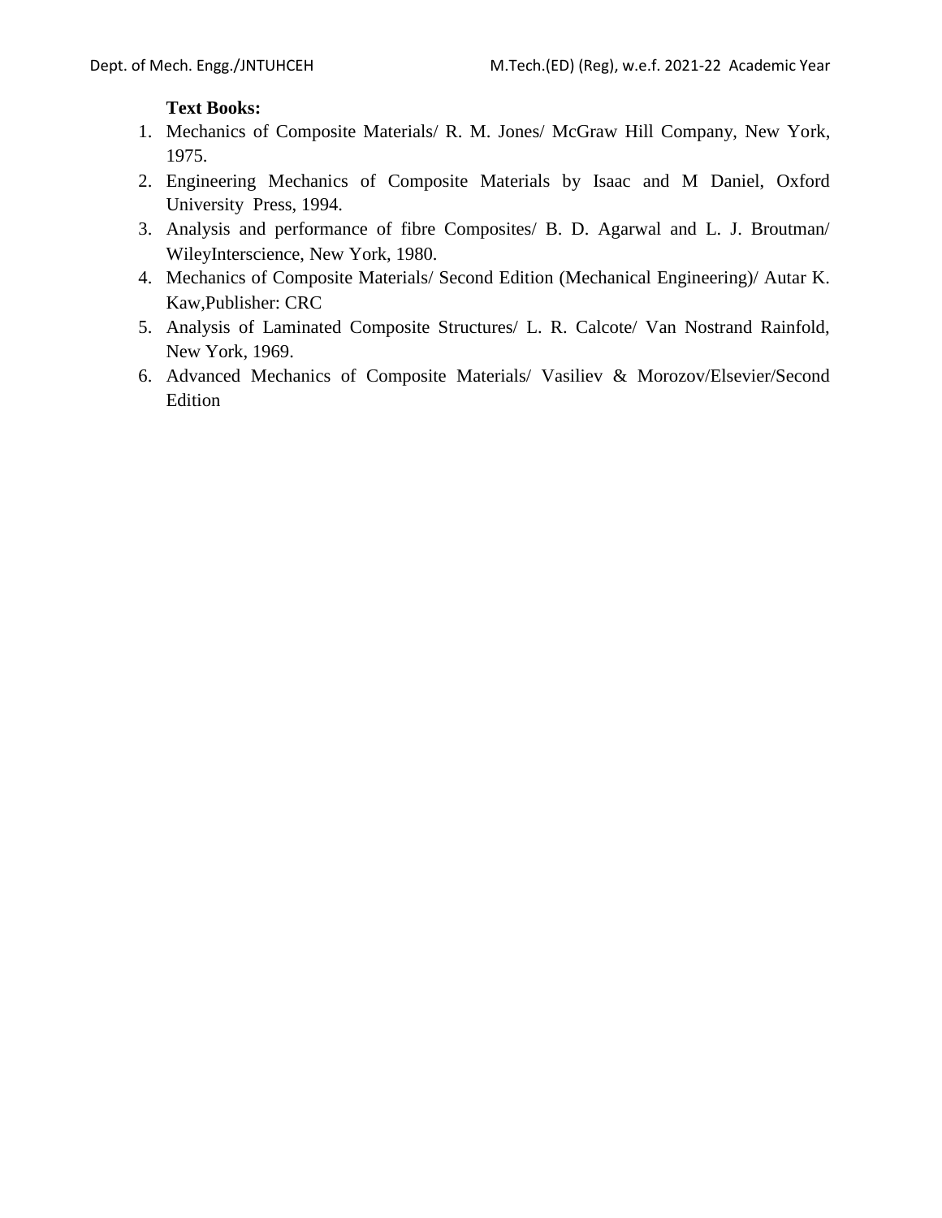**Text Books:**

1. Mechanics of Composite Materials/ R. M. Jones/ McGraw Hill Company, New York, 1975.
2. Engineering Mechanics of Composite Materials by Isaac and M Daniel, Oxford University Press, 1994.
3. Analysis and performance of fibre Composites/ B. D. Agarwal and L. J. Broutman/ WileyInterscience, New York, 1980.
4. Mechanics of Composite Materials/ Second Edition (Mechanical Engineering)/ Autar K. Kaw,Publisher: CRC
5. Analysis of Laminated Composite Structures/ L. R. Calcote/ Van Nostrand Rainfold, New York, 1969.
6. Advanced Mechanics of Composite Materials/ Vasiliev & Morozov/Elsevier/Second Edition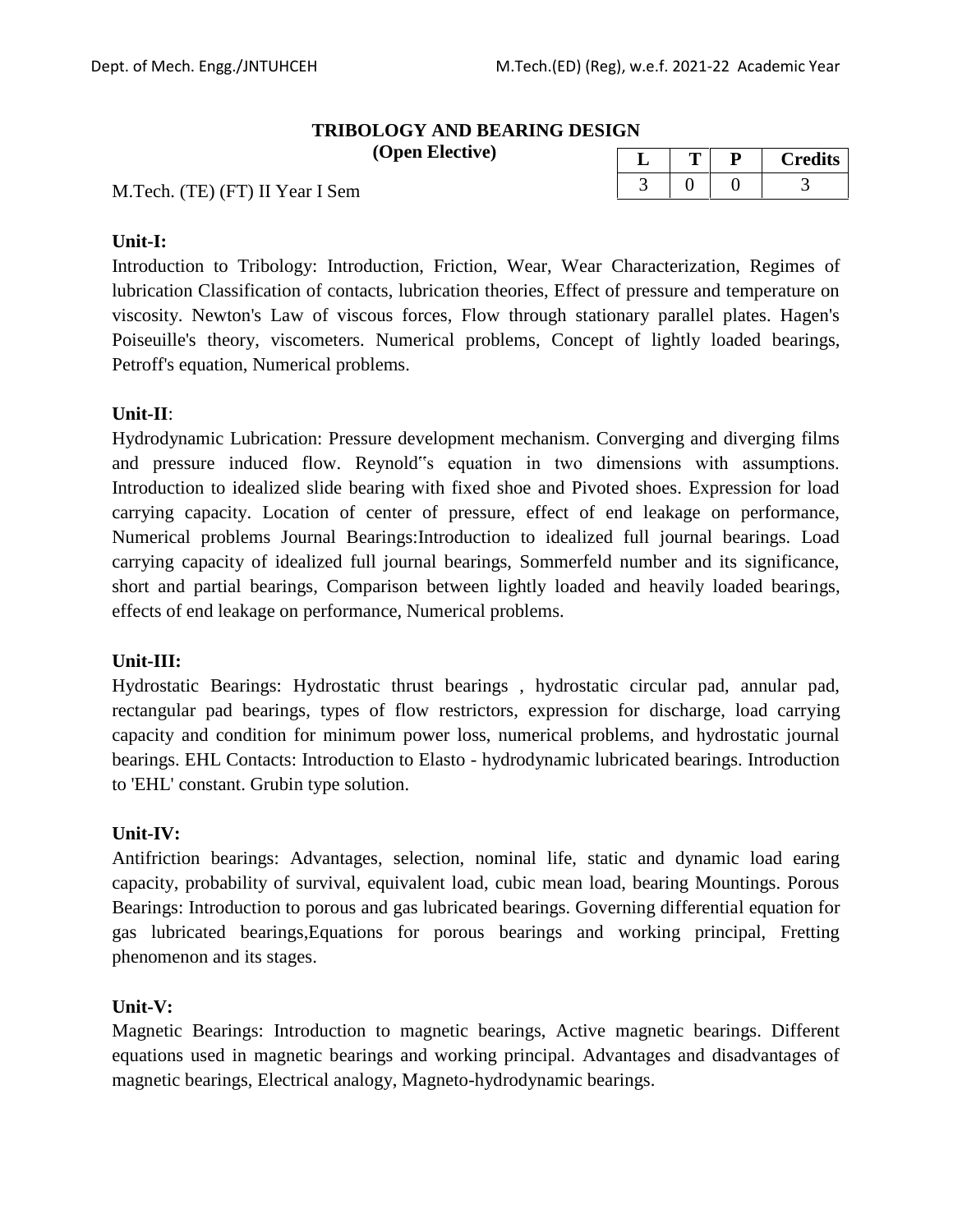## TRIBOLOGY AND BEARING DESIGN

**(Open Elective)**

M.Tech. (TE) (FT) II Year I Sem

| L | T | P | Credits |
|---|---|---|---|
| 3 | 0 | 0 | 3 |

**Unit-I:**

Introduction to Tribology: Introduction, Friction, Wear, Wear Characterization, Regimes of lubrication Classification of contacts, lubrication theories, Effect of pressure and temperature on viscosity. Newton's Law of viscous forces, Flow through stationary parallel plates. Hagen's Poiseuille's theory, viscometers. Numerical problems, Concept of lightly loaded bearings, Petroff's equation, Numerical problems.

**Unit-II**:

Hydrodynamic Lubrication: Pressure development mechanism. Converging and diverging films and pressure induced flow. Reynold‟s equation in two dimensions with assumptions. Introduction to idealized slide bearing with fixed shoe and Pivoted shoes. Expression for load carrying capacity. Location of center of pressure, effect of end leakage on performance, Numerical problems Journal Bearings:Introduction to idealized full journal bearings. Load carrying capacity of idealized full journal bearings, Sommerfeld number and its significance, short and partial bearings, Comparison between lightly loaded and heavily loaded bearings, effects of end leakage on performance, Numerical problems.

**Unit-III:**

Hydrostatic Bearings: Hydrostatic thrust bearings , hydrostatic circular pad, annular pad, rectangular pad bearings, types of flow restrictors, expression for discharge, load carrying capacity and condition for minimum power loss, numerical problems, and hydrostatic journal bearings. EHL Contacts: Introduction to Elasto - hydrodynamic lubricated bearings. Introduction to 'EHL' constant. Grubin type solution.

**Unit-IV:**

Antifriction bearings: Advantages, selection, nominal life, static and dynamic load earing capacity, probability of survival, equivalent load, cubic mean load, bearing Mountings. Porous Bearings: Introduction to porous and gas lubricated bearings. Governing differential equation for gas lubricated bearings,Equations for porous bearings and working principal, Fretting phenomenon and its stages.

**Unit-V:**

Magnetic Bearings: Introduction to magnetic bearings, Active magnetic bearings. Different equations used in magnetic bearings and working principal. Advantages and disadvantages of magnetic bearings, Electrical analogy, Magneto-hydrodynamic bearings.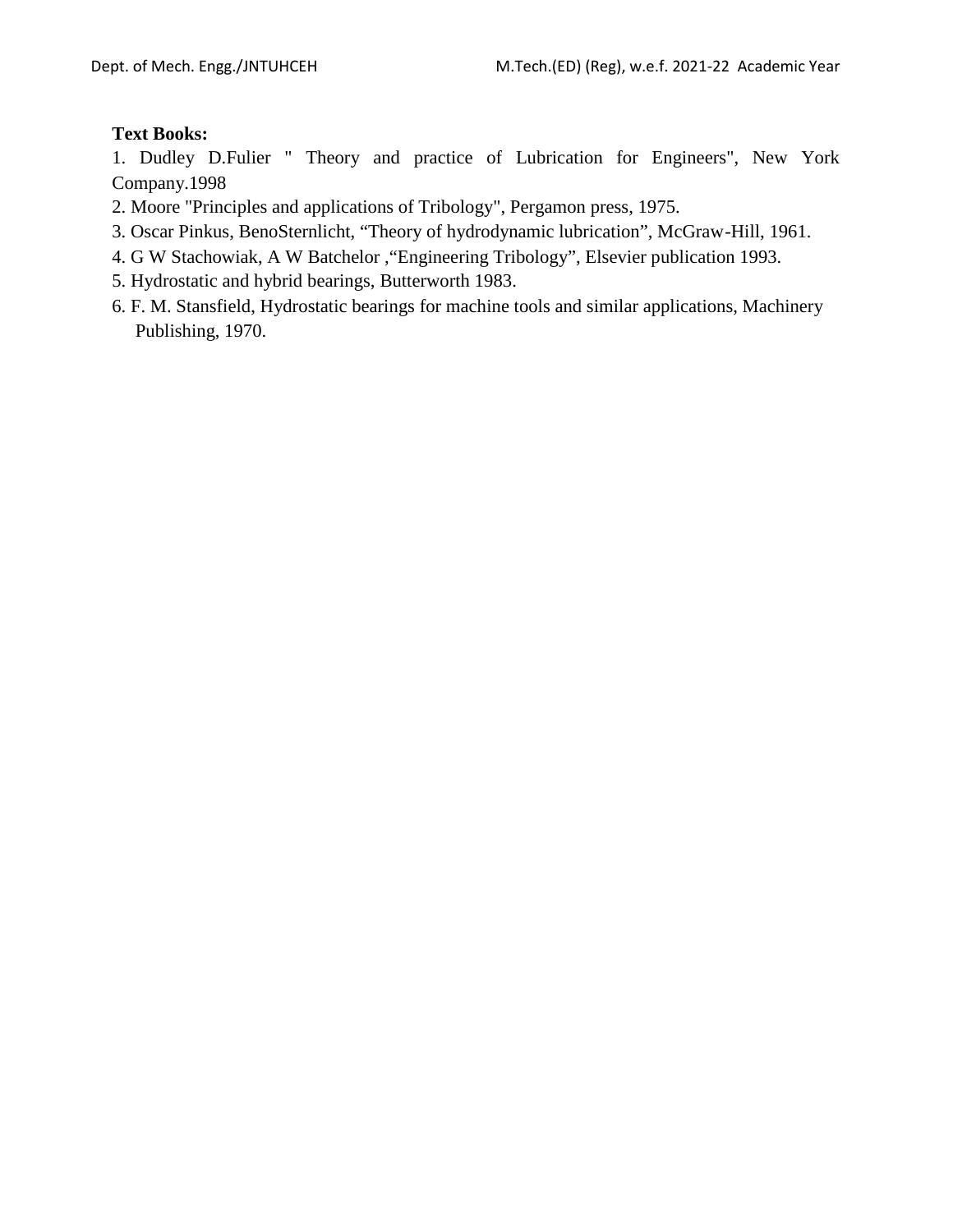**Text Books:**

1. Dudley D.Fulier " Theory and practice of Lubrication for Engineers", New York Company.1998
2. Moore "Principles and applications of Tribology", Pergamon press, 1975.
3. Oscar Pinkus, BenoSternlicht, “Theory of hydrodynamic lubrication”, McGraw-Hill, 1961.
4. G W Stachowiak, A W Batchelor ,“Engineering Tribology”, Elsevier publication 1993.
5. Hydrostatic and hybrid bearings, Butterworth 1983.
6. F. M. Stansfield, Hydrostatic bearings for machine tools and similar applications, Machinery Publishing, 1970.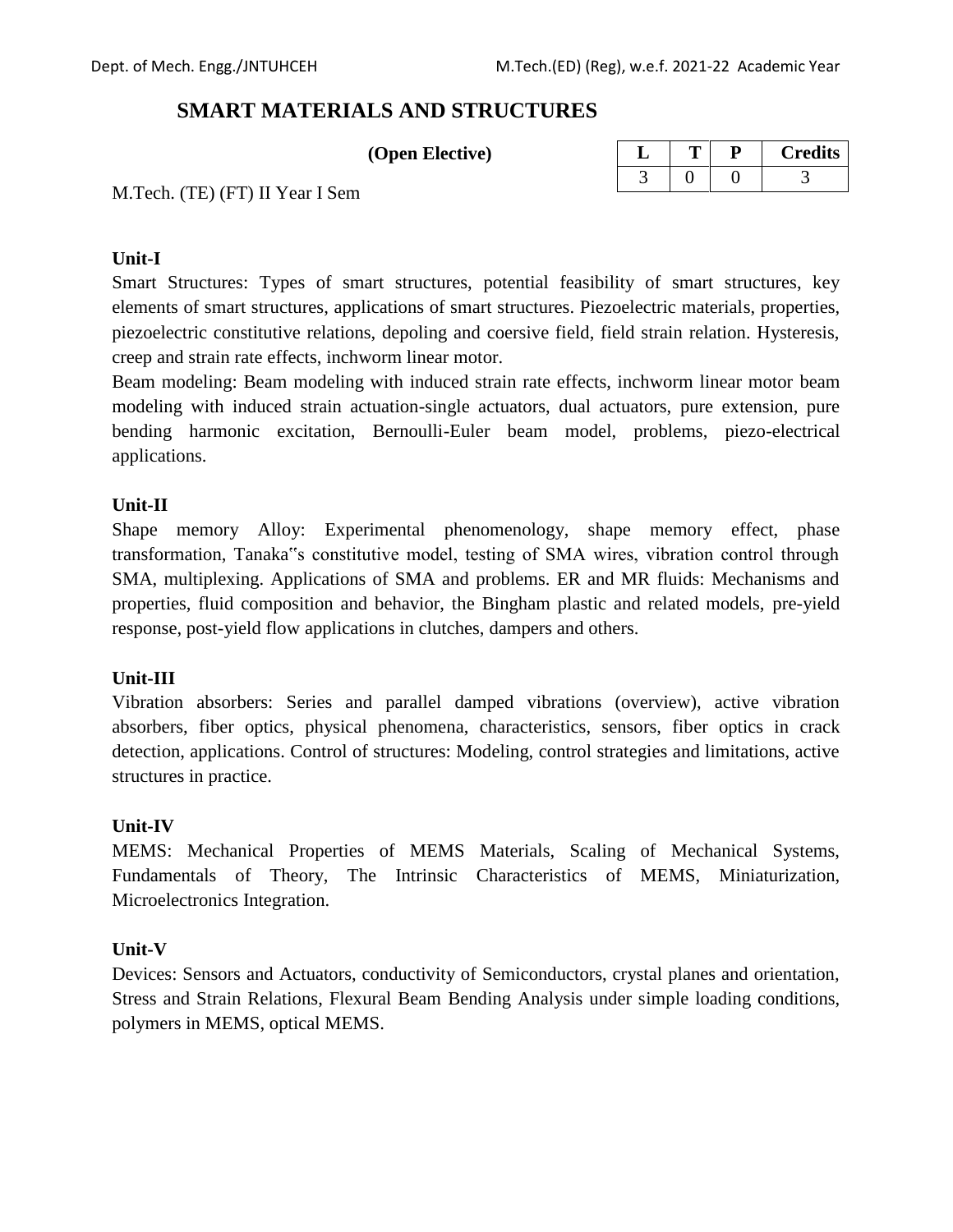# SMART MATERIALS AND STRUCTURES

**(Open Elective)**

| L | T | P | Credits |
|---|---|---|---|
| 3 | 0 | 0 | 3 |

M.Tech. (TE) (FT) II Year I Sem

**Unit-I**

Smart Structures: Types of smart structures, potential feasibility of smart structures, key elements of smart structures, applications of smart structures. Piezoelectric materials, properties, piezoelectric constitutive relations, depoling and coersive field, field strain relation. Hysteresis, creep and strain rate effects, inchworm linear motor.

Beam modeling: Beam modeling with induced strain rate effects, inchworm linear motor beam modeling with induced strain actuation-single actuators, dual actuators, pure extension, pure bending harmonic excitation, Bernoulli-Euler beam model, problems, piezo-electrical applications.

**Unit-II**

Shape memory Alloy: Experimental phenomenology, shape memory effect, phase transformation, Tanaka"s constitutive model, testing of SMA wires, vibration control through SMA, multiplexing. Applications of SMA and problems. ER and MR fluids: Mechanisms and properties, fluid composition and behavior, the Bingham plastic and related models, pre-yield response, post-yield flow applications in clutches, dampers and others.

**Unit-III**

Vibration absorbers: Series and parallel damped vibrations (overview), active vibration absorbers, fiber optics, physical phenomena, characteristics, sensors, fiber optics in crack detection, applications. Control of structures: Modeling, control strategies and limitations, active structures in practice.

**Unit-IV**

MEMS: Mechanical Properties of MEMS Materials, Scaling of Mechanical Systems, Fundamentals of Theory, The Intrinsic Characteristics of MEMS, Miniaturization, Microelectronics Integration.

**Unit-V**

Devices: Sensors and Actuators, conductivity of Semiconductors, crystal planes and orientation, Stress and Strain Relations, Flexural Beam Bending Analysis under simple loading conditions, polymers in MEMS, optical MEMS.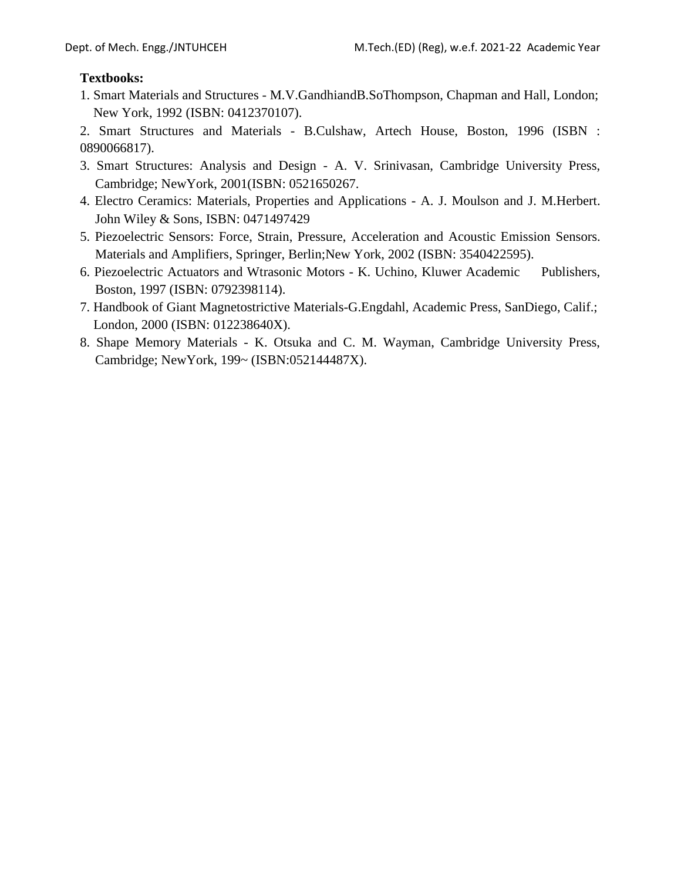**Textbooks:**

1. Smart Materials and Structures - M.V.GandhiandB.SoThompson, Chapman and Hall, London; New York, 1992 (ISBN: 0412370107).
2. Smart Structures and Materials - B.Culshaw, Artech House, Boston, 1996 (ISBN : 0890066817).
3. Smart Structures: Analysis and Design - A. V. Srinivasan, Cambridge University Press, Cambridge; NewYork, 2001(ISBN: 0521650267.
4. Electro Ceramics: Materials, Properties and Applications - A. J. Moulson and J. M.Herbert. John Wiley & Sons, ISBN: 0471497429
5. Piezoelectric Sensors: Force, Strain, Pressure, Acceleration and Acoustic Emission Sensors. Materials and Amplifiers, Springer, Berlin;New York, 2002 (ISBN: 3540422595).
6. Piezoelectric Actuators and Wtrasonic Motors - K. Uchino, Kluwer Academic Publishers, Boston, 1997 (ISBN: 0792398114).
7. Handbook of Giant Magnetostrictive Materials-G.Engdahl, Academic Press, SanDiego, Calif.; London, 2000 (ISBN: 012238640X).
8. Shape Memory Materials - K. Otsuka and C. M. Wayman, Cambridge University Press, Cambridge; NewYork, 199~ (ISBN:052144487X).